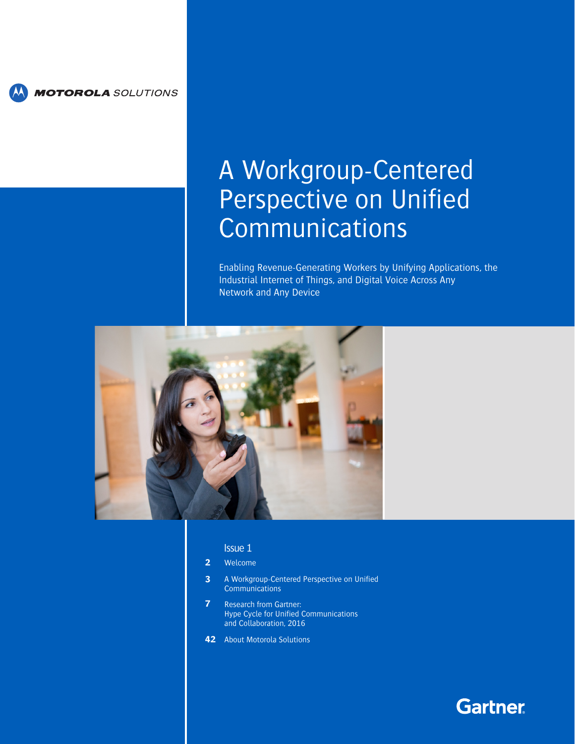MOTOROLA SOLUTIONS

# A Workgroup-Centered Perspective on Unified Communications

Enabling Revenue-Generating Workers by Unifying Applications, the Industrial Internet of Things, and Digital Voice Across Any Network and Any Device

Issue 1

**2** Welcome

**3** A Workgroup-Centered Perspective on Unified Communications

**7** Research from Gartner: Hype Cycle for Unified Communications and Collaboration, 2016

**42** About Motorola Solutions

Gartner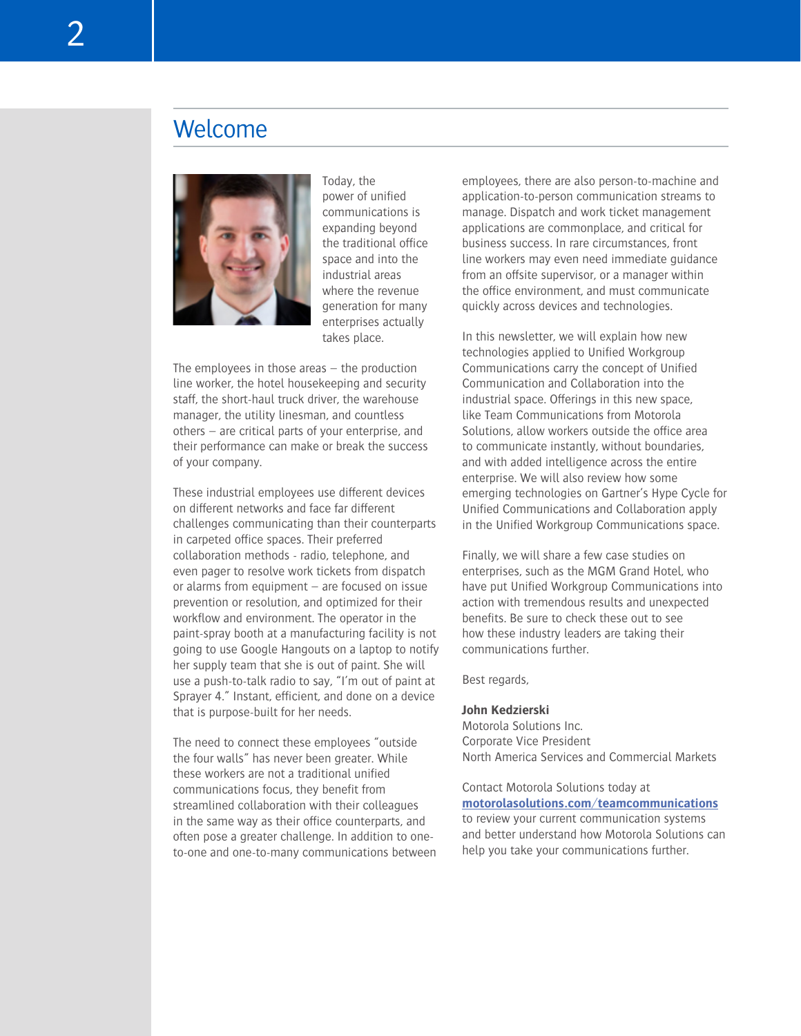# Welcome

Today, the power of unified communications is expanding beyond the traditional office space and into the industrial areas where the revenue generation for many enterprises actually takes place.

The employees in those areas – the production line worker, the hotel housekeeping and security staff, the short-haul truck driver, the warehouse manager, the utility linesman, and countless others – are critical parts of your enterprise, and their performance can make or break the success of your company.

These industrial employees use different devices on different networks and face far different challenges communicating than their counterparts in carpeted office spaces. Their preferred collaboration methods - radio, telephone, and even pager to resolve work tickets from dispatch or alarms from equipment – are focused on issue prevention or resolution, and optimized for their workflow and environment. The operator in the paint-spray booth at a manufacturing facility is not going to use Google Hangouts on a laptop to notify her supply team that she is out of paint. She will use a push-to-talk radio to say, "I'm out of paint at Sprayer 4." Instant, efficient, and done on a device that is purpose-built for her needs.

The need to connect these employees "outside the four walls" has never been greater. While these workers are not a traditional unified communications focus, they benefit from streamlined collaboration with their colleagues in the same way as their office counterparts, and often pose a greater challenge. In addition to one-to-one and one-to-many communications between employees, there are also person-to-machine and application-to-person communication streams to manage. Dispatch and work ticket management applications are commonplace, and critical for business success. In rare circumstances, front line workers may even need immediate guidance from an offsite supervisor, or a manager within the office environment, and must communicate quickly across devices and technologies.

In this newsletter, we will explain how new technologies applied to Unified Workgroup Communications carry the concept of Unified Communication and Collaboration into the industrial space. Offerings in this new space, like Team Communications from Motorola Solutions, allow workers outside the office area to communicate instantly, without boundaries, and with added intelligence across the entire enterprise. We will also review how some emerging technologies on Gartner's Hype Cycle for Unified Communications and Collaboration apply in the Unified Workgroup Communications space.

Finally, we will share a few case studies on enterprises, such as the MGM Grand Hotel, who have put Unified Workgroup Communications into action with tremendous results and unexpected benefits. Be sure to check these out to see how these industry leaders are taking their communications further.

Best regards,

**John Kedzierski**  
Motorola Solutions Inc.  
Corporate Vice President  
North America Services and Commercial Markets

Contact Motorola Solutions today at **motorolasolutions.com/teamcommunications** to review your current communication systems and better understand how Motorola Solutions can help you take your communications further.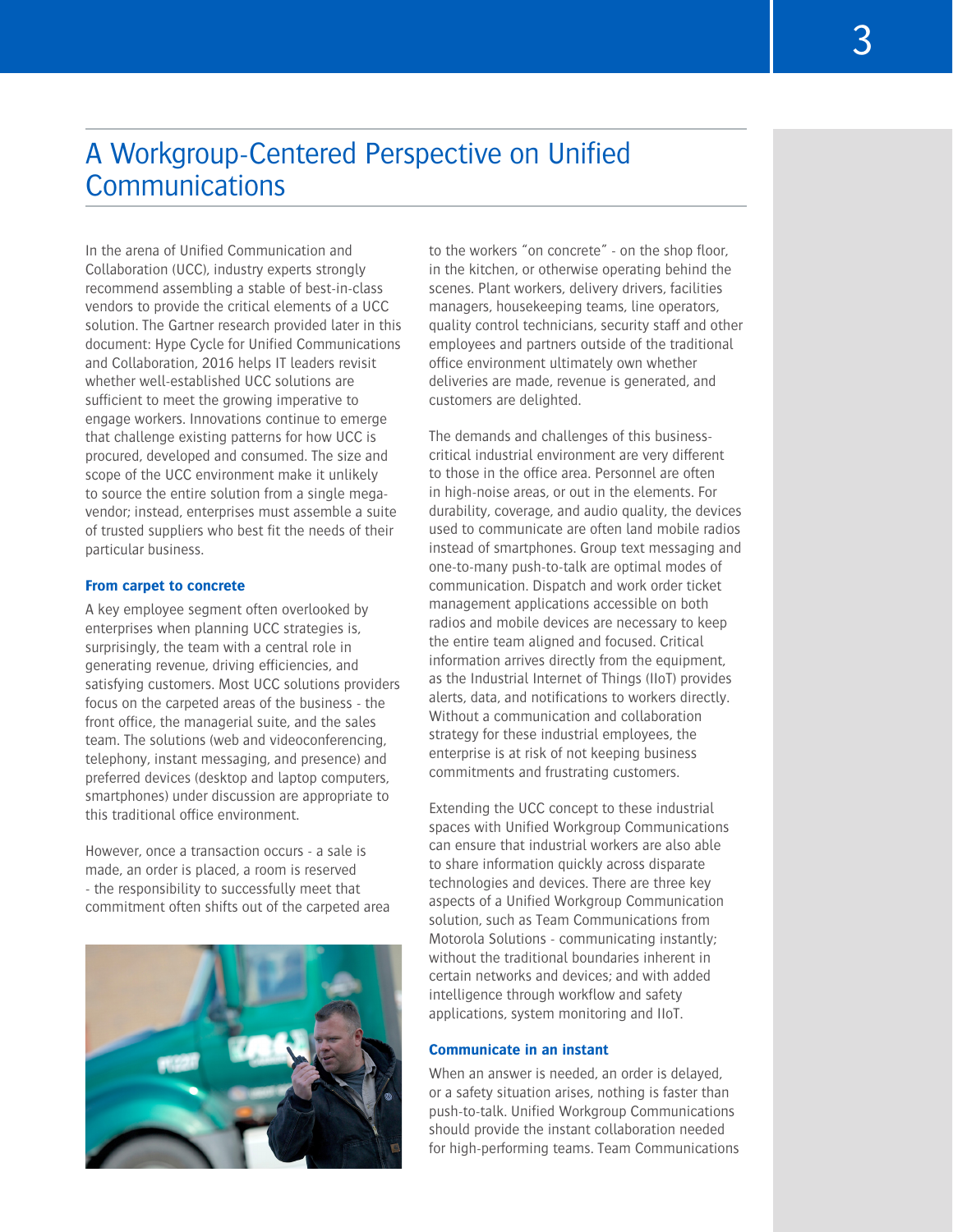# A Workgroup-Centered Perspective on Unified Communications

In the arena of Unified Communication and Collaboration (UCC), industry experts strongly recommend assembling a stable of best-in-class vendors to provide the critical elements of a UCC solution. The Gartner research provided later in this document: Hype Cycle for Unified Communications and Collaboration, 2016 helps IT leaders revisit whether well-established UCC solutions are sufficient to meet the growing imperative to engage workers. Innovations continue to emerge that challenge existing patterns for how UCC is procured, developed and consumed. The size and scope of the UCC environment make it unlikely to source the entire solution from a single mega-vendor; instead, enterprises must assemble a suite of trusted suppliers who best fit the needs of their particular business.

### From carpet to concrete

A key employee segment often overlooked by enterprises when planning UCC strategies is, surprisingly, the team with a central role in generating revenue, driving efficiencies, and satisfying customers. Most UCC solutions providers focus on the carpeted areas of the business - the front office, the managerial suite, and the sales team. The solutions (web and videoconferencing, telephony, instant messaging, and presence) and preferred devices (desktop and laptop computers, smartphones) under discussion are appropriate to this traditional office environment.

However, once a transaction occurs - a sale is made, an order is placed, a room is reserved - the responsibility to successfully meet that commitment often shifts out of the carpeted area to the workers "on concrete" - on the shop floor, in the kitchen, or otherwise operating behind the scenes. Plant workers, delivery drivers, facilities managers, housekeeping teams, line operators, quality control technicians, security staff and other employees and partners outside of the traditional office environment ultimately own whether deliveries are made, revenue is generated, and customers are delighted.

The demands and challenges of this business-critical industrial environment are very different to those in the office area. Personnel are often in high-noise areas, or out in the elements. For durability, coverage, and audio quality, the devices used to communicate are often land mobile radios instead of smartphones. Group text messaging and one-to-many push-to-talk are optimal modes of communication. Dispatch and work order ticket management applications accessible on both radios and mobile devices are necessary to keep the entire team aligned and focused. Critical information arrives directly from the equipment, as the Industrial Internet of Things (IIoT) provides alerts, data, and notifications to workers directly. Without a communication and collaboration strategy for these industrial employees, the enterprise is at risk of not keeping business commitments and frustrating customers.

Extending the UCC concept to these industrial spaces with Unified Workgroup Communications can ensure that industrial workers are also able to share information quickly across disparate technologies and devices. There are three key aspects of a Unified Workgroup Communication solution, such as Team Communications from Motorola Solutions - communicating instantly; without the traditional boundaries inherent in certain networks and devices; and with added intelligence through workflow and safety applications, system monitoring and IIoT.

### Communicate in an instant

When an answer is needed, an order is delayed, or a safety situation arises, nothing is faster than push-to-talk. Unified Workgroup Communications should provide the instant collaboration needed for high-performing teams. Team Communications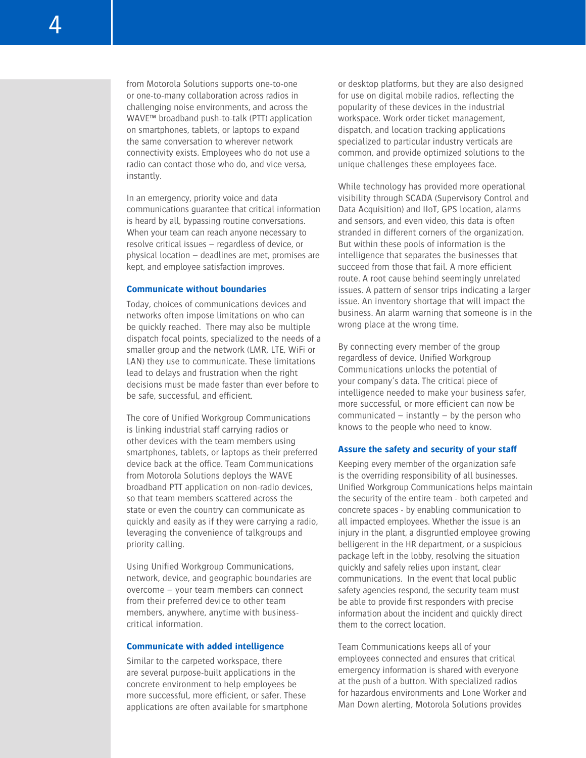from Motorola Solutions supports one-to-one or one-to-many collaboration across radios in challenging noise environments, and across the WAVE™ broadband push-to-talk (PTT) application on smartphones, tablets, or laptops to expand the same conversation to wherever network connectivity exists. Employees who do not use a radio can contact those who do, and vice versa, instantly.

In an emergency, priority voice and data communications guarantee that critical information is heard by all, bypassing routine conversations. When your team can reach anyone necessary to resolve critical issues – regardless of device, or physical location – deadlines are met, promises are kept, and employee satisfaction improves.

### Communicate without boundaries

Today, choices of communications devices and networks often impose limitations on who can be quickly reached. There may also be multiple dispatch focal points, specialized to the needs of a smaller group and the network (LMR, LTE, WiFi or LAN) they use to communicate. These limitations lead to delays and frustration when the right decisions must be made faster than ever before to be safe, successful, and efficient.

The core of Unified Workgroup Communications is linking industrial staff carrying radios or other devices with the team members using smartphones, tablets, or laptops as their preferred device back at the office. Team Communications from Motorola Solutions deploys the WAVE broadband PTT application on non-radio devices, so that team members scattered across the state or even the country can communicate as quickly and easily as if they were carrying a radio, leveraging the convenience of talkgroups and priority calling.

Using Unified Workgroup Communications, network, device, and geographic boundaries are overcome – your team members can connect from their preferred device to other team members, anywhere, anytime with business-critical information.

### Communicate with added intelligence

Similar to the carpeted workspace, there are several purpose-built applications in the concrete environment to help employees be more successful, more efficient, or safer. These applications are often available for smartphone or desktop platforms, but they are also designed for use on digital mobile radios, reflecting the popularity of these devices in the industrial workspace. Work order ticket management, dispatch, and location tracking applications specialized to particular industry verticals are common, and provide optimized solutions to the unique challenges these employees face.

While technology has provided more operational visibility through SCADA (Supervisory Control and Data Acquisition) and IIoT, GPS location, alarms and sensors, and even video, this data is often stranded in different corners of the organization. But within these pools of information is the intelligence that separates the businesses that succeed from those that fail. A more efficient route. A root cause behind seemingly unrelated issues. A pattern of sensor trips indicating a larger issue. An inventory shortage that will impact the business. An alarm warning that someone is in the wrong place at the wrong time.

By connecting every member of the group regardless of device, Unified Workgroup Communications unlocks the potential of your company's data. The critical piece of intelligence needed to make your business safer, more successful, or more efficient can now be communicated – instantly – by the person who knows to the people who need to know.

### Assure the safety and security of your staff

Keeping every member of the organization safe is the overriding responsibility of all businesses. Unified Workgroup Communications helps maintain the security of the entire team - both carpeted and concrete spaces - by enabling communication to all impacted employees. Whether the issue is an injury in the plant, a disgruntled employee growing belligerent in the HR department, or a suspicious package left in the lobby, resolving the situation quickly and safely relies upon instant, clear communications. In the event that local public safety agencies respond, the security team must be able to provide first responders with precise information about the incident and quickly direct them to the correct location.

Team Communications keeps all of your employees connected and ensures that critical emergency information is shared with everyone at the push of a button. With specialized radios for hazardous environments and Lone Worker and Man Down alerting, Motorola Solutions provides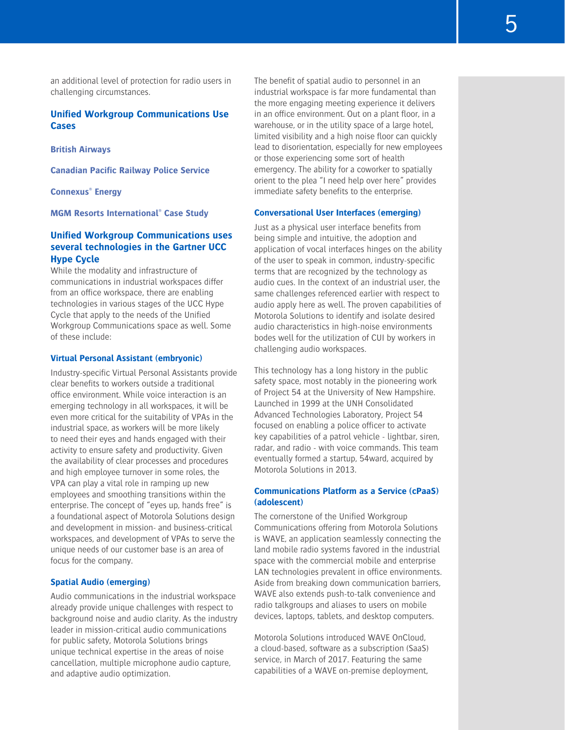an additional level of protection for radio users in challenging circumstances.

## Unified Workgroup Communications Use Cases

### British Airways

### Canadian Pacific Railway Police Service

### Connexus® Energy

### MGM Resorts International® Case Study

## Unified Workgroup Communications uses several technologies in the Gartner UCC Hype Cycle

While the modality and infrastructure of communications in industrial workspaces differ from an office workspace, there are enabling technologies in various stages of the UCC Hype Cycle that apply to the needs of the Unified Workgroup Communications space as well. Some of these include:

### Virtual Personal Assistant (embryonic)

Industry-specific Virtual Personal Assistants provide clear benefits to workers outside a traditional office environment. While voice interaction is an emerging technology in all workspaces, it will be even more critical for the suitability of VPAs in the industrial space, as workers will be more likely to need their eyes and hands engaged with their activity to ensure safety and productivity. Given the availability of clear processes and procedures and high employee turnover in some roles, the VPA can play a vital role in ramping up new employees and smoothing transitions within the enterprise. The concept of "eyes up, hands free" is a foundational aspect of Motorola Solutions design and development in mission- and business-critical workspaces, and development of VPAs to serve the unique needs of our customer base is an area of focus for the company.

### Spatial Audio (emerging)

Audio communications in the industrial workspace already provide unique challenges with respect to background noise and audio clarity. As the industry leader in mission-critical audio communications for public safety, Motorola Solutions brings unique technical expertise in the areas of noise cancellation, multiple microphone audio capture, and adaptive audio optimization.

The benefit of spatial audio to personnel in an industrial workspace is far more fundamental than the more engaging meeting experience it delivers in an office environment. Out on a plant floor, in a warehouse, or in the utility space of a large hotel, limited visibility and a high noise floor can quickly lead to disorientation, especially for new employees or those experiencing some sort of health emergency. The ability for a coworker to spatially orient to the plea "I need help over here" provides immediate safety benefits to the enterprise.

### Conversational User Interfaces (emerging)

Just as a physical user interface benefits from being simple and intuitive, the adoption and application of vocal interfaces hinges on the ability of the user to speak in common, industry-specific terms that are recognized by the technology as audio cues. In the context of an industrial user, the same challenges referenced earlier with respect to audio apply here as well. The proven capabilities of Motorola Solutions to identify and isolate desired audio characteristics in high-noise environments bodes well for the utilization of CUI by workers in challenging audio workspaces.

This technology has a long history in the public safety space, most notably in the pioneering work of Project 54 at the University of New Hampshire. Launched in 1999 at the UNH Consolidated Advanced Technologies Laboratory, Project 54 focused on enabling a police officer to activate key capabilities of a patrol vehicle - lightbar, siren, radar, and radio - with voice commands. This team eventually formed a startup, 54ward, acquired by Motorola Solutions in 2013.

### Communications Platform as a Service (cPaaS) (adolescent)

The cornerstone of the Unified Workgroup Communications offering from Motorola Solutions is WAVE, an application seamlessly connecting the land mobile radio systems favored in the industrial space with the commercial mobile and enterprise LAN technologies prevalent in office environments. Aside from breaking down communication barriers, WAVE also extends push-to-talk convenience and radio talkgroups and aliases to users on mobile devices, laptops, tablets, and desktop computers.

Motorola Solutions introduced WAVE OnCloud, a cloud-based, software as a subscription (SaaS) service, in March of 2017. Featuring the same capabilities of a WAVE on-premise deployment,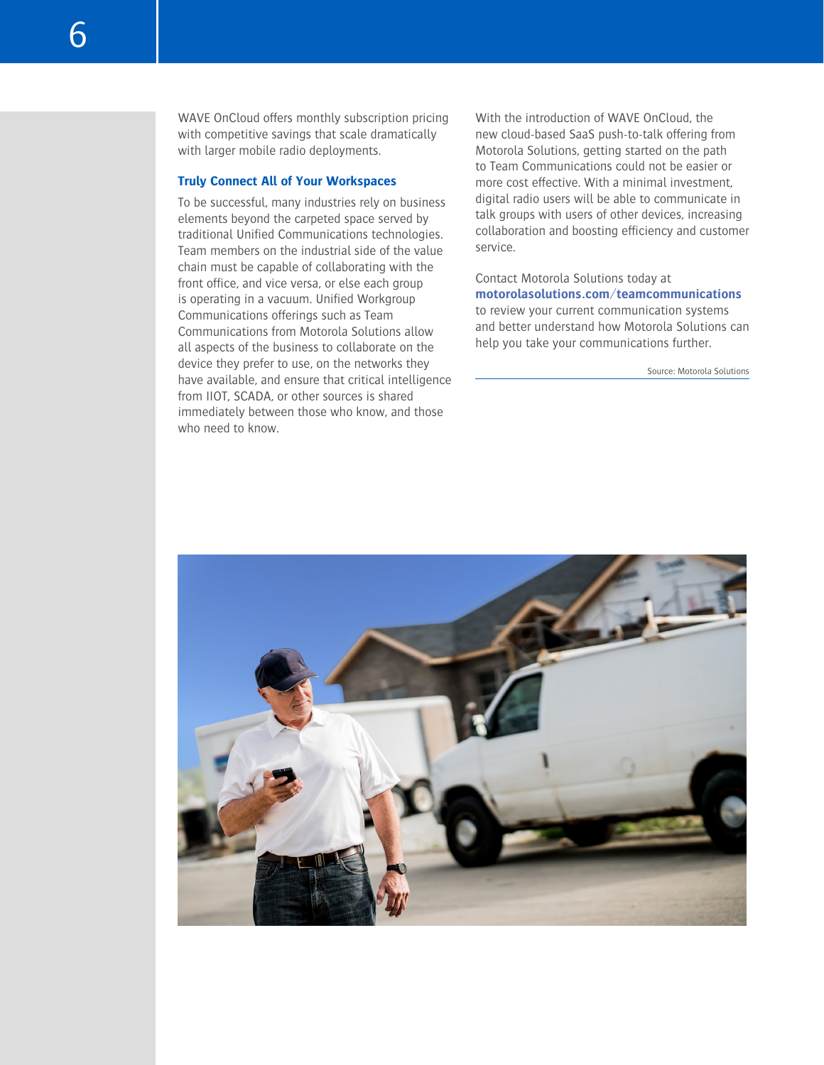WAVE OnCloud offers monthly subscription pricing with competitive savings that scale dramatically with larger mobile radio deployments.

### Truly Connect All of Your Workspaces

To be successful, many industries rely on business elements beyond the carpeted space served by traditional Unified Communications technologies. Team members on the industrial side of the value chain must be capable of collaborating with the front office, and vice versa, or else each group is operating in a vacuum. Unified Workgroup Communications offerings such as Team Communications from Motorola Solutions allow all aspects of the business to collaborate on the device they prefer to use, on the networks they have available, and ensure that critical intelligence from IIOT, SCADA, or other sources is shared immediately between those who know, and those who need to know.

With the introduction of WAVE OnCloud, the new cloud-based SaaS push-to-talk offering from Motorola Solutions, getting started on the path to Team Communications could not be easier or more cost effective. With a minimal investment, digital radio users will be able to communicate in talk groups with users of other devices, increasing collaboration and boosting efficiency and customer service.

Contact Motorola Solutions today at **motorolasolutions.com/teamcommunications** to review your current communication systems and better understand how Motorola Solutions can help you take your communications further.

Source: Motorola Solutions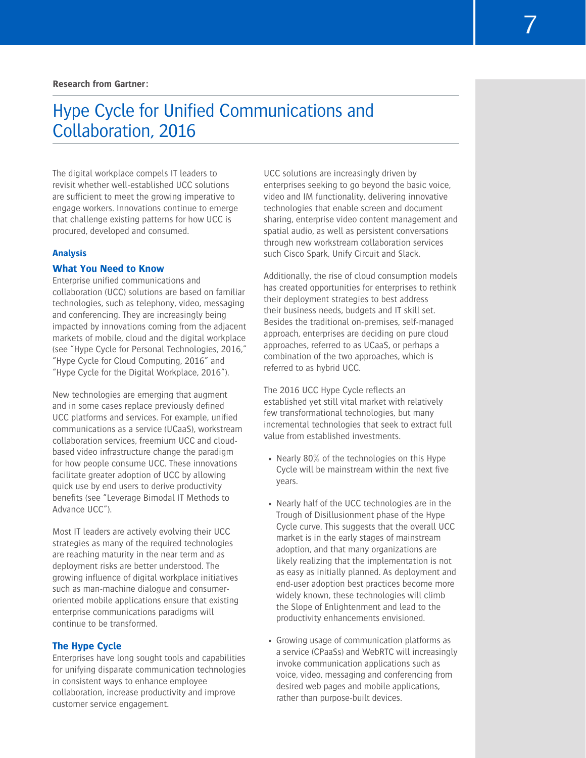**Research from Gartner:**

# Hype Cycle for Unified Communications and Collaboration, 2016

The digital workplace compels IT leaders to revisit whether well-established UCC solutions are sufficient to meet the growing imperative to engage workers. Innovations continue to emerge that challenge existing patterns for how UCC is procured, developed and consumed.

## Analysis

### What You Need to Know

Enterprise unified communications and collaboration (UCC) solutions are based on familiar technologies, such as telephony, video, messaging and conferencing. They are increasingly being impacted by innovations coming from the adjacent markets of mobile, cloud and the digital workplace (see "Hype Cycle for Personal Technologies, 2016," "Hype Cycle for Cloud Computing, 2016" and "Hype Cycle for the Digital Workplace, 2016").

New technologies are emerging that augment and in some cases replace previously defined UCC platforms and services. For example, unified communications as a service (UCaaS), workstream collaboration services, freemium UCC and cloud-based video infrastructure change the paradigm for how people consume UCC. These innovations facilitate greater adoption of UCC by allowing quick use by end users to derive productivity benefits (see "Leverage Bimodal IT Methods to Advance UCC").

Most IT leaders are actively evolving their UCC strategies as many of the required technologies are reaching maturity in the near term and as deployment risks are better understood. The growing influence of digital workplace initiatives such as man-machine dialogue and consumer-oriented mobile applications ensure that existing enterprise communications paradigms will continue to be transformed.

### The Hype Cycle

Enterprises have long sought tools and capabilities for unifying disparate communication technologies in consistent ways to enhance employee collaboration, increase productivity and improve customer service engagement.

UCC solutions are increasingly driven by enterprises seeking to go beyond the basic voice, video and IM functionality, delivering innovative technologies that enable screen and document sharing, enterprise video content management and spatial audio, as well as persistent conversations through new workstream collaboration services such Cisco Spark, Unify Circuit and Slack.

Additionally, the rise of cloud consumption models has created opportunities for enterprises to rethink their deployment strategies to best address their business needs, budgets and IT skill set. Besides the traditional on-premises, self-managed approach, enterprises are deciding on pure cloud approaches, referred to as UCaaS, or perhaps a combination of the two approaches, which is referred to as hybrid UCC.

The 2016 UCC Hype Cycle reflects an established yet still vital market with relatively few transformational technologies, but many incremental technologies that seek to extract full value from established investments.

- Nearly 80% of the technologies on this Hype Cycle will be mainstream within the next five years.
- Nearly half of the UCC technologies are in the Trough of Disillusionment phase of the Hype Cycle curve. This suggests that the overall UCC market is in the early stages of mainstream adoption, and that many organizations are likely realizing that the implementation is not as easy as initially planned. As deployment and end-user adoption best practices become more widely known, these technologies will climb the Slope of Enlightenment and lead to the productivity enhancements envisioned.
- Growing usage of communication platforms as a service (CPaaSs) and WebRTC will increasingly invoke communication applications such as voice, video, messaging and conferencing from desired web pages and mobile applications, rather than purpose-built devices.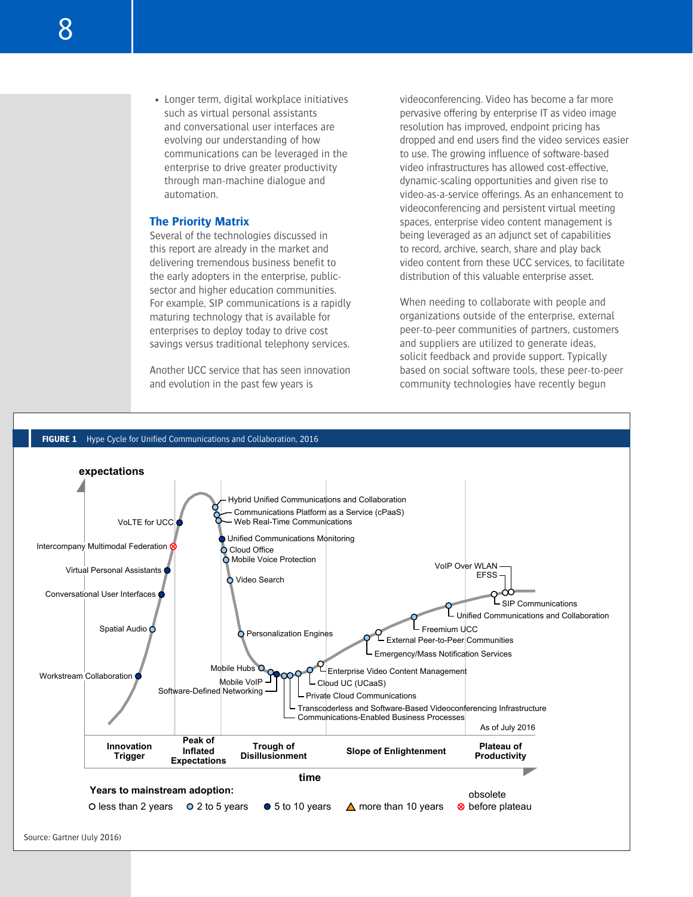- Longer term, digital workplace initiatives such as virtual personal assistants and conversational user interfaces are evolving our understanding of how communications can be leveraged in the enterprise to drive greater productivity through man-machine dialogue and automation.

## The Priority Matrix

Several of the technologies discussed in this report are already in the market and delivering tremendous business benefit to the early adopters in the enterprise, public-sector and higher education communities. For example, SIP communications is a rapidly maturing technology that is available for enterprises to deploy today to drive cost savings versus traditional telephony services.

Another UCC service that has seen innovation and evolution in the past few years is videoconferencing. Video has become a far more pervasive offering by enterprise IT as video image resolution has improved, endpoint pricing has dropped and end users find the video services easier to use. The growing influence of software-based video infrastructures has allowed cost-effective, dynamic-scaling opportunities and given rise to video-as-a-service offerings. As an enhancement to videoconferencing and persistent virtual meeting spaces, enterprise video content management is being leveraged as an adjunct set of capabilities to record, archive, search, share and play back video content from these UCC services, to facilitate distribution of this valuable enterprise asset.

When needing to collaborate with people and organizations outside of the enterprise, external peer-to-peer communities of partners, customers and suppliers are utilized to generate ideas, solicit feedback and provide support. Typically based on social software tools, these peer-to-peer community technologies have recently begun

**FIGURE 1** Hype Cycle for Unified Communications and Collaboration, 2016

Source: Gartner (July 2016)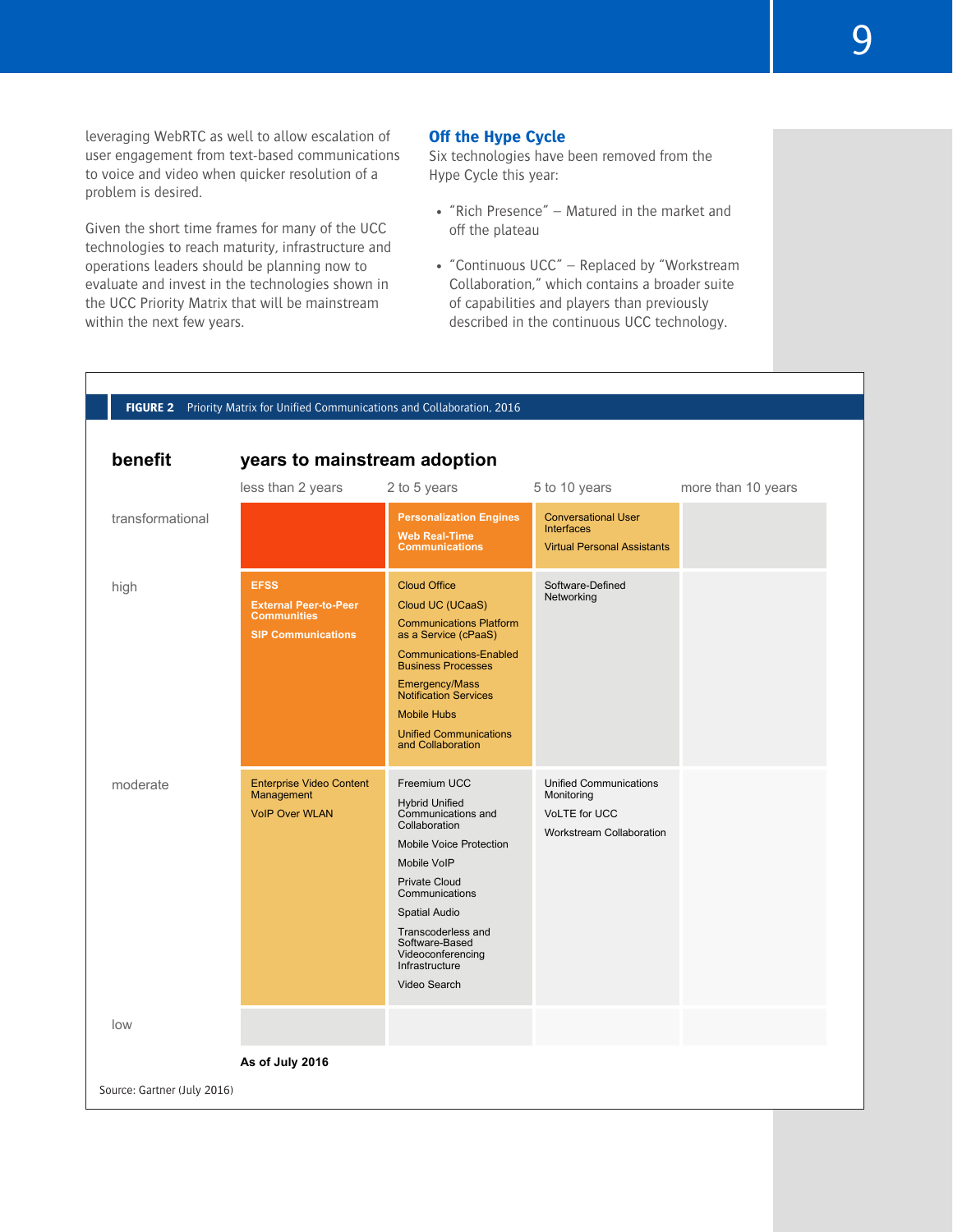leveraging WebRTC as well to allow escalation of user engagement from text-based communications to voice and video when quicker resolution of a problem is desired.

Given the short time frames for many of the UCC technologies to reach maturity, infrastructure and operations leaders should be planning now to evaluate and invest in the technologies shown in the UCC Priority Matrix that will be mainstream within the next few years.

### Off the Hype Cycle

Six technologies have been removed from the Hype Cycle this year:

- "Rich Presence" – Matured in the market and off the plateau
- "Continuous UCC" – Replaced by "Workstream Collaboration," which contains a broader suite of capabilities and players than previously described in the continuous UCC technology.

**FIGURE 2** Priority Matrix for Unified Communications and Collaboration, 2016

| benefit | years to mainstream adoption: less than 2 years | 2 to 5 years | 5 to 10 years | more than 10 years |
|---|---|---|---|---|
| transformational | | Personalization Engines<br>Web Real-Time Communications | Conversational User Interfaces<br>Virtual Personal Assistants | |
| high | EFSS<br>External Peer-to-Peer Communities<br>SIP Communications | Cloud Office<br>Cloud UC (UCaaS)<br>Communications Platform as a Service (cPaaS)<br>Communications-Enabled Business Processes<br>Emergency/Mass Notification Services<br>Mobile Hubs<br>Unified Communications and Collaboration | Software-Defined Networking | |
| moderate | Enterprise Video Content Management<br>VoIP Over WLAN | Freemium UCC<br>Hybrid Unified Communications and Collaboration<br>Mobile Voice Protection<br>Mobile VoIP<br>Private Cloud Communications<br>Spatial Audio<br>Transcoderless and Software-Based Videoconferencing Infrastructure<br>Video Search | Unified Communications Monitoring<br>VoLTE for UCC<br>Workstream Collaboration | |
| low | | | | |

**As of July 2016**

Source: Gartner (July 2016)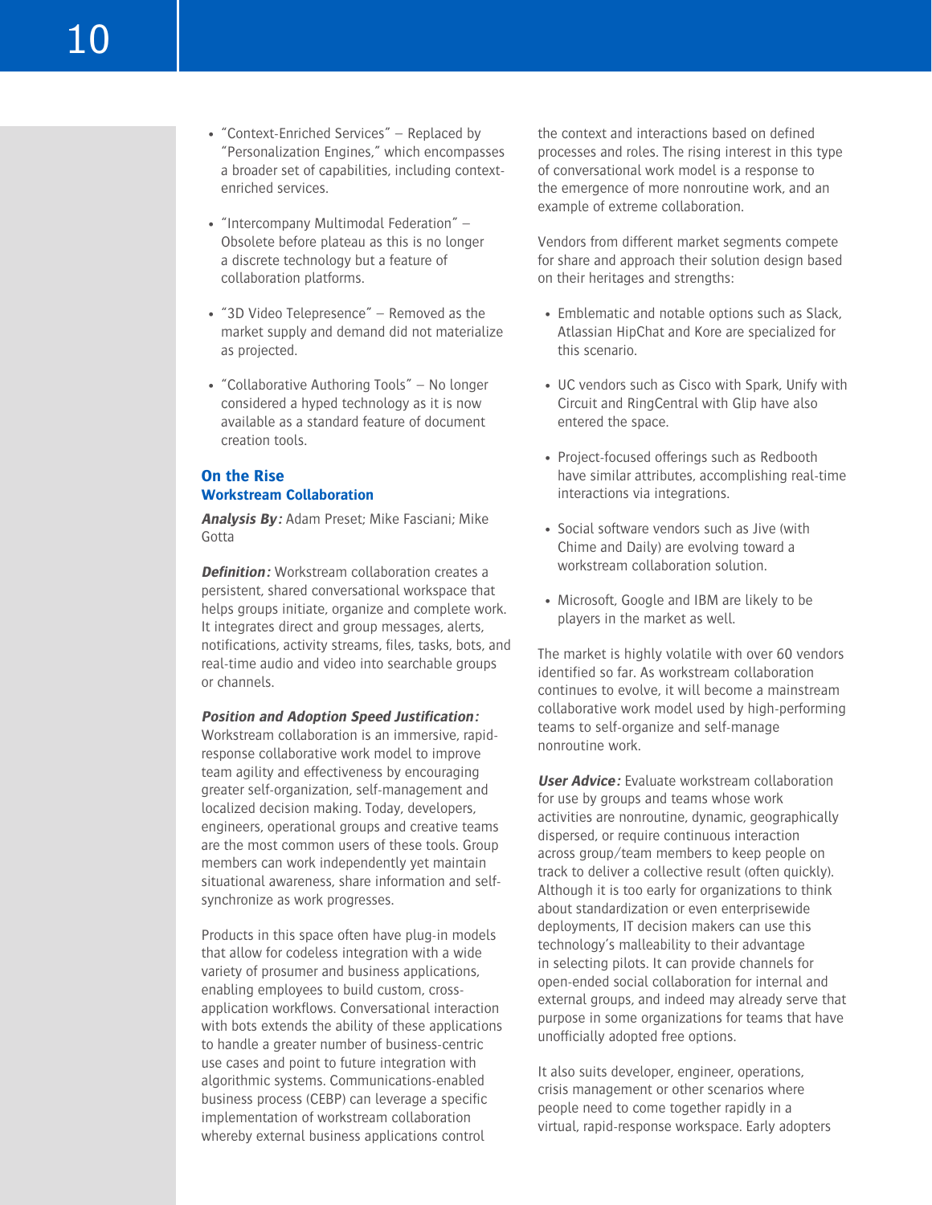- "Context-Enriched Services" — Replaced by "Personalization Engines," which encompasses a broader set of capabilities, including context-enriched services.

- "Intercompany Multimodal Federation" — Obsolete before plateau as this is no longer a discrete technology but a feature of collaboration platforms.

- "3D Video Telepresence" — Removed as the market supply and demand did not materialize as projected.

- "Collaborative Authoring Tools" — No longer considered a hyped technology as it is now available as a standard feature of document creation tools.

## On the Rise

### Workstream Collaboration

***Analysis By:*** Adam Preset; Mike Fasciani; Mike Gotta

***Definition:*** Workstream collaboration creates a persistent, shared conversational workspace that helps groups initiate, organize and complete work. It integrates direct and group messages, alerts, notifications, activity streams, files, tasks, bots, and real-time audio and video into searchable groups or channels.

***Position and Adoption Speed Justification:*** Workstream collaboration is an immersive, rapid-response collaborative work model to improve team agility and effectiveness by encouraging greater self-organization, self-management and localized decision making. Today, developers, engineers, operational groups and creative teams are the most common users of these tools. Group members can work independently yet maintain situational awareness, share information and self-synchronize as work progresses.

Products in this space often have plug-in models that allow for codeless integration with a wide variety of prosumer and business applications, enabling employees to build custom, cross-application workflows. Conversational interaction with bots extends the ability of these applications to handle a greater number of business-centric use cases and point to future integration with algorithmic systems. Communications-enabled business process (CEBP) can leverage a specific implementation of workstream collaboration whereby external business applications control the context and interactions based on defined processes and roles. The rising interest in this type of conversational work model is a response to the emergence of more nonroutine work, and an example of extreme collaboration.

Vendors from different market segments compete for share and approach their solution design based on their heritages and strengths:

- Emblematic and notable options such as Slack, Atlassian HipChat and Kore are specialized for this scenario.

- UC vendors such as Cisco with Spark, Unify with Circuit and RingCentral with Glip have also entered the space.

- Project-focused offerings such as Redbooth have similar attributes, accomplishing real-time interactions via integrations.

- Social software vendors such as Jive (with Chime and Daily) are evolving toward a workstream collaboration solution.

- Microsoft, Google and IBM are likely to be players in the market as well.

The market is highly volatile with over 60 vendors identified so far. As workstream collaboration continues to evolve, it will become a mainstream collaborative work model used by high-performing teams to self-organize and self-manage nonroutine work.

***User Advice:*** Evaluate workstream collaboration for use by groups and teams whose work activities are nonroutine, dynamic, geographically dispersed, or require continuous interaction across group/team members to keep people on track to deliver a collective result (often quickly). Although it is too early for organizations to think about standardization or even enterprisewide deployments, IT decision makers can use this technology's malleability to their advantage in selecting pilots. It can provide channels for open-ended social collaboration for internal and external groups, and indeed may already serve that purpose in some organizations for teams that have unofficially adopted free options.

It also suits developer, engineer, operations, crisis management or other scenarios where people need to come together rapidly in a virtual, rapid-response workspace. Early adopters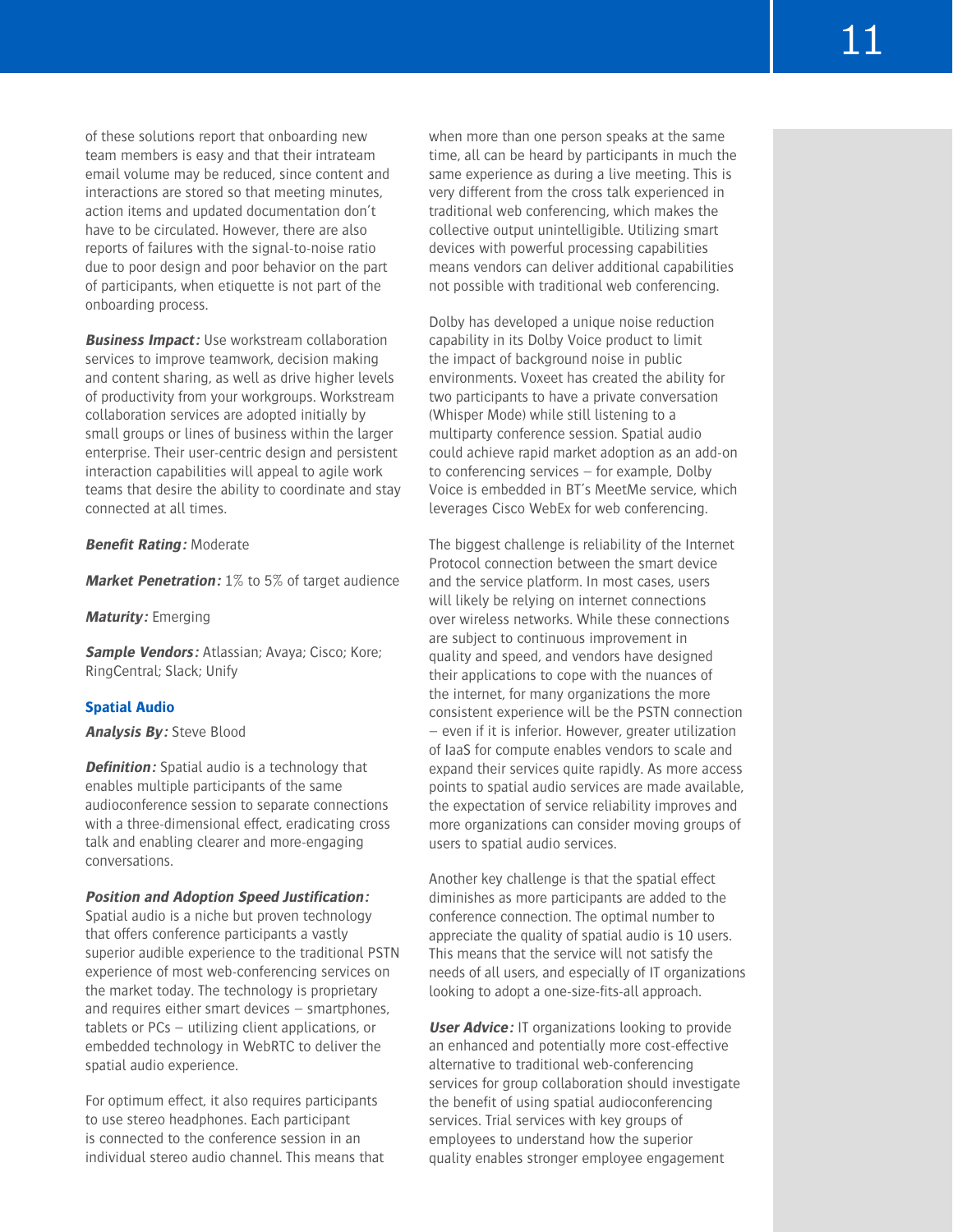of these solutions report that onboarding new team members is easy and that their intrateam email volume may be reduced, since content and interactions are stored so that meeting minutes, action items and updated documentation don't have to be circulated. However, there are also reports of failures with the signal-to-noise ratio due to poor design and poor behavior on the part of participants, when etiquette is not part of the onboarding process.

***Business Impact:*** Use workstream collaboration services to improve teamwork, decision making and content sharing, as well as drive higher levels of productivity from your workgroups. Workstream collaboration services are adopted initially by small groups or lines of business within the larger enterprise. Their user-centric design and persistent interaction capabilities will appeal to agile work teams that desire the ability to coordinate and stay connected at all times.

***Benefit Rating:*** Moderate

***Market Penetration:*** 1% to 5% of target audience

***Maturity:*** Emerging

***Sample Vendors:*** Atlassian; Avaya; Cisco; Kore; RingCentral; Slack; Unify

### Spatial Audio

***Analysis By:*** Steve Blood

***Definition:*** Spatial audio is a technology that enables multiple participants of the same audioconference session to separate connections with a three-dimensional effect, eradicating cross talk and enabling clearer and more-engaging conversations.

***Position and Adoption Speed Justification:*** Spatial audio is a niche but proven technology that offers conference participants a vastly superior audible experience to the traditional PSTN experience of most web-conferencing services on the market today. The technology is proprietary and requires either smart devices — smartphones, tablets or PCs — utilizing client applications, or embedded technology in WebRTC to deliver the spatial audio experience.

For optimum effect, it also requires participants to use stereo headphones. Each participant is connected to the conference session in an individual stereo audio channel. This means that when more than one person speaks at the same time, all can be heard by participants in much the same experience as during a live meeting. This is very different from the cross talk experienced in traditional web conferencing, which makes the collective output unintelligible. Utilizing smart devices with powerful processing capabilities means vendors can deliver additional capabilities not possible with traditional web conferencing.

Dolby has developed a unique noise reduction capability in its Dolby Voice product to limit the impact of background noise in public environments. Voxeet has created the ability for two participants to have a private conversation (Whisper Mode) while still listening to a multiparty conference session. Spatial audio could achieve rapid market adoption as an add-on to conferencing services — for example, Dolby Voice is embedded in BT's MeetMe service, which leverages Cisco WebEx for web conferencing.

The biggest challenge is reliability of the Internet Protocol connection between the smart device and the service platform. In most cases, users will likely be relying on internet connections over wireless networks. While these connections are subject to continuous improvement in quality and speed, and vendors have designed their applications to cope with the nuances of the internet, for many organizations the more consistent experience will be the PSTN connection — even if it is inferior. However, greater utilization of IaaS for compute enables vendors to scale and expand their services quite rapidly. As more access points to spatial audio services are made available, the expectation of service reliability improves and more organizations can consider moving groups of users to spatial audio services.

Another key challenge is that the spatial effect diminishes as more participants are added to the conference connection. The optimal number to appreciate the quality of spatial audio is 10 users. This means that the service will not satisfy the needs of all users, and especially of IT organizations looking to adopt a one-size-fits-all approach.

***User Advice:*** IT organizations looking to provide an enhanced and potentially more cost-effective alternative to traditional web-conferencing services for group collaboration should investigate the benefit of using spatial audioconferencing services. Trial services with key groups of employees to understand how the superior quality enables stronger employee engagement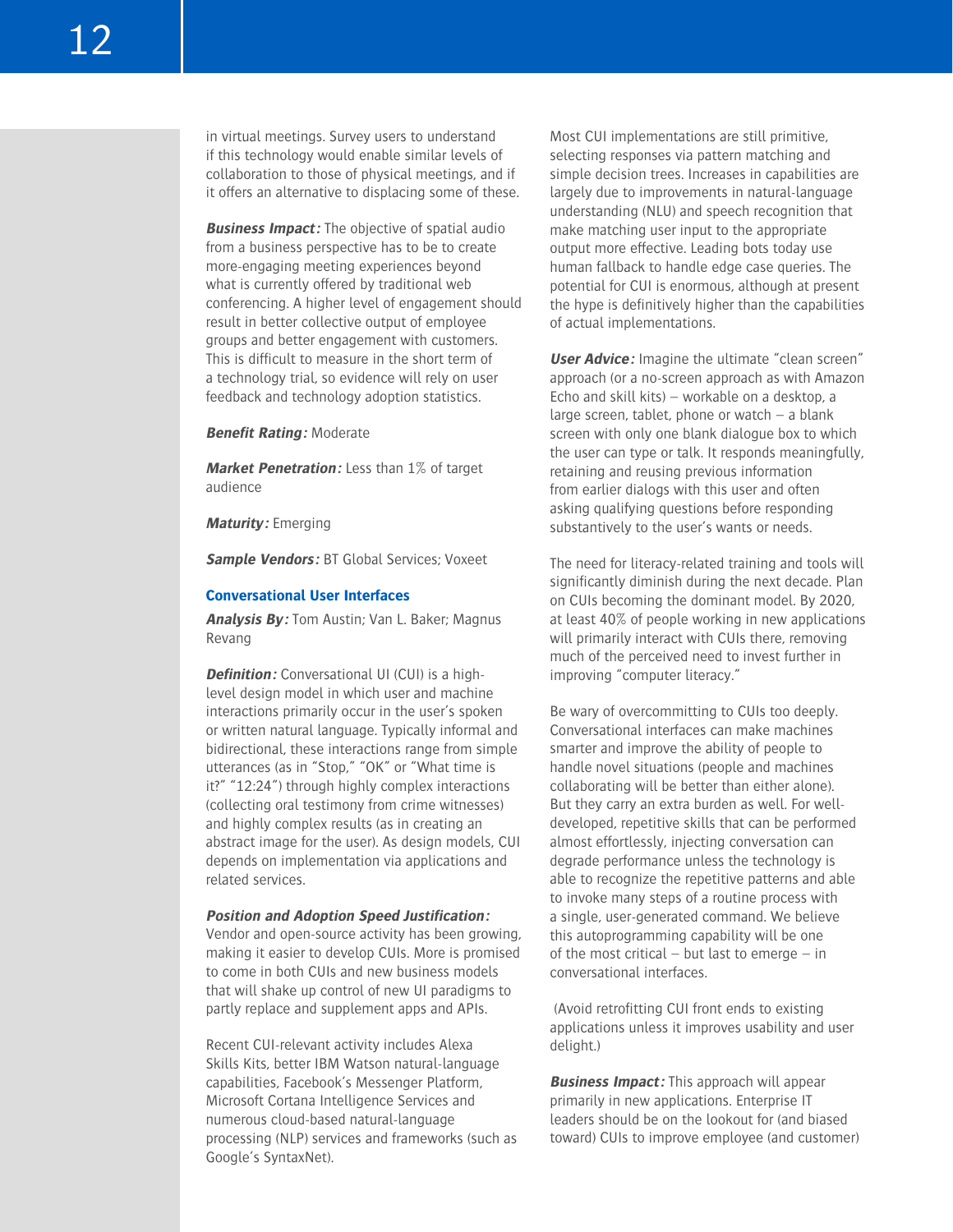in virtual meetings. Survey users to understand if this technology would enable similar levels of collaboration to those of physical meetings, and if it offers an alternative to displacing some of these.

***Business Impact:*** The objective of spatial audio from a business perspective has to be to create more-engaging meeting experiences beyond what is currently offered by traditional web conferencing. A higher level of engagement should result in better collective output of employee groups and better engagement with customers. This is difficult to measure in the short term of a technology trial, so evidence will rely on user feedback and technology adoption statistics.

***Benefit Rating:*** Moderate

***Market Penetration:*** Less than 1% of target audience

***Maturity:*** Emerging

***Sample Vendors:*** BT Global Services; Voxeet

### Conversational User Interfaces

***Analysis By:*** Tom Austin; Van L. Baker; Magnus Revang

***Definition:*** Conversational UI (CUI) is a high-level design model in which user and machine interactions primarily occur in the user's spoken or written natural language. Typically informal and bidirectional, these interactions range from simple utterances (as in "Stop," "OK" or "What time is it?" "12:24") through highly complex interactions (collecting oral testimony from crime witnesses) and highly complex results (as in creating an abstract image for the user). As design models, CUI depends on implementation via applications and related services.

***Position and Adoption Speed Justification:*** Vendor and open-source activity has been growing, making it easier to develop CUIs. More is promised to come in both CUIs and new business models that will shake up control of new UI paradigms to partly replace and supplement apps and APIs.

Recent CUI-relevant activity includes Alexa Skills Kits, better IBM Watson natural-language capabilities, Facebook's Messenger Platform, Microsoft Cortana Intelligence Services and numerous cloud-based natural-language processing (NLP) services and frameworks (such as Google's SyntaxNet).

Most CUI implementations are still primitive, selecting responses via pattern matching and simple decision trees. Increases in capabilities are largely due to improvements in natural-language understanding (NLU) and speech recognition that make matching user input to the appropriate output more effective. Leading bots today use human fallback to handle edge case queries. The potential for CUI is enormous, although at present the hype is definitively higher than the capabilities of actual implementations.

***User Advice:*** Imagine the ultimate "clean screen" approach (or a no-screen approach as with Amazon Echo and skill kits) — workable on a desktop, a large screen, tablet, phone or watch — a blank screen with only one blank dialogue box to which the user can type or talk. It responds meaningfully, retaining and reusing previous information from earlier dialogs with this user and often asking qualifying questions before responding substantively to the user's wants or needs.

The need for literacy-related training and tools will significantly diminish during the next decade. Plan on CUIs becoming the dominant model. By 2020, at least 40% of people working in new applications will primarily interact with CUIs there, removing much of the perceived need to invest further in improving "computer literacy."

Be wary of overcommitting to CUIs too deeply. Conversational interfaces can make machines smarter and improve the ability of people to handle novel situations (people and machines collaborating will be better than either alone). But they carry an extra burden as well. For well-developed, repetitive skills that can be performed almost effortlessly, injecting conversation can degrade performance unless the technology is able to recognize the repetitive patterns and able to invoke many steps of a routine process with a single, user-generated command. We believe this autoprogramming capability will be one of the most critical — but last to emerge — in conversational interfaces.

(Avoid retrofitting CUI front ends to existing applications unless it improves usability and user delight.)

***Business Impact:*** This approach will appear primarily in new applications. Enterprise IT leaders should be on the lookout for (and biased toward) CUIs to improve employee (and customer)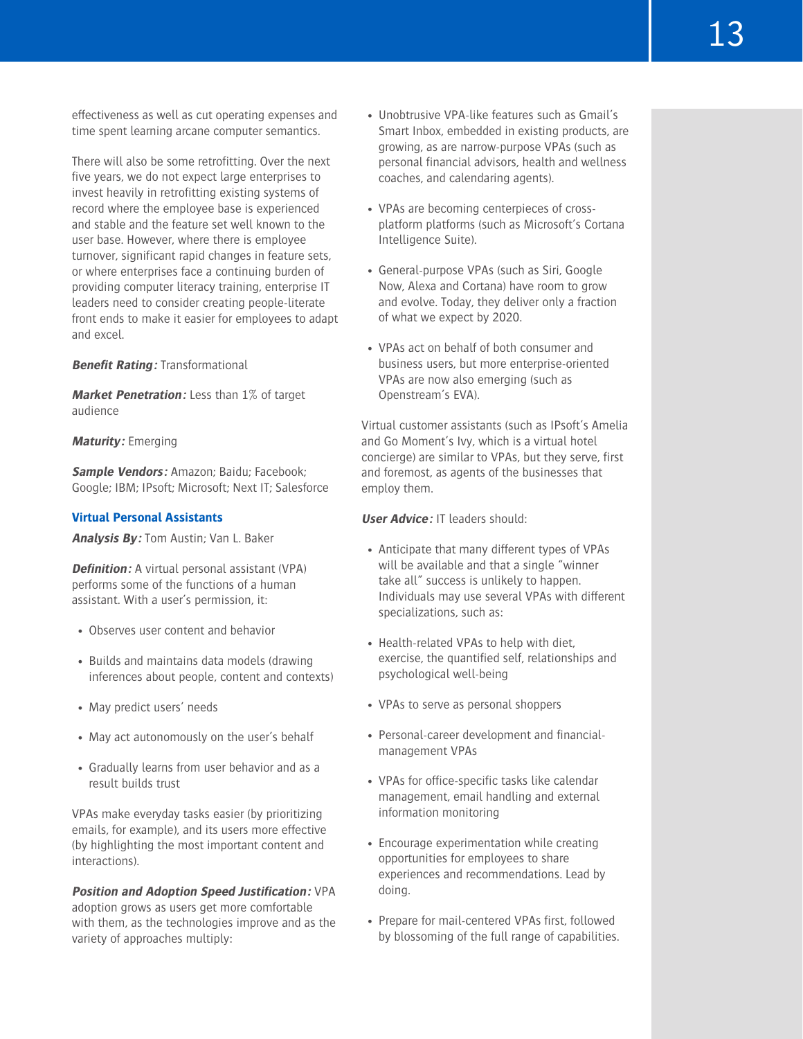effectiveness as well as cut operating expenses and time spent learning arcane computer semantics.

There will also be some retrofitting. Over the next five years, we do not expect large enterprises to invest heavily in retrofitting existing systems of record where the employee base is experienced and stable and the feature set well known to the user base. However, where there is employee turnover, significant rapid changes in feature sets, or where enterprises face a continuing burden of providing computer literacy training, enterprise IT leaders need to consider creating people-literate front ends to make it easier for employees to adapt and excel.

***Benefit Rating:*** Transformational

***Market Penetration:*** Less than 1% of target audience

***Maturity:*** Emerging

***Sample Vendors:*** Amazon; Baidu; Facebook; Google; IBM; IPsoft; Microsoft; Next IT; Salesforce

### Virtual Personal Assistants

***Analysis By:*** Tom Austin; Van L. Baker

***Definition:*** A virtual personal assistant (VPA) performs some of the functions of a human assistant. With a user's permission, it:

- Observes user content and behavior
- Builds and maintains data models (drawing inferences about people, content and contexts)
- May predict users' needs
- May act autonomously on the user's behalf
- Gradually learns from user behavior and as a result builds trust

VPAs make everyday tasks easier (by prioritizing emails, for example), and its users more effective (by highlighting the most important content and interactions).

***Position and Adoption Speed Justification:*** VPA adoption grows as users get more comfortable with them, as the technologies improve and as the variety of approaches multiply:

- Unobtrusive VPA-like features such as Gmail's Smart Inbox, embedded in existing products, are growing, as are narrow-purpose VPAs (such as personal financial advisors, health and wellness coaches, and calendaring agents).
- VPAs are becoming centerpieces of cross-platform platforms (such as Microsoft's Cortana Intelligence Suite).
- General-purpose VPAs (such as Siri, Google Now, Alexa and Cortana) have room to grow and evolve. Today, they deliver only a fraction of what we expect by 2020.
- VPAs act on behalf of both consumer and business users, but more enterprise-oriented VPAs are now also emerging (such as Openstream's EVA).

Virtual customer assistants (such as IPsoft's Amelia and Go Moment's Ivy, which is a virtual hotel concierge) are similar to VPAs, but they serve, first and foremost, as agents of the businesses that employ them.

***User Advice:*** IT leaders should:

- Anticipate that many different types of VPAs will be available and that a single "winner take all" success is unlikely to happen. Individuals may use several VPAs with different specializations, such as:
- Health-related VPAs to help with diet, exercise, the quantified self, relationships and psychological well-being
- VPAs to serve as personal shoppers
- Personal-career development and financial-management VPAs
- VPAs for office-specific tasks like calendar management, email handling and external information monitoring
- Encourage experimentation while creating opportunities for employees to share experiences and recommendations. Lead by doing.
- Prepare for mail-centered VPAs first, followed by blossoming of the full range of capabilities.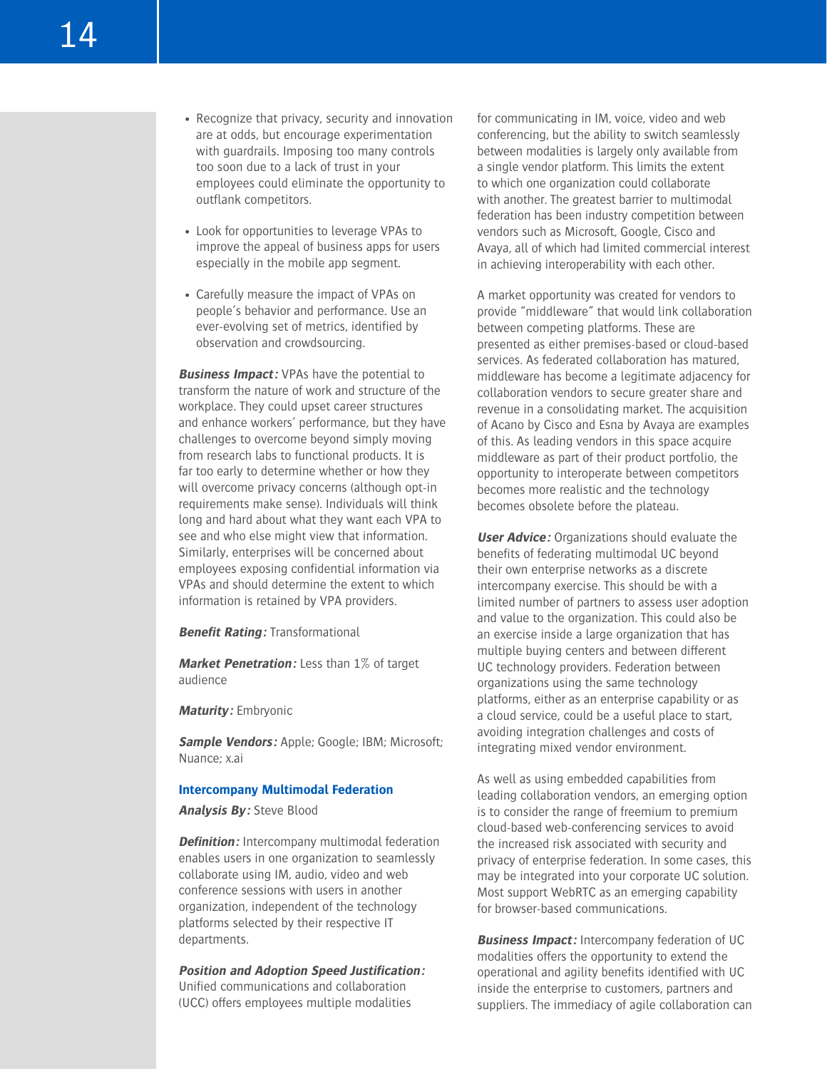- Recognize that privacy, security and innovation are at odds, but encourage experimentation with guardrails. Imposing too many controls too soon due to a lack of trust in your employees could eliminate the opportunity to outflank competitors.
- Look for opportunities to leverage VPAs to improve the appeal of business apps for users especially in the mobile app segment.
- Carefully measure the impact of VPAs on people's behavior and performance. Use an ever-evolving set of metrics, identified by observation and crowdsourcing.

***Business Impact:*** VPAs have the potential to transform the nature of work and structure of the workplace. They could upset career structures and enhance workers' performance, but they have challenges to overcome beyond simply moving from research labs to functional products. It is far too early to determine whether or how they will overcome privacy concerns (although opt-in requirements make sense). Individuals will think long and hard about what they want each VPA to see and who else might view that information. Similarly, enterprises will be concerned about employees exposing confidential information via VPAs and should determine the extent to which information is retained by VPA providers.

***Benefit Rating:*** Transformational

***Market Penetration:*** Less than 1% of target audience

***Maturity:*** Embryonic

***Sample Vendors:*** Apple; Google; IBM; Microsoft; Nuance; x.ai

### Intercompany Multimodal Federation

***Analysis By:*** Steve Blood

***Definition:*** Intercompany multimodal federation enables users in one organization to seamlessly collaborate using IM, audio, video and web conference sessions with users in another organization, independent of the technology platforms selected by their respective IT departments.

***Position and Adoption Speed Justification:*** Unified communications and collaboration (UCC) offers employees multiple modalities for communicating in IM, voice, video and web conferencing, but the ability to switch seamlessly between modalities is largely only available from a single vendor platform. This limits the extent to which one organization could collaborate with another. The greatest barrier to multimodal federation has been industry competition between vendors such as Microsoft, Google, Cisco and Avaya, all of which had limited commercial interest in achieving interoperability with each other.

A market opportunity was created for vendors to provide "middleware" that would link collaboration between competing platforms. These are presented as either premises-based or cloud-based services. As federated collaboration has matured, middleware has become a legitimate adjacency for collaboration vendors to secure greater share and revenue in a consolidating market. The acquisition of Acano by Cisco and Esna by Avaya are examples of this. As leading vendors in this space acquire middleware as part of their product portfolio, the opportunity to interoperate between competitors becomes more realistic and the technology becomes obsolete before the plateau.

***User Advice:*** Organizations should evaluate the benefits of federating multimodal UC beyond their own enterprise networks as a discrete intercompany exercise. This should be with a limited number of partners to assess user adoption and value to the organization. This could also be an exercise inside a large organization that has multiple buying centers and between different UC technology providers. Federation between organizations using the same technology platforms, either as an enterprise capability or as a cloud service, could be a useful place to start, avoiding integration challenges and costs of integrating mixed vendor environment.

As well as using embedded capabilities from leading collaboration vendors, an emerging option is to consider the range of freemium to premium cloud-based web-conferencing services to avoid the increased risk associated with security and privacy of enterprise federation. In some cases, this may be integrated into your corporate UC solution. Most support WebRTC as an emerging capability for browser-based communications.

***Business Impact:*** Intercompany federation of UC modalities offers the opportunity to extend the operational and agility benefits identified with UC inside the enterprise to customers, partners and suppliers. The immediacy of agile collaboration can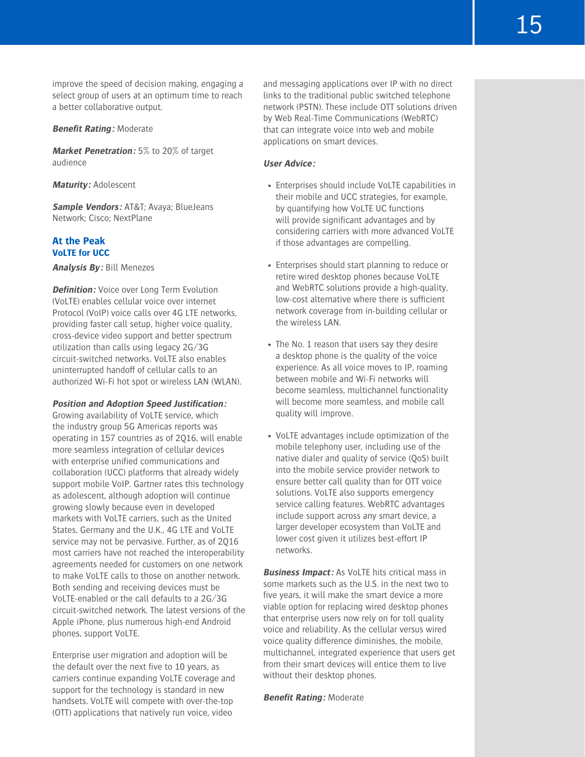improve the speed of decision making, engaging a select group of users at an optimum time to reach a better collaborative output.

***Benefit Rating:*** Moderate

***Market Penetration:*** 5% to 20% of target audience

***Maturity:*** Adolescent

***Sample Vendors:*** AT&T; Avaya; BlueJeans Network; Cisco; NextPlane

### At the Peak

### VoLTE for UCC

***Analysis By:*** Bill Menezes

***Definition:*** Voice over Long Term Evolution (VoLTE) enables cellular voice over internet Protocol (VoIP) voice calls over 4G LTE networks, providing faster call setup, higher voice quality, cross-device video support and better spectrum utilization than calls using legacy 2G/3G circuit-switched networks. VoLTE also enables uninterrupted handoff of cellular calls to an authorized Wi-Fi hot spot or wireless LAN (WLAN).

***Position and Adoption Speed Justification:*** Growing availability of VoLTE service, which the industry group 5G Americas reports was operating in 157 countries as of 2Q16, will enable more seamless integration of cellular devices with enterprise unified communications and collaboration (UCC) platforms that already widely support mobile VoIP. Gartner rates this technology as adolescent, although adoption will continue growing slowly because even in developed markets with VoLTE carriers, such as the United States, Germany and the U.K., 4G LTE and VoLTE service may not be pervasive. Further, as of 2Q16 most carriers have not reached the interoperability agreements needed for customers on one network to make VoLTE calls to those on another network. Both sending and receiving devices must be VoLTE-enabled or the call defaults to a 2G/3G circuit-switched network. The latest versions of the Apple iPhone, plus numerous high-end Android phones, support VoLTE.

Enterprise user migration and adoption will be the default over the next five to 10 years, as carriers continue expanding VoLTE coverage and support for the technology is standard in new handsets. VoLTE will compete with over-the-top (OTT) applications that natively run voice, video and messaging applications over IP with no direct links to the traditional public switched telephone network (PSTN). These include OTT solutions driven by Web Real-Time Communications (WebRTC) that can integrate voice into web and mobile applications on smart devices.

***User Advice:***

- Enterprises should include VoLTE capabilities in their mobile and UCC strategies, for example, by quantifying how VoLTE UC functions will provide significant advantages and by considering carriers with more advanced VoLTE if those advantages are compelling.

- Enterprises should start planning to reduce or retire wired desktop phones because VoLTE and WebRTC solutions provide a high-quality, low-cost alternative where there is sufficient network coverage from in-building cellular or the wireless LAN.

- The No. 1 reason that users say they desire a desktop phone is the quality of the voice experience. As all voice moves to IP, roaming between mobile and Wi-Fi networks will become seamless, multichannel functionality will become more seamless, and mobile call quality will improve.

- VoLTE advantages include optimization of the mobile telephony user, including use of the native dialer and quality of service (QoS) built into the mobile service provider network to ensure better call quality than for OTT voice solutions. VoLTE also supports emergency service calling features. WebRTC advantages include support across any smart device, a larger developer ecosystem than VoLTE and lower cost given it utilizes best-effort IP networks.

***Business Impact:*** As VoLTE hits critical mass in some markets such as the U.S. in the next two to five years, it will make the smart device a more viable option for replacing wired desktop phones that enterprise users now rely on for toll quality voice and reliability. As the cellular versus wired voice quality difference diminishes, the mobile, multichannel, integrated experience that users get from their smart devices will entice them to live without their desktop phones.

***Benefit Rating:*** Moderate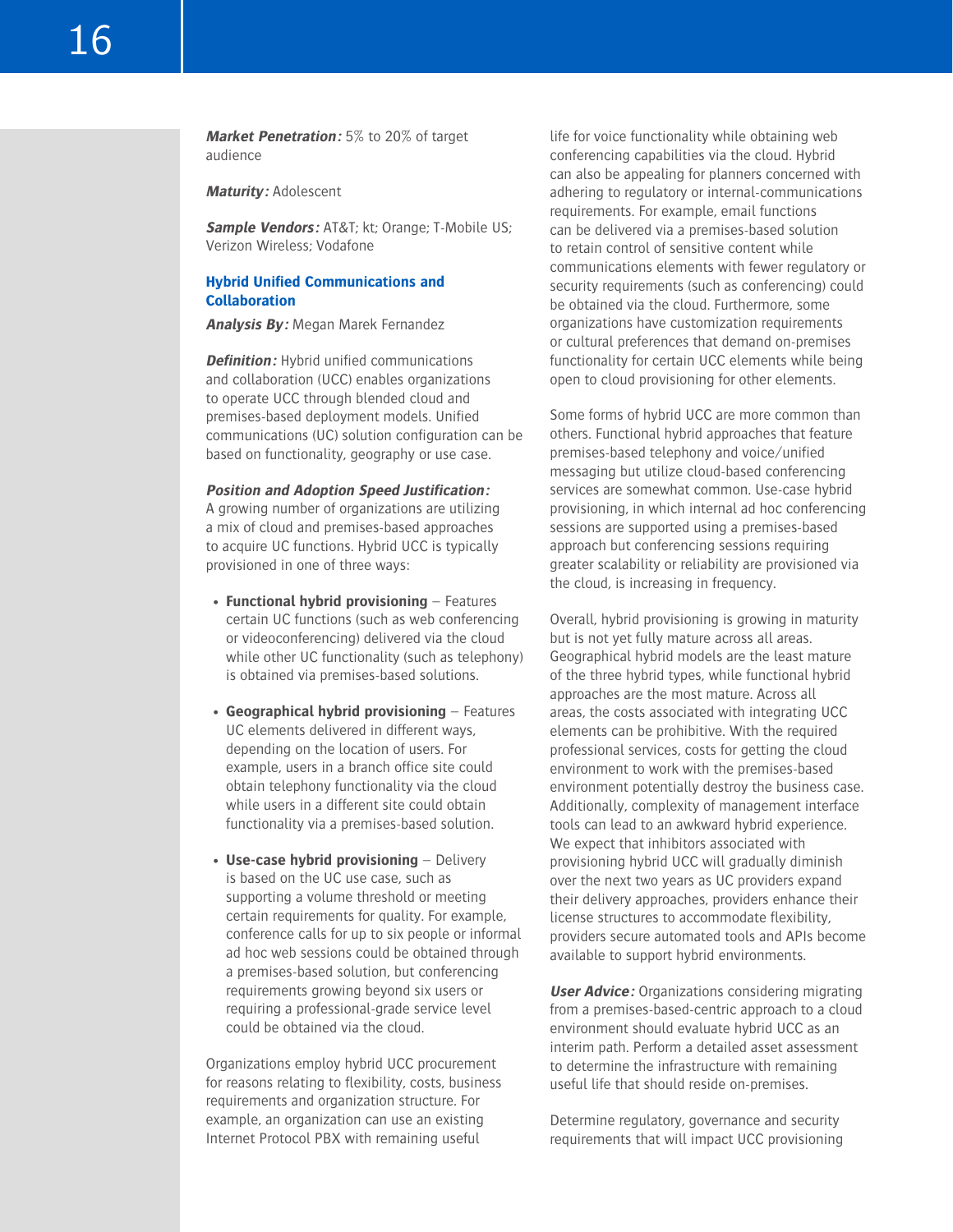***Market Penetration:*** 5% to 20% of target audience

***Maturity:*** Adolescent

***Sample Vendors:*** AT&T; kt; Orange; T-Mobile US; Verizon Wireless; Vodafone

### Hybrid Unified Communications and Collaboration

***Analysis By:*** Megan Marek Fernandez

***Definition:*** Hybrid unified communications and collaboration (UCC) enables organizations to operate UCC through blended cloud and premises-based deployment models. Unified communications (UC) solution configuration can be based on functionality, geography or use case.

***Position and Adoption Speed Justification:*** A growing number of organizations are utilizing a mix of cloud and premises-based approaches to acquire UC functions. Hybrid UCC is typically provisioned in one of three ways:

- **Functional hybrid provisioning** — Features certain UC functions (such as web conferencing or videoconferencing) delivered via the cloud while other UC functionality (such as telephony) is obtained via premises-based solutions.
- **Geographical hybrid provisioning** — Features UC elements delivered in different ways, depending on the location of users. For example, users in a branch office site could obtain telephony functionality via the cloud while users in a different site could obtain functionality via a premises-based solution.
- **Use-case hybrid provisioning** — Delivery is based on the UC use case, such as supporting a volume threshold or meeting certain requirements for quality. For example, conference calls for up to six people or informal ad hoc web sessions could be obtained through a premises-based solution, but conferencing requirements growing beyond six users or requiring a professional-grade service level could be obtained via the cloud.

Organizations employ hybrid UCC procurement for reasons relating to flexibility, costs, business requirements and organization structure. For example, an organization can use an existing Internet Protocol PBX with remaining useful life for voice functionality while obtaining web conferencing capabilities via the cloud. Hybrid can also be appealing for planners concerned with adhering to regulatory or internal-communications requirements. For example, email functions can be delivered via a premises-based solution to retain control of sensitive content while communications elements with fewer regulatory or security requirements (such as conferencing) could be obtained via the cloud. Furthermore, some organizations have customization requirements or cultural preferences that demand on-premises functionality for certain UCC elements while being open to cloud provisioning for other elements.

Some forms of hybrid UCC are more common than others. Functional hybrid approaches that feature premises-based telephony and voice/unified messaging but utilize cloud-based conferencing services are somewhat common. Use-case hybrid provisioning, in which internal ad hoc conferencing sessions are supported using a premises-based approach but conferencing sessions requiring greater scalability or reliability are provisioned via the cloud, is increasing in frequency.

Overall, hybrid provisioning is growing in maturity but is not yet fully mature across all areas. Geographical hybrid models are the least mature of the three hybrid types, while functional hybrid approaches are the most mature. Across all areas, the costs associated with integrating UCC elements can be prohibitive. With the required professional services, costs for getting the cloud environment to work with the premises-based environment potentially destroy the business case. Additionally, complexity of management interface tools can lead to an awkward hybrid experience. We expect that inhibitors associated with provisioning hybrid UCC will gradually diminish over the next two years as UC providers expand their delivery approaches, providers enhance their license structures to accommodate flexibility, providers secure automated tools and APIs become available to support hybrid environments.

***User Advice:*** Organizations considering migrating from a premises-based-centric approach to a cloud environment should evaluate hybrid UCC as an interim path. Perform a detailed asset assessment to determine the infrastructure with remaining useful life that should reside on-premises.

Determine regulatory, governance and security requirements that will impact UCC provisioning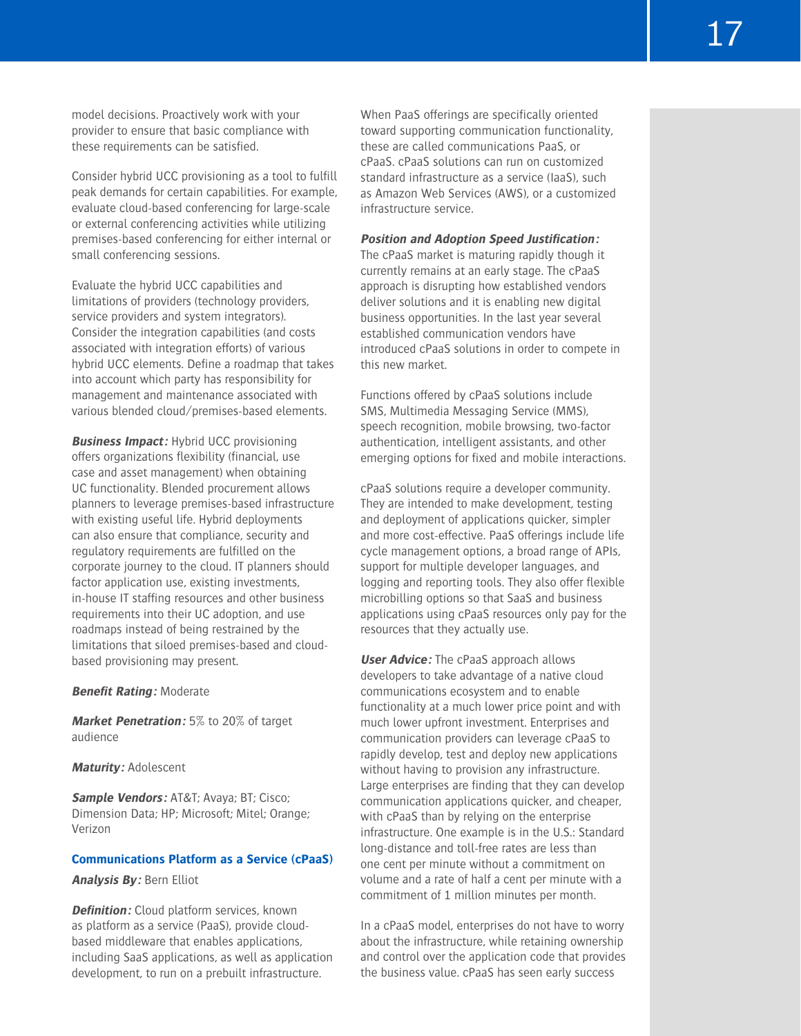model decisions. Proactively work with your provider to ensure that basic compliance with these requirements can be satisfied.

Consider hybrid UCC provisioning as a tool to fulfill peak demands for certain capabilities. For example, evaluate cloud-based conferencing for large-scale or external conferencing activities while utilizing premises-based conferencing for either internal or small conferencing sessions.

Evaluate the hybrid UCC capabilities and limitations of providers (technology providers, service providers and system integrators). Consider the integration capabilities (and costs associated with integration efforts) of various hybrid UCC elements. Define a roadmap that takes into account which party has responsibility for management and maintenance associated with various blended cloud/premises-based elements.

***Business Impact:*** Hybrid UCC provisioning offers organizations flexibility (financial, use case and asset management) when obtaining UC functionality. Blended procurement allows planners to leverage premises-based infrastructure with existing useful life. Hybrid deployments can also ensure that compliance, security and regulatory requirements are fulfilled on the corporate journey to the cloud. IT planners should factor application use, existing investments, in-house IT staffing resources and other business requirements into their UC adoption, and use roadmaps instead of being restrained by the limitations that siloed premises-based and cloud-based provisioning may present.

***Benefit Rating:*** Moderate

***Market Penetration:*** 5% to 20% of target audience

***Maturity:*** Adolescent

***Sample Vendors:*** AT&T; Avaya; BT; Cisco; Dimension Data; HP; Microsoft; Mitel; Orange; Verizon

### Communications Platform as a Service (cPaaS)

***Analysis By:*** Bern Elliot

***Definition:*** Cloud platform services, known as platform as a service (PaaS), provide cloud-based middleware that enables applications, including SaaS applications, as well as application development, to run on a prebuilt infrastructure.

When PaaS offerings are specifically oriented toward supporting communication functionality, these are called communications PaaS, or cPaaS. cPaaS solutions can run on customized standard infrastructure as a service (IaaS), such as Amazon Web Services (AWS), or a customized infrastructure service.

***Position and Adoption Speed Justification:*** The cPaaS market is maturing rapidly though it currently remains at an early stage. The cPaaS approach is disrupting how established vendors deliver solutions and it is enabling new digital business opportunities. In the last year several established communication vendors have introduced cPaaS solutions in order to compete in this new market.

Functions offered by cPaaS solutions include SMS, Multimedia Messaging Service (MMS), speech recognition, mobile browsing, two-factor authentication, intelligent assistants, and other emerging options for fixed and mobile interactions.

cPaaS solutions require a developer community. They are intended to make development, testing and deployment of applications quicker, simpler and more cost-effective. PaaS offerings include life cycle management options, a broad range of APIs, support for multiple developer languages, and logging and reporting tools. They also offer flexible microbilling options so that SaaS and business applications using cPaaS resources only pay for the resources that they actually use.

***User Advice:*** The cPaaS approach allows developers to take advantage of a native cloud communications ecosystem and to enable functionality at a much lower price point and with much lower upfront investment. Enterprises and communication providers can leverage cPaaS to rapidly develop, test and deploy new applications without having to provision any infrastructure. Large enterprises are finding that they can develop communication applications quicker, and cheaper, with cPaaS than by relying on the enterprise infrastructure. One example is in the U.S.: Standard long-distance and toll-free rates are less than one cent per minute without a commitment on volume and a rate of half a cent per minute with a commitment of 1 million minutes per month.

In a cPaaS model, enterprises do not have to worry about the infrastructure, while retaining ownership and control over the application code that provides the business value. cPaaS has seen early success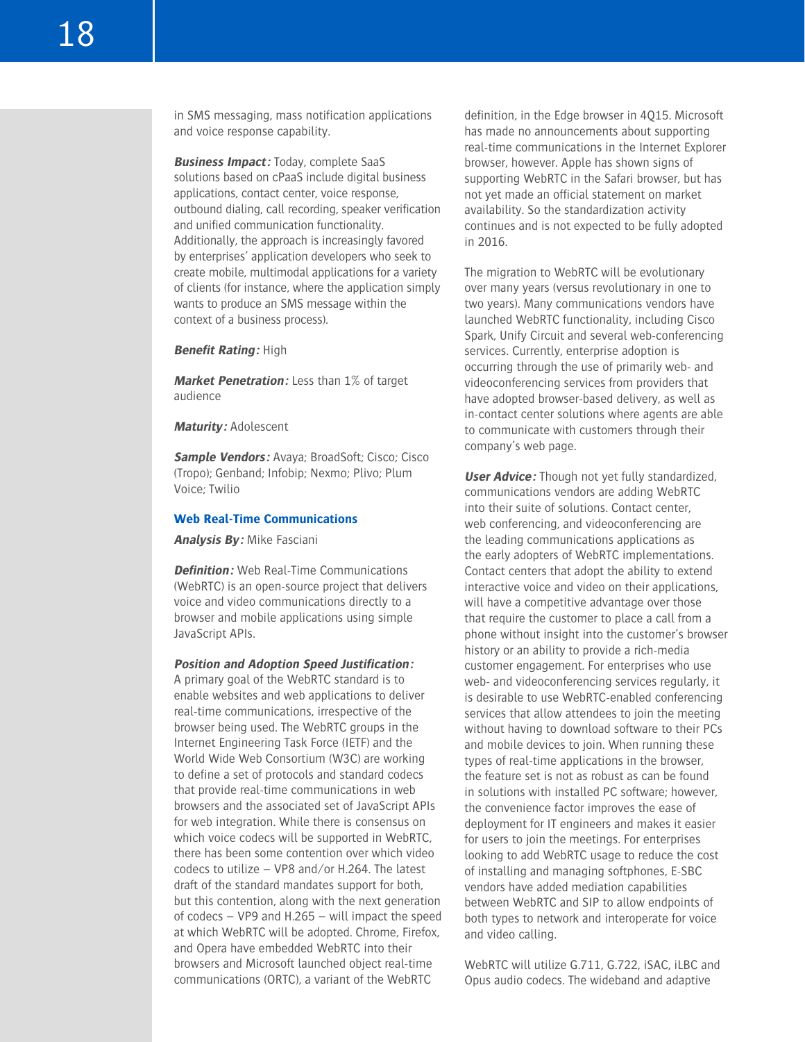in SMS messaging, mass notification applications and voice response capability.

***Business Impact:*** Today, complete SaaS solutions based on cPaaS include digital business applications, contact center, voice response, outbound dialing, call recording, speaker verification and unified communication functionality. Additionally, the approach is increasingly favored by enterprises' application developers who seek to create mobile, multimodal applications for a variety of clients (for instance, where the application simply wants to produce an SMS message within the context of a business process).

***Benefit Rating:*** High

***Market Penetration:*** Less than 1% of target audience

***Maturity:*** Adolescent

***Sample Vendors:*** Avaya; BroadSoft; Cisco; Cisco (Tropo); Genband; Infobip; Nexmo; Plivo; Plum Voice; Twilio

### Web Real-Time Communications

***Analysis By:*** Mike Fasciani

***Definition:*** Web Real-Time Communications (WebRTC) is an open-source project that delivers voice and video communications directly to a browser and mobile applications using simple JavaScript APIs.

***Position and Adoption Speed Justification:*** A primary goal of the WebRTC standard is to enable websites and web applications to deliver real-time communications, irrespective of the browser being used. The WebRTC groups in the Internet Engineering Task Force (IETF) and the World Wide Web Consortium (W3C) are working to define a set of protocols and standard codecs that provide real-time communications in web browsers and the associated set of JavaScript APIs for web integration. While there is consensus on which voice codecs will be supported in WebRTC, there has been some contention over which video codecs to utilize — VP8 and/or H.264. The latest draft of the standard mandates support for both, but this contention, along with the next generation of codecs — VP9 and H.265 — will impact the speed at which WebRTC will be adopted. Chrome, Firefox, and Opera have embedded WebRTC into their browsers and Microsoft launched object real-time communications (ORTC), a variant of the WebRTC definition, in the Edge browser in 4Q15. Microsoft has made no announcements about supporting real-time communications in the Internet Explorer browser, however. Apple has shown signs of supporting WebRTC in the Safari browser, but has not yet made an official statement on market availability. So the standardization activity continues and is not expected to be fully adopted in 2016.

The migration to WebRTC will be evolutionary over many years (versus revolutionary in one to two years). Many communications vendors have launched WebRTC functionality, including Cisco Spark, Unify Circuit and several web-conferencing services. Currently, enterprise adoption is occurring through the use of primarily web- and videoconferencing services from providers that have adopted browser-based delivery, as well as in-contact center solutions where agents are able to communicate with customers through their company's web page.

***User Advice:*** Though not yet fully standardized, communications vendors are adding WebRTC into their suite of solutions. Contact center, web conferencing, and videoconferencing are the leading communications applications as the early adopters of WebRTC implementations. Contact centers that adopt the ability to extend interactive voice and video on their applications, will have a competitive advantage over those that require the customer to place a call from a phone without insight into the customer's browser history or an ability to provide a rich-media customer engagement. For enterprises who use web- and videoconferencing services regularly, it is desirable to use WebRTC-enabled conferencing services that allow attendees to join the meeting without having to download software to their PCs and mobile devices to join. When running these types of real-time applications in the browser, the feature set is not as robust as can be found in solutions with installed PC software; however, the convenience factor improves the ease of deployment for IT engineers and makes it easier for users to join the meetings. For enterprises looking to add WebRTC usage to reduce the cost of installing and managing softphones, E-SBC vendors have added mediation capabilities between WebRTC and SIP to allow endpoints of both types to network and interoperate for voice and video calling.

WebRTC will utilize G.711, G.722, iSAC, iLBC and Opus audio codecs. The wideband and adaptive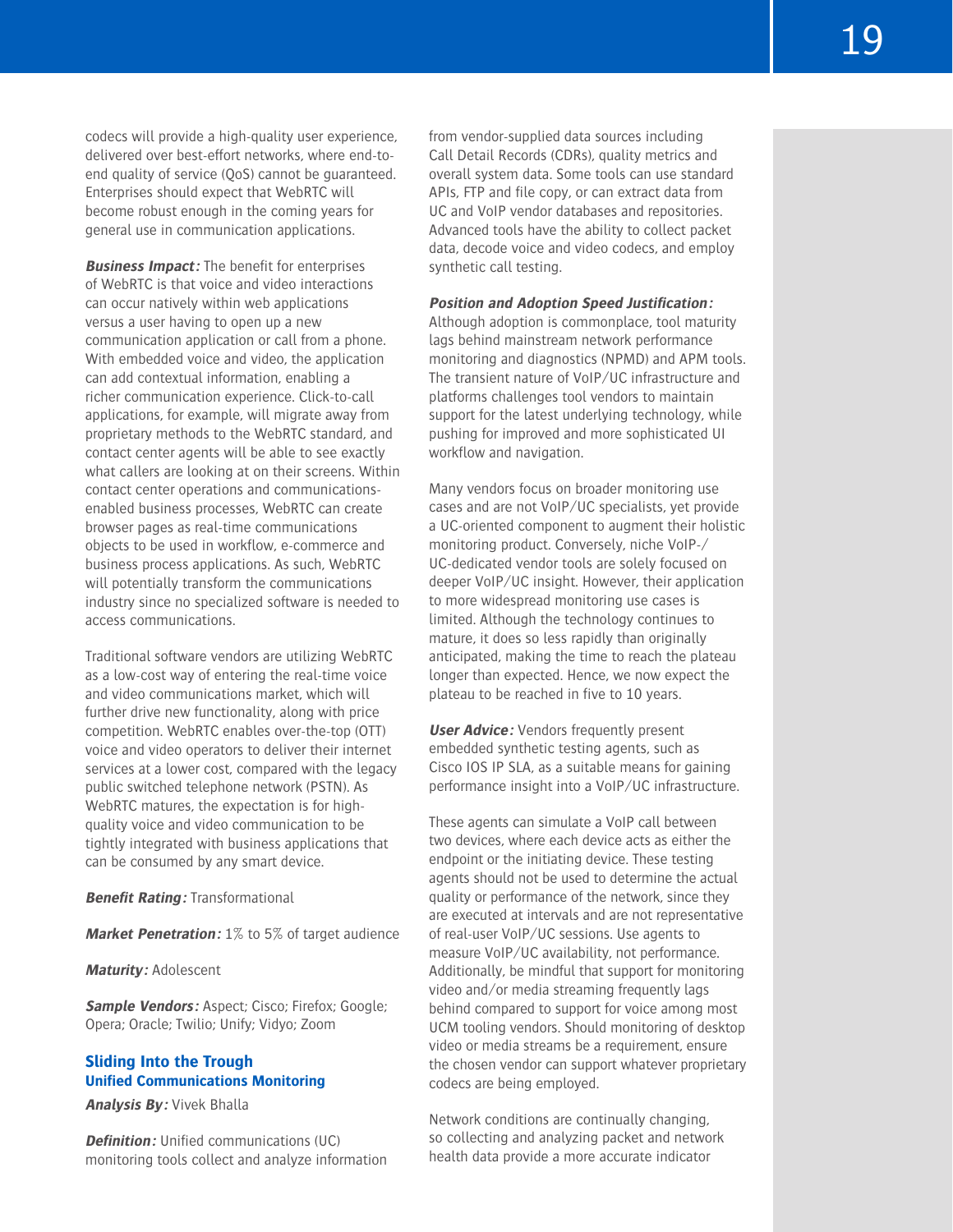codecs will provide a high-quality user experience, delivered over best-effort networks, where end-to-end quality of service (QoS) cannot be guaranteed. Enterprises should expect that WebRTC will become robust enough in the coming years for general use in communication applications.

***Business Impact:*** The benefit for enterprises of WebRTC is that voice and video interactions can occur natively within web applications versus a user having to open up a new communication application or call from a phone. With embedded voice and video, the application can add contextual information, enabling a richer communication experience. Click-to-call applications, for example, will migrate away from proprietary methods to the WebRTC standard, and contact center agents will be able to see exactly what callers are looking at on their screens. Within contact center operations and communications-enabled business processes, WebRTC can create browser pages as real-time communications objects to be used in workflow, e-commerce and business process applications. As such, WebRTC will potentially transform the communications industry since no specialized software is needed to access communications.

Traditional software vendors are utilizing WebRTC as a low-cost way of entering the real-time voice and video communications market, which will further drive new functionality, along with price competition. WebRTC enables over-the-top (OTT) voice and video operators to deliver their internet services at a lower cost, compared with the legacy public switched telephone network (PSTN). As WebRTC matures, the expectation is for high-quality voice and video communication to be tightly integrated with business applications that can be consumed by any smart device.

***Benefit Rating:*** Transformational

***Market Penetration:*** 1% to 5% of target audience

***Maturity:*** Adolescent

***Sample Vendors:*** Aspect; Cisco; Firefox; Google; Opera; Oracle; Twilio; Unify; Vidyo; Zoom

## Sliding Into the Trough

### Unified Communications Monitoring

***Analysis By:*** Vivek Bhalla

***Definition:*** Unified communications (UC) monitoring tools collect and analyze information from vendor-supplied data sources including Call Detail Records (CDRs), quality metrics and overall system data. Some tools can use standard APIs, FTP and file copy, or can extract data from UC and VoIP vendor databases and repositories. Advanced tools have the ability to collect packet data, decode voice and video codecs, and employ synthetic call testing.

***Position and Adoption Speed Justification:*** Although adoption is commonplace, tool maturity lags behind mainstream network performance monitoring and diagnostics (NPMD) and APM tools. The transient nature of VoIP/UC infrastructure and platforms challenges tool vendors to maintain support for the latest underlying technology, while pushing for improved and more sophisticated UI workflow and navigation.

Many vendors focus on broader monitoring use cases and are not VoIP/UC specialists, yet provide a UC-oriented component to augment their holistic monitoring product. Conversely, niche VoIP-/UC-dedicated vendor tools are solely focused on deeper VoIP/UC insight. However, their application to more widespread monitoring use cases is limited. Although the technology continues to mature, it does so less rapidly than originally anticipated, making the time to reach the plateau longer than expected. Hence, we now expect the plateau to be reached in five to 10 years.

***User Advice:*** Vendors frequently present embedded synthetic testing agents, such as Cisco IOS IP SLA, as a suitable means for gaining performance insight into a VoIP/UC infrastructure.

These agents can simulate a VoIP call between two devices, where each device acts as either the endpoint or the initiating device. These testing agents should not be used to determine the actual quality or performance of the network, since they are executed at intervals and are not representative of real-user VoIP/UC sessions. Use agents to measure VoIP/UC availability, not performance. Additionally, be mindful that support for monitoring video and/or media streaming frequently lags behind compared to support for voice among most UCM tooling vendors. Should monitoring of desktop video or media streams be a requirement, ensure the chosen vendor can support whatever proprietary codecs are being employed.

Network conditions are continually changing, so collecting and analyzing packet and network health data provide a more accurate indicator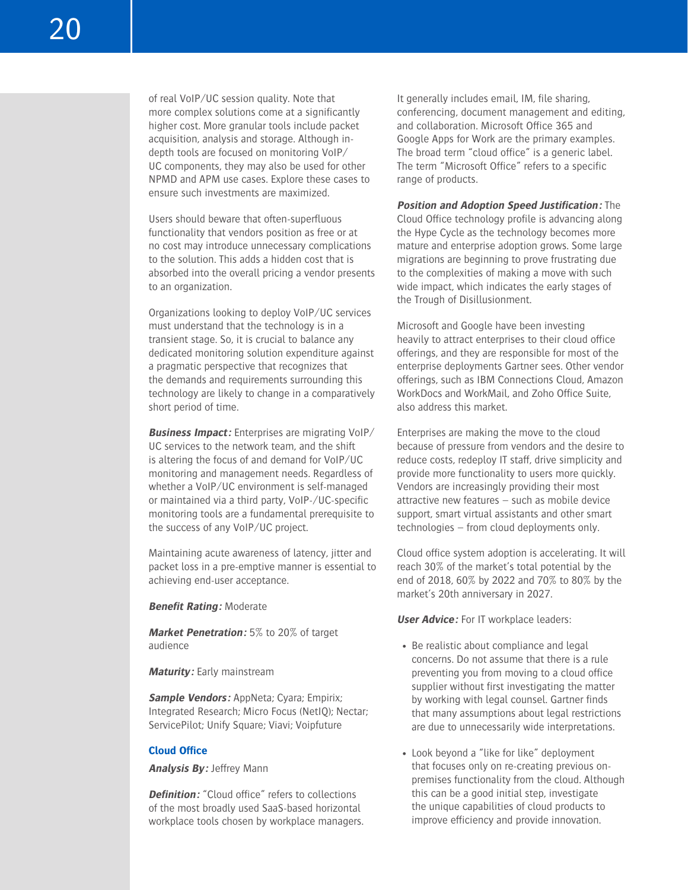of real VoIP/UC session quality. Note that more complex solutions come at a significantly higher cost. More granular tools include packet acquisition, analysis and storage. Although in-depth tools are focused on monitoring VoIP/UC components, they may also be used for other NPMD and APM use cases. Explore these cases to ensure such investments are maximized.

Users should beware that often-superfluous functionality that vendors position as free or at no cost may introduce unnecessary complications to the solution. This adds a hidden cost that is absorbed into the overall pricing a vendor presents to an organization.

Organizations looking to deploy VoIP/UC services must understand that the technology is in a transient stage. So, it is crucial to balance any dedicated monitoring solution expenditure against a pragmatic perspective that recognizes that the demands and requirements surrounding this technology are likely to change in a comparatively short period of time.

***Business Impact:*** Enterprises are migrating VoIP/UC services to the network team, and the shift is altering the focus of and demand for VoIP/UC monitoring and management needs. Regardless of whether a VoIP/UC environment is self-managed or maintained via a third party, VoIP-/UC-specific monitoring tools are a fundamental prerequisite to the success of any VoIP/UC project.

Maintaining acute awareness of latency, jitter and packet loss in a pre-emptive manner is essential to achieving end-user acceptance.

***Benefit Rating:*** Moderate

***Market Penetration:*** 5% to 20% of target audience

***Maturity:*** Early mainstream

***Sample Vendors:*** AppNeta; Cyara; Empirix; Integrated Research; Micro Focus (NetIQ); Nectar; ServicePilot; Unify Square; Viavi; Voipfuture

### Cloud Office

***Analysis By:*** Jeffrey Mann

***Definition:*** "Cloud office" refers to collections of the most broadly used SaaS-based horizontal workplace tools chosen by workplace managers. It generally includes email, IM, file sharing, conferencing, document management and editing, and collaboration. Microsoft Office 365 and Google Apps for Work are the primary examples. The broad term "cloud office" is a generic label. The term "Microsoft Office" refers to a specific range of products.

***Position and Adoption Speed Justification:*** The Cloud Office technology profile is advancing along the Hype Cycle as the technology becomes more mature and enterprise adoption grows. Some large migrations are beginning to prove frustrating due to the complexities of making a move with such wide impact, which indicates the early stages of the Trough of Disillusionment.

Microsoft and Google have been investing heavily to attract enterprises to their cloud office offerings, and they are responsible for most of the enterprise deployments Gartner sees. Other vendor offerings, such as IBM Connections Cloud, Amazon WorkDocs and WorkMail, and Zoho Office Suite, also address this market.

Enterprises are making the move to the cloud because of pressure from vendors and the desire to reduce costs, redeploy IT staff, drive simplicity and provide more functionality to users more quickly. Vendors are increasingly providing their most attractive new features — such as mobile device support, smart virtual assistants and other smart technologies — from cloud deployments only.

Cloud office system adoption is accelerating. It will reach 30% of the market's total potential by the end of 2018, 60% by 2022 and 70% to 80% by the market's 20th anniversary in 2027.

***User Advice:*** For IT workplace leaders:

- Be realistic about compliance and legal concerns. Do not assume that there is a rule preventing you from moving to a cloud office supplier without first investigating the matter by working with legal counsel. Gartner finds that many assumptions about legal restrictions are due to unnecessarily wide interpretations.
- Look beyond a "like for like" deployment that focuses only on re-creating previous on-premises functionality from the cloud. Although this can be a good initial step, investigate the unique capabilities of cloud products to improve efficiency and provide innovation.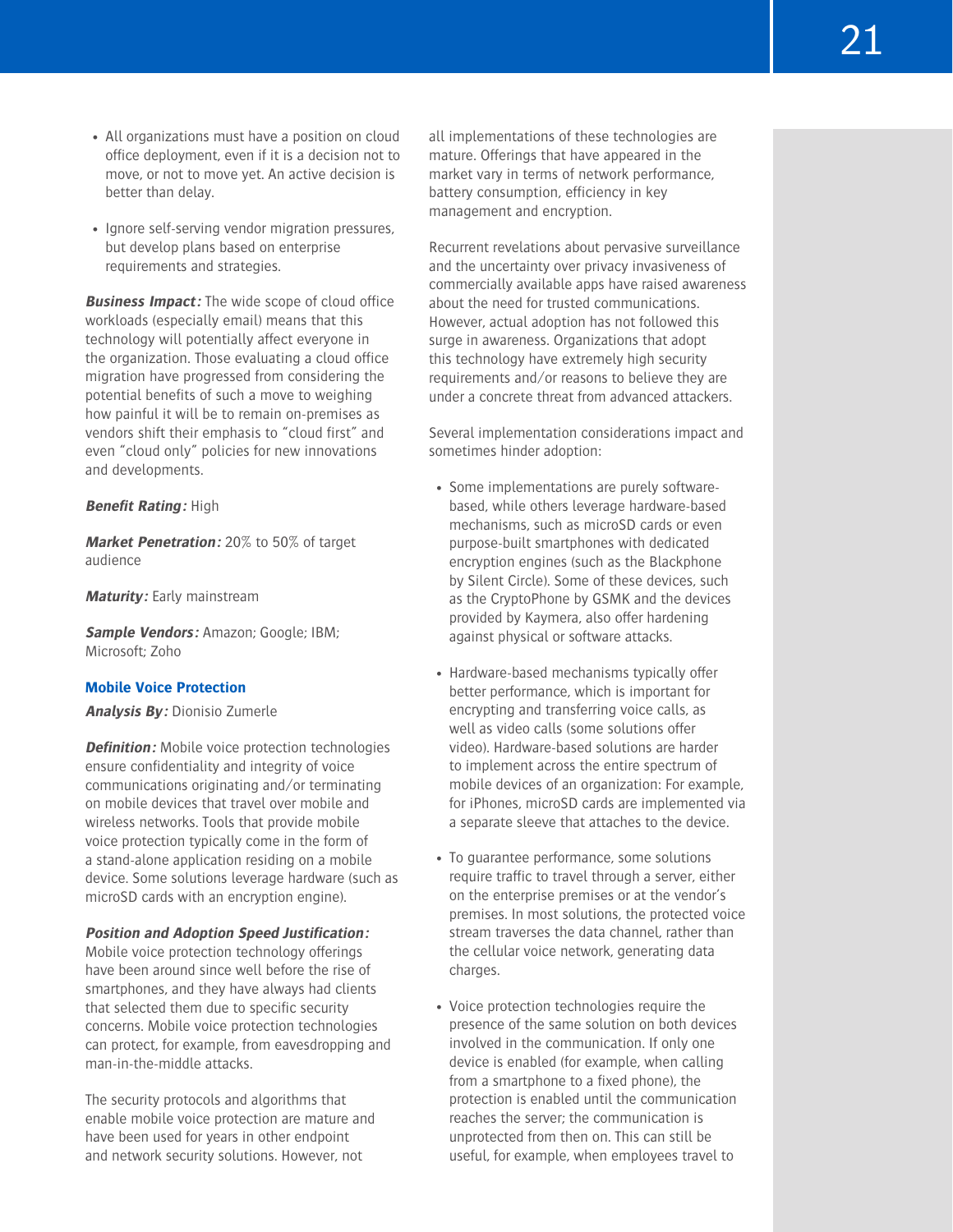- All organizations must have a position on cloud office deployment, even if it is a decision not to move, or not to move yet. An active decision is better than delay.

- Ignore self-serving vendor migration pressures, but develop plans based on enterprise requirements and strategies.

***Business Impact:*** The wide scope of cloud office workloads (especially email) means that this technology will potentially affect everyone in the organization. Those evaluating a cloud office migration have progressed from considering the potential benefits of such a move to weighing how painful it will be to remain on-premises as vendors shift their emphasis to "cloud first" and even "cloud only" policies for new innovations and developments.

***Benefit Rating:*** High

***Market Penetration:*** 20% to 50% of target audience

***Maturity:*** Early mainstream

***Sample Vendors:*** Amazon; Google; IBM; Microsoft; Zoho

### Mobile Voice Protection

***Analysis By:*** Dionisio Zumerle

***Definition:*** Mobile voice protection technologies ensure confidentiality and integrity of voice communications originating and/or terminating on mobile devices that travel over mobile and wireless networks. Tools that provide mobile voice protection typically come in the form of a stand-alone application residing on a mobile device. Some solutions leverage hardware (such as microSD cards with an encryption engine).

***Position and Adoption Speed Justification:*** Mobile voice protection technology offerings have been around since well before the rise of smartphones, and they have always had clients that selected them due to specific security concerns. Mobile voice protection technologies can protect, for example, from eavesdropping and man-in-the-middle attacks.

The security protocols and algorithms that enable mobile voice protection are mature and have been used for years in other endpoint and network security solutions. However, not all implementations of these technologies are mature. Offerings that have appeared in the market vary in terms of network performance, battery consumption, efficiency in key management and encryption.

Recurrent revelations about pervasive surveillance and the uncertainty over privacy invasiveness of commercially available apps have raised awareness about the need for trusted communications. However, actual adoption has not followed this surge in awareness. Organizations that adopt this technology have extremely high security requirements and/or reasons to believe they are under a concrete threat from advanced attackers.

Several implementation considerations impact and sometimes hinder adoption:

- Some implementations are purely software-based, while others leverage hardware-based mechanisms, such as microSD cards or even purpose-built smartphones with dedicated encryption engines (such as the Blackphone by Silent Circle). Some of these devices, such as the CryptoPhone by GSMK and the devices provided by Kaymera, also offer hardening against physical or software attacks.

- Hardware-based mechanisms typically offer better performance, which is important for encrypting and transferring voice calls, as well as video calls (some solutions offer video). Hardware-based solutions are harder to implement across the entire spectrum of mobile devices of an organization: For example, for iPhones, microSD cards are implemented via a separate sleeve that attaches to the device.

- To guarantee performance, some solutions require traffic to travel through a server, either on the enterprise premises or at the vendor's premises. In most solutions, the protected voice stream traverses the data channel, rather than the cellular voice network, generating data charges.

- Voice protection technologies require the presence of the same solution on both devices involved in the communication. If only one device is enabled (for example, when calling from a smartphone to a fixed phone), the protection is enabled until the communication reaches the server; the communication is unprotected from then on. This can still be useful, for example, when employees travel to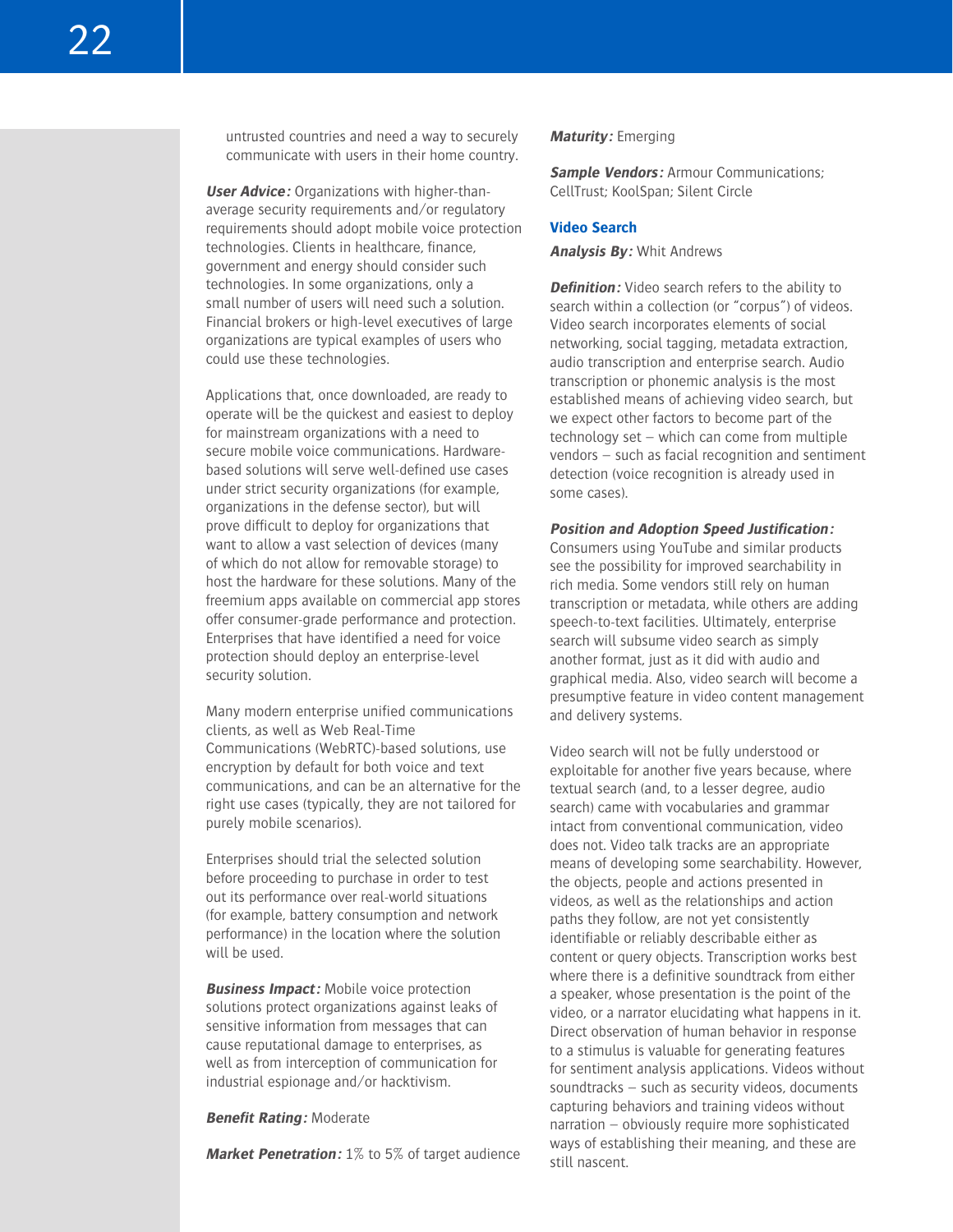untrusted countries and need a way to securely communicate with users in their home country.

***User Advice:*** Organizations with higher-than-average security requirements and/or regulatory requirements should adopt mobile voice protection technologies. Clients in healthcare, finance, government and energy should consider such technologies. In some organizations, only a small number of users will need such a solution. Financial brokers or high-level executives of large organizations are typical examples of users who could use these technologies.

Applications that, once downloaded, are ready to operate will be the quickest and easiest to deploy for mainstream organizations with a need to secure mobile voice communications. Hardware-based solutions will serve well-defined use cases under strict security organizations (for example, organizations in the defense sector), but will prove difficult to deploy for organizations that want to allow a vast selection of devices (many of which do not allow for removable storage) to host the hardware for these solutions. Many of the freemium apps available on commercial app stores offer consumer-grade performance and protection. Enterprises that have identified a need for voice protection should deploy an enterprise-level security solution.

Many modern enterprise unified communications clients, as well as Web Real-Time Communications (WebRTC)-based solutions, use encryption by default for both voice and text communications, and can be an alternative for the right use cases (typically, they are not tailored for purely mobile scenarios).

Enterprises should trial the selected solution before proceeding to purchase in order to test out its performance over real-world situations (for example, battery consumption and network performance) in the location where the solution will be used.

***Business Impact:*** Mobile voice protection solutions protect organizations against leaks of sensitive information from messages that can cause reputational damage to enterprises, as well as from interception of communication for industrial espionage and/or hacktivism.

***Benefit Rating:*** Moderate

***Market Penetration:*** 1% to 5% of target audience

***Maturity:*** Emerging

***Sample Vendors:*** Armour Communications; CellTrust; KoolSpan; Silent Circle

### Video Search

***Analysis By:*** Whit Andrews

***Definition:*** Video search refers to the ability to search within a collection (or "corpus") of videos. Video search incorporates elements of social networking, social tagging, metadata extraction, audio transcription and enterprise search. Audio transcription or phonemic analysis is the most established means of achieving video search, but we expect other factors to become part of the technology set — which can come from multiple vendors — such as facial recognition and sentiment detection (voice recognition is already used in some cases).

***Position and Adoption Speed Justification:*** Consumers using YouTube and similar products see the possibility for improved searchability in rich media. Some vendors still rely on human transcription or metadata, while others are adding speech-to-text facilities. Ultimately, enterprise search will subsume video search as simply another format, just as it did with audio and graphical media. Also, video search will become a presumptive feature in video content management and delivery systems.

Video search will not be fully understood or exploitable for another five years because, where textual search (and, to a lesser degree, audio search) came with vocabularies and grammar intact from conventional communication, video does not. Video talk tracks are an appropriate means of developing some searchability. However, the objects, people and actions presented in videos, as well as the relationships and action paths they follow, are not yet consistently identifiable or reliably describable either as content or query objects. Transcription works best where there is a definitive soundtrack from either a speaker, whose presentation is the point of the video, or a narrator elucidating what happens in it. Direct observation of human behavior in response to a stimulus is valuable for generating features for sentiment analysis applications. Videos without soundtracks — such as security videos, documents capturing behaviors and training videos without narration — obviously require more sophisticated ways of establishing their meaning, and these are still nascent.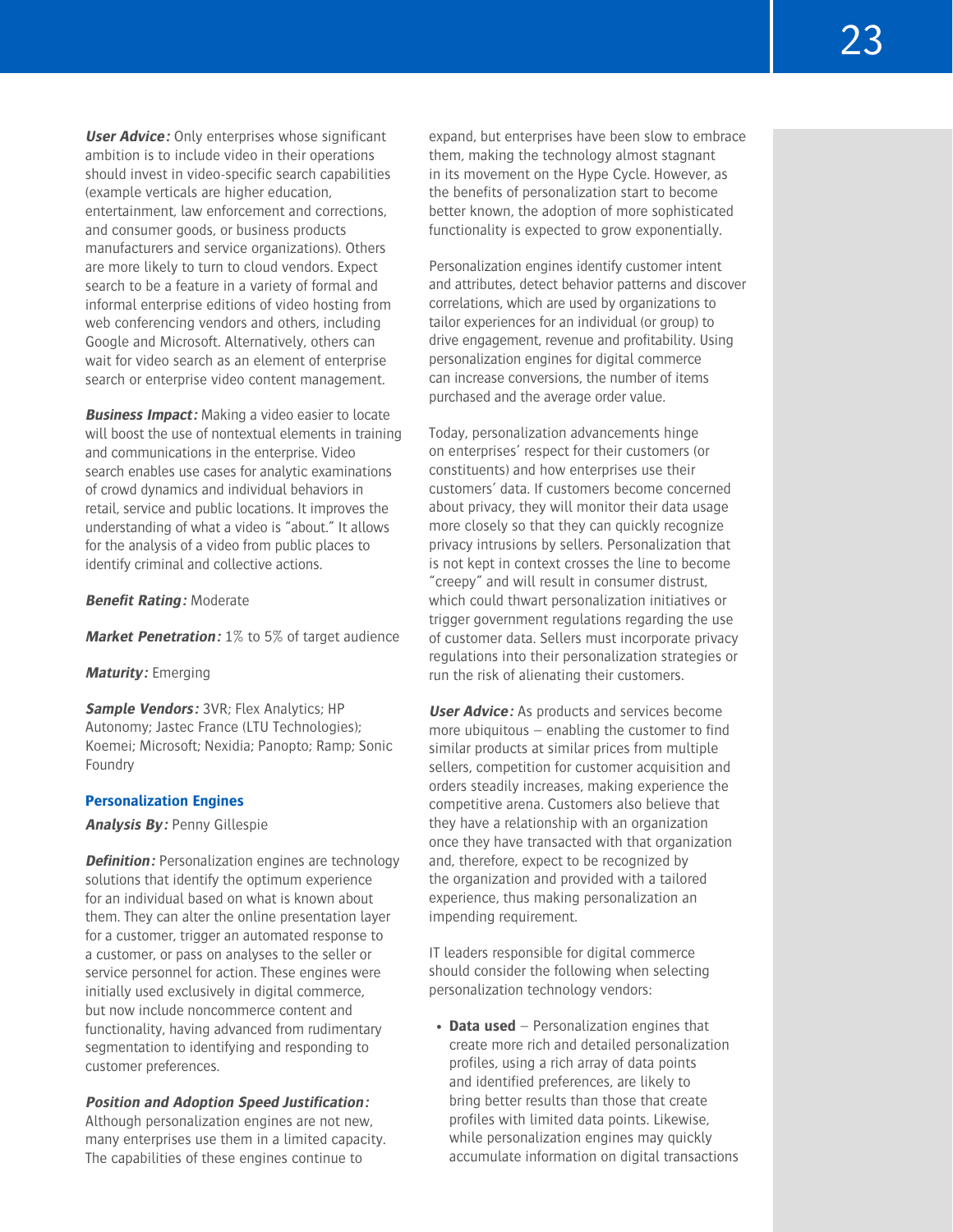***User Advice:*** Only enterprises whose significant ambition is to include video in their operations should invest in video-specific search capabilities (example verticals are higher education, entertainment, law enforcement and corrections, and consumer goods, or business products manufacturers and service organizations). Others are more likely to turn to cloud vendors. Expect search to be a feature in a variety of formal and informal enterprise editions of video hosting from web conferencing vendors and others, including Google and Microsoft. Alternatively, others can wait for video search as an element of enterprise search or enterprise video content management.

***Business Impact:*** Making a video easier to locate will boost the use of nontextual elements in training and communications in the enterprise. Video search enables use cases for analytic examinations of crowd dynamics and individual behaviors in retail, service and public locations. It improves the understanding of what a video is "about." It allows for the analysis of a video from public places to identify criminal and collective actions.

***Benefit Rating:*** Moderate

***Market Penetration:*** 1% to 5% of target audience

***Maturity:*** Emerging

***Sample Vendors:*** 3VR; Flex Analytics; HP Autonomy; Jastec France (LTU Technologies); Koemei; Microsoft; Nexidia; Panopto; Ramp; Sonic Foundry

### Personalization Engines

***Analysis By:*** Penny Gillespie

***Definition:*** Personalization engines are technology solutions that identify the optimum experience for an individual based on what is known about them. They can alter the online presentation layer for a customer, trigger an automated response to a customer, or pass on analyses to the seller or service personnel for action. These engines were initially used exclusively in digital commerce, but now include noncommerce content and functionality, having advanced from rudimentary segmentation to identifying and responding to customer preferences.

***Position and Adoption Speed Justification:*** Although personalization engines are not new, many enterprises use them in a limited capacity. The capabilities of these engines continue to expand, but enterprises have been slow to embrace them, making the technology almost stagnant in its movement on the Hype Cycle. However, as the benefits of personalization start to become better known, the adoption of more sophisticated functionality is expected to grow exponentially.

Personalization engines identify customer intent and attributes, detect behavior patterns and discover correlations, which are used by organizations to tailor experiences for an individual (or group) to drive engagement, revenue and profitability. Using personalization engines for digital commerce can increase conversions, the number of items purchased and the average order value.

Today, personalization advancements hinge on enterprises' respect for their customers (or constituents) and how enterprises use their customers' data. If customers become concerned about privacy, they will monitor their data usage more closely so that they can quickly recognize privacy intrusions by sellers. Personalization that is not kept in context crosses the line to become "creepy" and will result in consumer distrust, which could thwart personalization initiatives or trigger government regulations regarding the use of customer data. Sellers must incorporate privacy regulations into their personalization strategies or run the risk of alienating their customers.

***User Advice:*** As products and services become more ubiquitous — enabling the customer to find similar products at similar prices from multiple sellers, competition for customer acquisition and orders steadily increases, making experience the competitive arena. Customers also believe that they have a relationship with an organization once they have transacted with that organization and, therefore, expect to be recognized by the organization and provided with a tailored experience, thus making personalization an impending requirement.

IT leaders responsible for digital commerce should consider the following when selecting personalization technology vendors:

- **Data used** — Personalization engines that create more rich and detailed personalization profiles, using a rich array of data points and identified preferences, are likely to bring better results than those that create profiles with limited data points. Likewise, while personalization engines may quickly accumulate information on digital transactions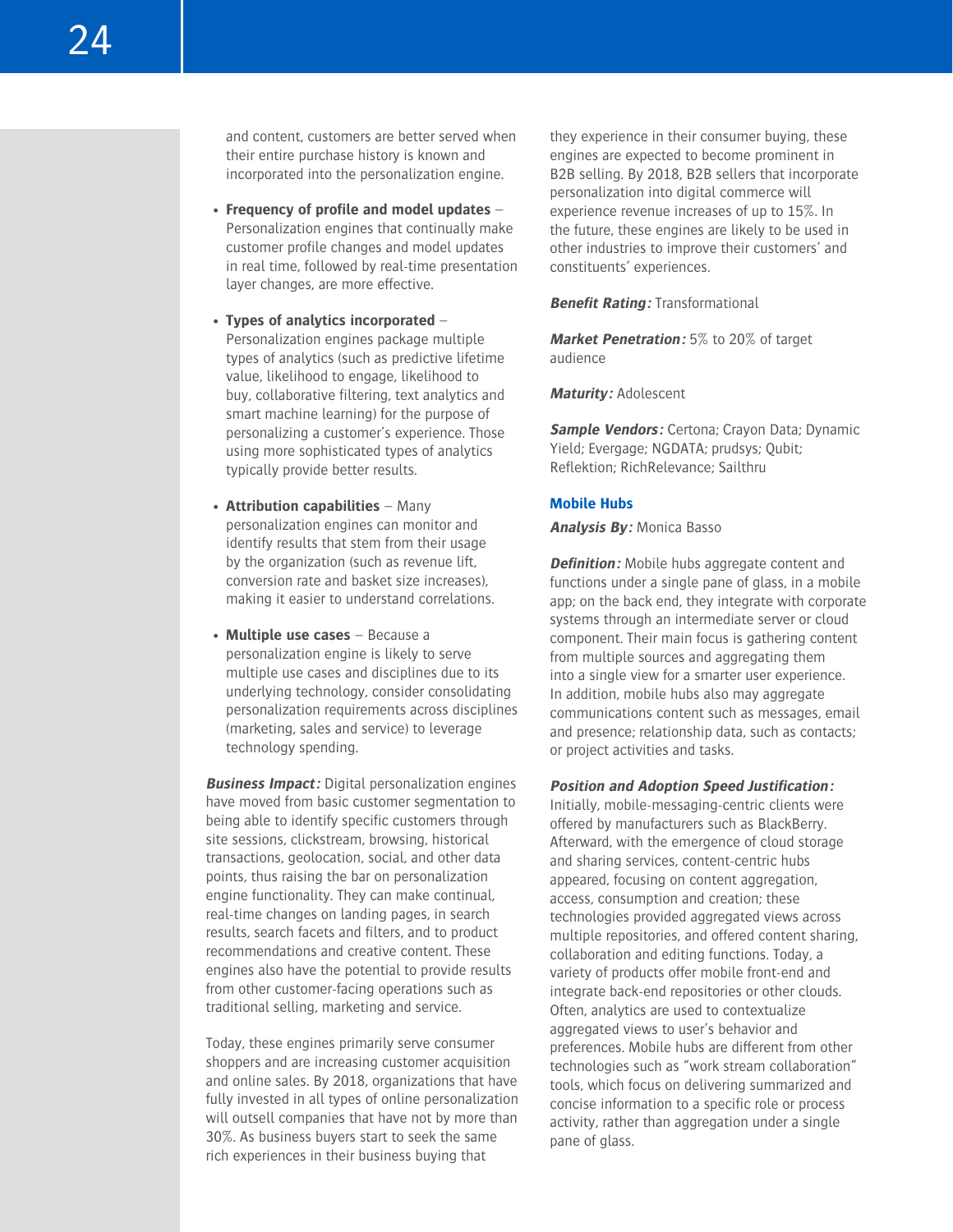and content, customers are better served when their entire purchase history is known and incorporated into the personalization engine.

- **Frequency of profile and model updates** – Personalization engines that continually make customer profile changes and model updates in real time, followed by real-time presentation layer changes, are more effective.
- **Types of analytics incorporated** – Personalization engines package multiple types of analytics (such as predictive lifetime value, likelihood to engage, likelihood to buy, collaborative filtering, text analytics and smart machine learning) for the purpose of personalizing a customer's experience. Those using more sophisticated types of analytics typically provide better results.
- **Attribution capabilities** – Many personalization engines can monitor and identify results that stem from their usage by the organization (such as revenue lift, conversion rate and basket size increases), making it easier to understand correlations.
- **Multiple use cases** – Because a personalization engine is likely to serve multiple use cases and disciplines due to its underlying technology, consider consolidating personalization requirements across disciplines (marketing, sales and service) to leverage technology spending.

***Business Impact:*** Digital personalization engines have moved from basic customer segmentation to being able to identify specific customers through site sessions, clickstream, browsing, historical transactions, geolocation, social, and other data points, thus raising the bar on personalization engine functionality. They can make continual, real-time changes on landing pages, in search results, search facets and filters, and to product recommendations and creative content. These engines also have the potential to provide results from other customer-facing operations such as traditional selling, marketing and service.

Today, these engines primarily serve consumer shoppers and are increasing customer acquisition and online sales. By 2018, organizations that have fully invested in all types of online personalization will outsell companies that have not by more than 30%. As business buyers start to seek the same rich experiences in their business buying that they experience in their consumer buying, these engines are expected to become prominent in B2B selling. By 2018, B2B sellers that incorporate personalization into digital commerce will experience revenue increases of up to 15%. In the future, these engines are likely to be used in other industries to improve their customers' and constituents' experiences.

***Benefit Rating:*** Transformational

***Market Penetration:*** 5% to 20% of target audience

***Maturity:*** Adolescent

***Sample Vendors:*** Certona; Crayon Data; Dynamic Yield; Evergage; NGDATA; prudsys; Qubit; Reflektion; RichRelevance; Sailthru

### Mobile Hubs

***Analysis By:*** Monica Basso

***Definition:*** Mobile hubs aggregate content and functions under a single pane of glass, in a mobile app; on the back end, they integrate with corporate systems through an intermediate server or cloud component. Their main focus is gathering content from multiple sources and aggregating them into a single view for a smarter user experience. In addition, mobile hubs also may aggregate communications content such as messages, email and presence; relationship data, such as contacts; or project activities and tasks.

***Position and Adoption Speed Justification:*** Initially, mobile-messaging-centric clients were offered by manufacturers such as BlackBerry. Afterward, with the emergence of cloud storage and sharing services, content-centric hubs appeared, focusing on content aggregation, access, consumption and creation; these technologies provided aggregated views across multiple repositories, and offered content sharing, collaboration and editing functions. Today, a variety of products offer mobile front-end and integrate back-end repositories or other clouds. Often, analytics are used to contextualize aggregated views to user's behavior and preferences. Mobile hubs are different from other technologies such as "work stream collaboration" tools, which focus on delivering summarized and concise information to a specific role or process activity, rather than aggregation under a single pane of glass.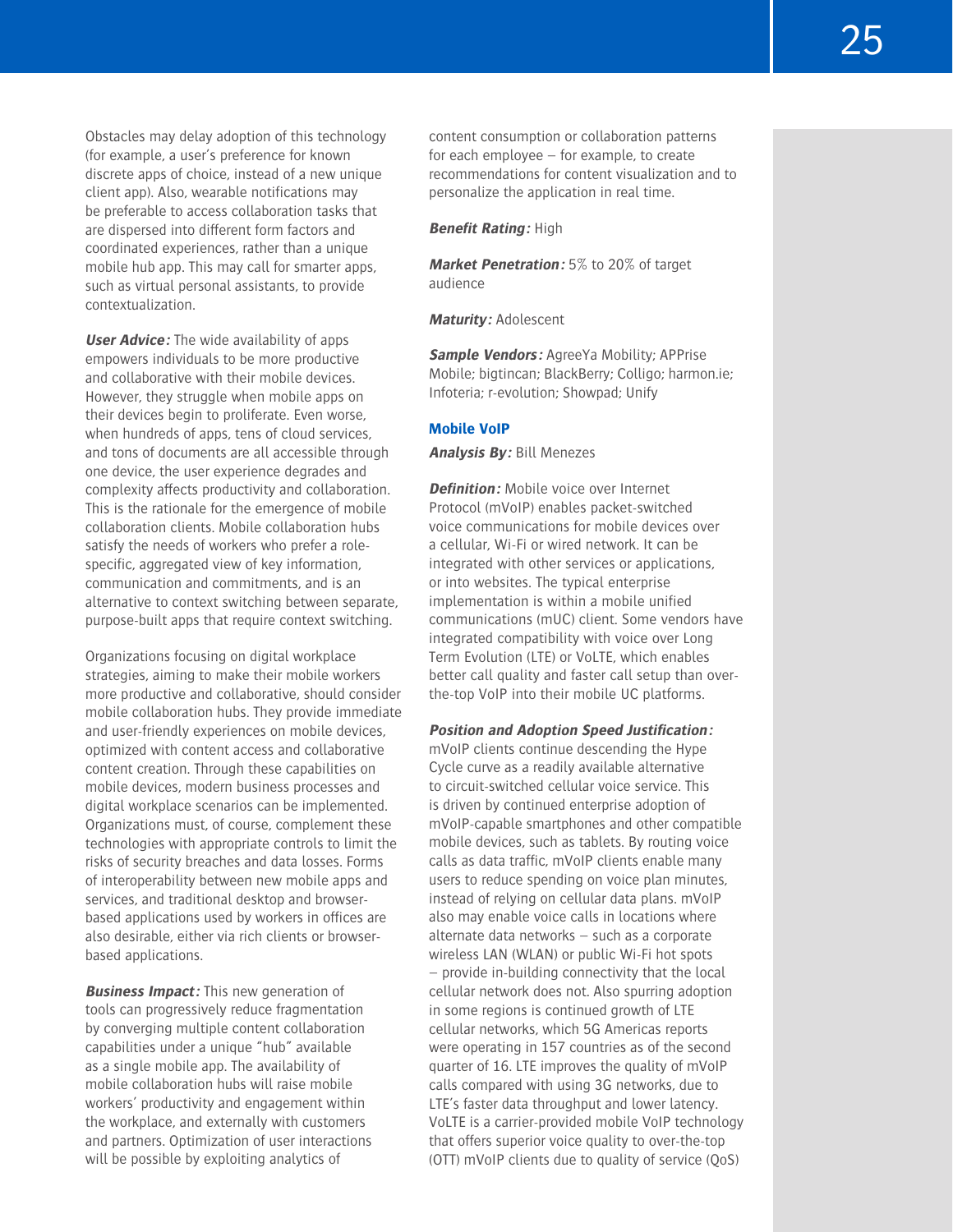Obstacles may delay adoption of this technology (for example, a user's preference for known discrete apps of choice, instead of a new unique client app). Also, wearable notifications may be preferable to access collaboration tasks that are dispersed into different form factors and coordinated experiences, rather than a unique mobile hub app. This may call for smarter apps, such as virtual personal assistants, to provide contextualization.

***User Advice:*** The wide availability of apps empowers individuals to be more productive and collaborative with their mobile devices. However, they struggle when mobile apps on their devices begin to proliferate. Even worse, when hundreds of apps, tens of cloud services, and tons of documents are all accessible through one device, the user experience degrades and complexity affects productivity and collaboration. This is the rationale for the emergence of mobile collaboration clients. Mobile collaboration hubs satisfy the needs of workers who prefer a role-specific, aggregated view of key information, communication and commitments, and is an alternative to context switching between separate, purpose-built apps that require context switching.

Organizations focusing on digital workplace strategies, aiming to make their mobile workers more productive and collaborative, should consider mobile collaboration hubs. They provide immediate and user-friendly experiences on mobile devices, optimized with content access and collaborative content creation. Through these capabilities on mobile devices, modern business processes and digital workplace scenarios can be implemented. Organizations must, of course, complement these technologies with appropriate controls to limit the risks of security breaches and data losses. Forms of interoperability between new mobile apps and services, and traditional desktop and browser-based applications used by workers in offices are also desirable, either via rich clients or browser-based applications.

***Business Impact:*** This new generation of tools can progressively reduce fragmentation by converging multiple content collaboration capabilities under a unique "hub" available as a single mobile app. The availability of mobile collaboration hubs will raise mobile workers' productivity and engagement within the workplace, and externally with customers and partners. Optimization of user interactions will be possible by exploiting analytics of content consumption or collaboration patterns for each employee — for example, to create recommendations for content visualization and to personalize the application in real time.

***Benefit Rating:*** High

***Market Penetration:*** 5% to 20% of target audience

***Maturity:*** Adolescent

***Sample Vendors:*** AgreeYa Mobility; APPrise Mobile; bigtincan; BlackBerry; Colligo; harmon.ie; Infoteria; r-evolution; Showpad; Unify

### Mobile VoIP

***Analysis By:*** Bill Menezes

***Definition:*** Mobile voice over Internet Protocol (mVoIP) enables packet-switched voice communications for mobile devices over a cellular, Wi-Fi or wired network. It can be integrated with other services or applications, or into websites. The typical enterprise implementation is within a mobile unified communications (mUC) client. Some vendors have integrated compatibility with voice over Long Term Evolution (LTE) or VoLTE, which enables better call quality and faster call setup than over-the-top VoIP into their mobile UC platforms.

***Position and Adoption Speed Justification:*** mVoIP clients continue descending the Hype Cycle curve as a readily available alternative to circuit-switched cellular voice service. This is driven by continued enterprise adoption of mVoIP-capable smartphones and other compatible mobile devices, such as tablets. By routing voice calls as data traffic, mVoIP clients enable many users to reduce spending on voice plan minutes, instead of relying on cellular data plans. mVoIP also may enable voice calls in locations where alternate data networks — such as a corporate wireless LAN (WLAN) or public Wi-Fi hot spots — provide in-building connectivity that the local cellular network does not. Also spurring adoption in some regions is continued growth of LTE cellular networks, which 5G Americas reports were operating in 157 countries as of the second quarter of 16. LTE improves the quality of mVoIP calls compared with using 3G networks, due to LTE's faster data throughput and lower latency. VoLTE is a carrier-provided mobile VoIP technology that offers superior voice quality to over-the-top (OTT) mVoIP clients due to quality of service (QoS)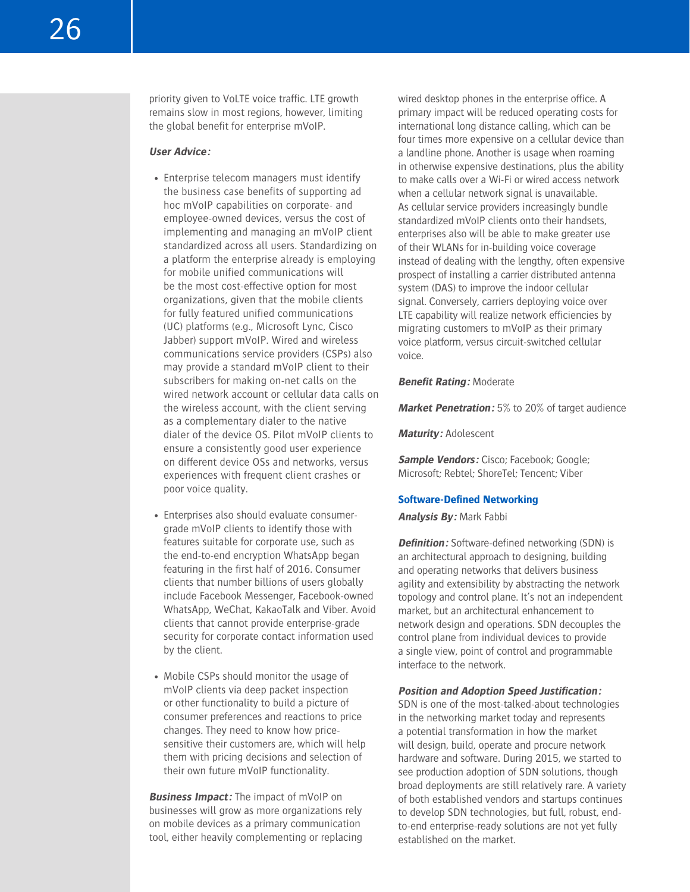priority given to VoLTE voice traffic. LTE growth remains slow in most regions, however, limiting the global benefit for enterprise mVoIP.

***User Advice:***

- Enterprise telecom managers must identify the business case benefits of supporting ad hoc mVoIP capabilities on corporate- and employee-owned devices, versus the cost of implementing and managing an mVoIP client standardized across all users. Standardizing on a platform the enterprise already is employing for mobile unified communications will be the most cost-effective option for most organizations, given that the mobile clients for fully featured unified communications (UC) platforms (e.g., Microsoft Lync, Cisco Jabber) support mVoIP. Wired and wireless communications service providers (CSPs) also may provide a standard mVoIP client to their subscribers for making on-net calls on the wired network account or cellular data calls on the wireless account, with the client serving as a complementary dialer to the native dialer of the device OS. Pilot mVoIP clients to ensure a consistently good user experience on different device OSs and networks, versus experiences with frequent client crashes or poor voice quality.

- Enterprises also should evaluate consumer-grade mVoIP clients to identify those with features suitable for corporate use, such as the end-to-end encryption WhatsApp began featuring in the first half of 2016. Consumer clients that number billions of users globally include Facebook Messenger, Facebook-owned WhatsApp, WeChat, KakaoTalk and Viber. Avoid clients that cannot provide enterprise-grade security for corporate contact information used by the client.

- Mobile CSPs should monitor the usage of mVoIP clients via deep packet inspection or other functionality to build a picture of consumer preferences and reactions to price changes. They need to know how price-sensitive their customers are, which will help them with pricing decisions and selection of their own future mVoIP functionality.

***Business Impact:*** The impact of mVoIP on businesses will grow as more organizations rely on mobile devices as a primary communication tool, either heavily complementing or replacing wired desktop phones in the enterprise office. A primary impact will be reduced operating costs for international long distance calling, which can be four times more expensive on a cellular device than a landline phone. Another is usage when roaming in otherwise expensive destinations, plus the ability to make calls over a Wi-Fi or wired access network when a cellular network signal is unavailable. As cellular service providers increasingly bundle standardized mVoIP clients onto their handsets, enterprises also will be able to make greater use of their WLANs for in-building voice coverage instead of dealing with the lengthy, often expensive prospect of installing a carrier distributed antenna system (DAS) to improve the indoor cellular signal. Conversely, carriers deploying voice over LTE capability will realize network efficiencies by migrating customers to mVoIP as their primary voice platform, versus circuit-switched cellular voice.

***Benefit Rating:*** Moderate

***Market Penetration:*** 5% to 20% of target audience

***Maturity:*** Adolescent

***Sample Vendors:*** Cisco; Facebook; Google; Microsoft; Rebtel; ShoreTel; Tencent; Viber

### Software-Defined Networking

***Analysis By:*** Mark Fabbi

***Definition:*** Software-defined networking (SDN) is an architectural approach to designing, building and operating networks that delivers business agility and extensibility by abstracting the network topology and control plane. It's not an independent market, but an architectural enhancement to network design and operations. SDN decouples the control plane from individual devices to provide a single view, point of control and programmable interface to the network.

***Position and Adoption Speed Justification:***
SDN is one of the most-talked-about technologies in the networking market today and represents a potential transformation in how the market will design, build, operate and procure network hardware and software. During 2015, we started to see production adoption of SDN solutions, though broad deployments are still relatively rare. A variety of both established vendors and startups continues to develop SDN technologies, but full, robust, end-to-end enterprise-ready solutions are not yet fully established on the market.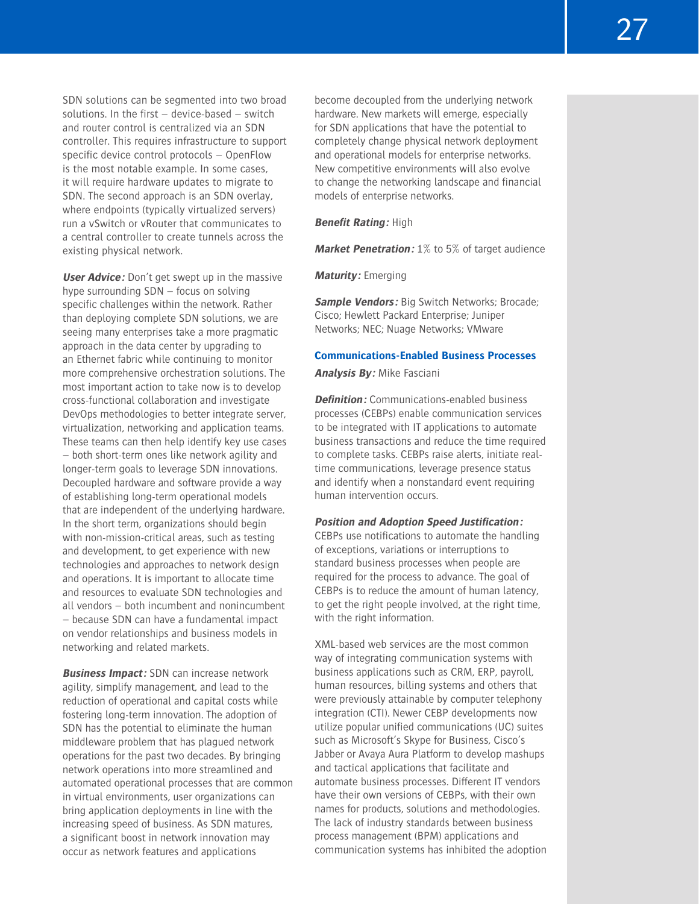SDN solutions can be segmented into two broad solutions. In the first — device-based — switch and router control is centralized via an SDN controller. This requires infrastructure to support specific device control protocols — OpenFlow is the most notable example. In some cases, it will require hardware updates to migrate to SDN. The second approach is an SDN overlay, where endpoints (typically virtualized servers) run a vSwitch or vRouter that communicates to a central controller to create tunnels across the existing physical network.

***User Advice:*** Don't get swept up in the massive hype surrounding SDN — focus on solving specific challenges within the network. Rather than deploying complete SDN solutions, we are seeing many enterprises take a more pragmatic approach in the data center by upgrading to an Ethernet fabric while continuing to monitor more comprehensive orchestration solutions. The most important action to take now is to develop cross-functional collaboration and investigate DevOps methodologies to better integrate server, virtualization, networking and application teams. These teams can then help identify key use cases — both short-term ones like network agility and longer-term goals to leverage SDN innovations. Decoupled hardware and software provide a way of establishing long-term operational models that are independent of the underlying hardware. In the short term, organizations should begin with non-mission-critical areas, such as testing and development, to get experience with new technologies and approaches to network design and operations. It is important to allocate time and resources to evaluate SDN technologies and all vendors — both incumbent and nonincumbent — because SDN can have a fundamental impact on vendor relationships and business models in networking and related markets.

***Business Impact:*** SDN can increase network agility, simplify management, and lead to the reduction of operational and capital costs while fostering long-term innovation. The adoption of SDN has the potential to eliminate the human middleware problem that has plagued network operations for the past two decades. By bringing network operations into more streamlined and automated operational processes that are common in virtual environments, user organizations can bring application deployments in line with the increasing speed of business. As SDN matures, a significant boost in network innovation may occur as network features and applications become decoupled from the underlying network hardware. New markets will emerge, especially for SDN applications that have the potential to completely change physical network deployment and operational models for enterprise networks. New competitive environments will also evolve to change the networking landscape and financial models of enterprise networks.

***Benefit Rating:*** High

***Market Penetration:*** 1% to 5% of target audience

***Maturity:*** Emerging

***Sample Vendors:*** Big Switch Networks; Brocade; Cisco; Hewlett Packard Enterprise; Juniper Networks; NEC; Nuage Networks; VMware

### Communications-Enabled Business Processes

***Analysis By:*** Mike Fasciani

***Definition:*** Communications-enabled business processes (CEBPs) enable communication services to be integrated with IT applications to automate business transactions and reduce the time required to complete tasks. CEBPs raise alerts, initiate real-time communications, leverage presence status and identify when a nonstandard event requiring human intervention occurs.

***Position and Adoption Speed Justification:*** CEBPs use notifications to automate the handling of exceptions, variations or interruptions to standard business processes when people are required for the process to advance. The goal of CEBPs is to reduce the amount of human latency, to get the right people involved, at the right time, with the right information.

XML-based web services are the most common way of integrating communication systems with business applications such as CRM, ERP, payroll, human resources, billing systems and others that were previously attainable by computer telephony integration (CTI). Newer CEBP developments now utilize popular unified communications (UC) suites such as Microsoft's Skype for Business, Cisco's Jabber or Avaya Aura Platform to develop mashups and tactical applications that facilitate and automate business processes. Different IT vendors have their own versions of CEBPs, with their own names for products, solutions and methodologies. The lack of industry standards between business process management (BPM) applications and communication systems has inhibited the adoption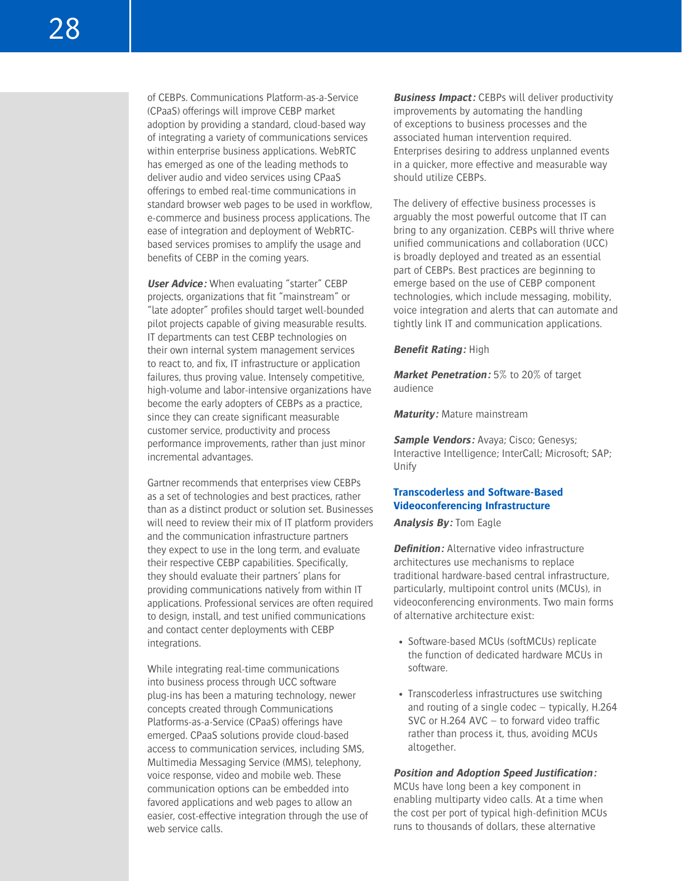of CEBPs. Communications Platform-as-a-Service (CPaaS) offerings will improve CEBP market adoption by providing a standard, cloud-based way of integrating a variety of communications services within enterprise business applications. WebRTC has emerged as one of the leading methods to deliver audio and video services using CPaaS offerings to embed real-time communications in standard browser web pages to be used in workflow, e-commerce and business process applications. The ease of integration and deployment of WebRTC-based services promises to amplify the usage and benefits of CEBP in the coming years.

***User Advice:*** When evaluating "starter" CEBP projects, organizations that fit "mainstream" or "late adopter" profiles should target well-bounded pilot projects capable of giving measurable results. IT departments can test CEBP technologies on their own internal system management services to react to, and fix, IT infrastructure or application failures, thus proving value. Intensely competitive, high-volume and labor-intensive organizations have become the early adopters of CEBPs as a practice, since they can create significant measurable customer service, productivity and process performance improvements, rather than just minor incremental advantages.

Gartner recommends that enterprises view CEBPs as a set of technologies and best practices, rather than as a distinct product or solution set. Businesses will need to review their mix of IT platform providers and the communication infrastructure partners they expect to use in the long term, and evaluate their respective CEBP capabilities. Specifically, they should evaluate their partners' plans for providing communications natively from within IT applications. Professional services are often required to design, install, and test unified communications and contact center deployments with CEBP integrations.

While integrating real-time communications into business process through UCC software plug-ins has been a maturing technology, newer concepts created through Communications Platforms-as-a-Service (CPaaS) offerings have emerged. CPaaS solutions provide cloud-based access to communication services, including SMS, Multimedia Messaging Service (MMS), telephony, voice response, video and mobile web. These communication options can be embedded into favored applications and web pages to allow an easier, cost-effective integration through the use of web service calls.

***Business Impact:*** CEBPs will deliver productivity improvements by automating the handling of exceptions to business processes and the associated human intervention required. Enterprises desiring to address unplanned events in a quicker, more effective and measurable way should utilize CEBPs.

The delivery of effective business processes is arguably the most powerful outcome that IT can bring to any organization. CEBPs will thrive where unified communications and collaboration (UCC) is broadly deployed and treated as an essential part of CEBPs. Best practices are beginning to emerge based on the use of CEBP component technologies, which include messaging, mobility, voice integration and alerts that can automate and tightly link IT and communication applications.

***Benefit Rating:*** High

***Market Penetration:*** 5% to 20% of target audience

***Maturity:*** Mature mainstream

***Sample Vendors:*** Avaya; Cisco; Genesys; Interactive Intelligence; InterCall; Microsoft; SAP; Unify

### Transcoderless and Software-Based Videoconferencing Infrastructure

***Analysis By:*** Tom Eagle

***Definition:*** Alternative video infrastructure architectures use mechanisms to replace traditional hardware-based central infrastructure, particularly, multipoint control units (MCUs), in videoconferencing environments. Two main forms of alternative architecture exist:

- Software-based MCUs (softMCUs) replicate the function of dedicated hardware MCUs in software.
- Transcoderless infrastructures use switching and routing of a single codec – typically, H.264 SVC or H.264 AVC – to forward video traffic rather than process it, thus, avoiding MCUs altogether.

***Position and Adoption Speed Justification:*** MCUs have long been a key component in enabling multiparty video calls. At a time when the cost per port of typical high-definition MCUs runs to thousands of dollars, these alternative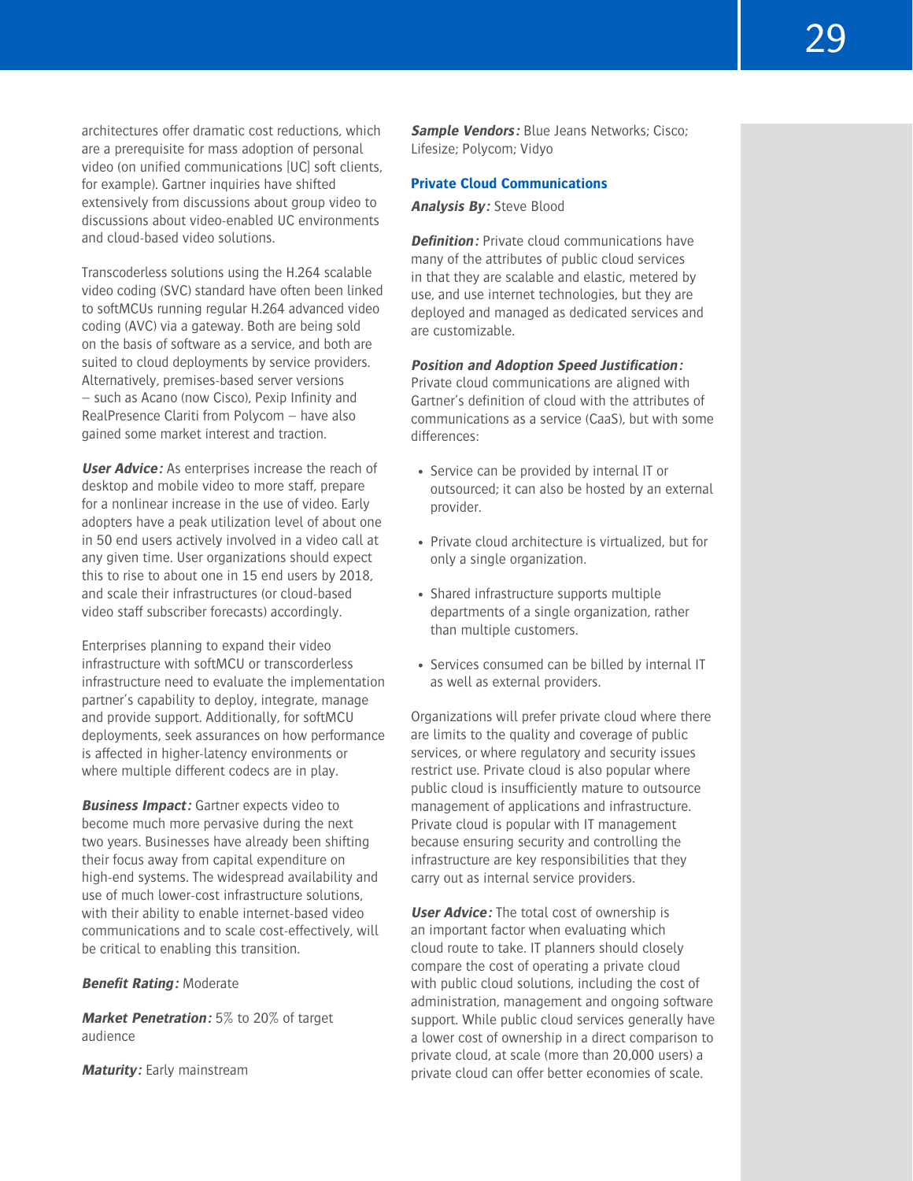architectures offer dramatic cost reductions, which are a prerequisite for mass adoption of personal video (on unified communications [UC] soft clients, for example). Gartner inquiries have shifted extensively from discussions about group video to discussions about video-enabled UC environments and cloud-based video solutions.

Transcoderless solutions using the H.264 scalable video coding (SVC) standard have often been linked to softMCUs running regular H.264 advanced video coding (AVC) via a gateway. Both are being sold on the basis of software as a service, and both are suited to cloud deployments by service providers. Alternatively, premises-based server versions — such as Acano (now Cisco), Pexip Infinity and RealPresence Clariti from Polycom — have also gained some market interest and traction.

***User Advice:*** As enterprises increase the reach of desktop and mobile video to more staff, prepare for a nonlinear increase in the use of video. Early adopters have a peak utilization level of about one in 50 end users actively involved in a video call at any given time. User organizations should expect this to rise to about one in 15 end users by 2018, and scale their infrastructures (or cloud-based video staff subscriber forecasts) accordingly.

Enterprises planning to expand their video infrastructure with softMCU or transcorderless infrastructure need to evaluate the implementation partner's capability to deploy, integrate, manage and provide support. Additionally, for softMCU deployments, seek assurances on how performance is affected in higher-latency environments or where multiple different codecs are in play.

***Business Impact:*** Gartner expects video to become much more pervasive during the next two years. Businesses have already been shifting their focus away from capital expenditure on high-end systems. The widespread availability and use of much lower-cost infrastructure solutions, with their ability to enable internet-based video communications and to scale cost-effectively, will be critical to enabling this transition.

***Benefit Rating:*** Moderate

***Market Penetration:*** 5% to 20% of target audience

***Maturity:*** Early mainstream

***Sample Vendors:*** Blue Jeans Networks; Cisco; Lifesize; Polycom; Vidyo

### Private Cloud Communications

***Analysis By:*** Steve Blood

***Definition:*** Private cloud communications have many of the attributes of public cloud services in that they are scalable and elastic, metered by use, and use internet technologies, but they are deployed and managed as dedicated services and are customizable.

***Position and Adoption Speed Justification:*** Private cloud communications are aligned with Gartner's definition of cloud with the attributes of communications as a service (CaaS), but with some differences:

- Service can be provided by internal IT or outsourced; it can also be hosted by an external provider.
- Private cloud architecture is virtualized, but for only a single organization.
- Shared infrastructure supports multiple departments of a single organization, rather than multiple customers.
- Services consumed can be billed by internal IT as well as external providers.

Organizations will prefer private cloud where there are limits to the quality and coverage of public services, or where regulatory and security issues restrict use. Private cloud is also popular where public cloud is insufficiently mature to outsource management of applications and infrastructure. Private cloud is popular with IT management because ensuring security and controlling the infrastructure are key responsibilities that they carry out as internal service providers.

***User Advice:*** The total cost of ownership is an important factor when evaluating which cloud route to take. IT planners should closely compare the cost of operating a private cloud with public cloud solutions, including the cost of administration, management and ongoing software support. While public cloud services generally have a lower cost of ownership in a direct comparison to private cloud, at scale (more than 20,000 users) a private cloud can offer better economies of scale.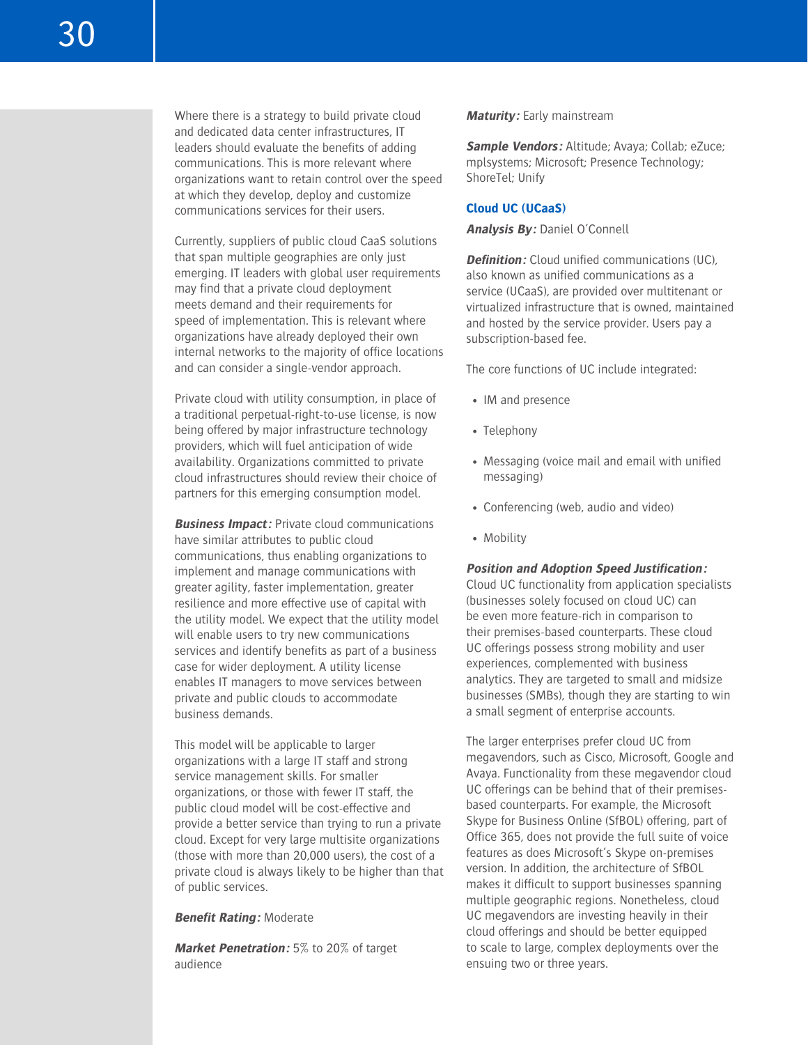Where there is a strategy to build private cloud and dedicated data center infrastructures, IT leaders should evaluate the benefits of adding communications. This is more relevant where organizations want to retain control over the speed at which they develop, deploy and customize communications services for their users.

Currently, suppliers of public cloud CaaS solutions that span multiple geographies are only just emerging. IT leaders with global user requirements may find that a private cloud deployment meets demand and their requirements for speed of implementation. This is relevant where organizations have already deployed their own internal networks to the majority of office locations and can consider a single-vendor approach.

Private cloud with utility consumption, in place of a traditional perpetual-right-to-use license, is now being offered by major infrastructure technology providers, which will fuel anticipation of wide availability. Organizations committed to private cloud infrastructures should review their choice of partners for this emerging consumption model.

***Business Impact:*** Private cloud communications have similar attributes to public cloud communications, thus enabling organizations to implement and manage communications with greater agility, faster implementation, greater resilience and more effective use of capital with the utility model. We expect that the utility model will enable users to try new communications services and identify benefits as part of a business case for wider deployment. A utility license enables IT managers to move services between private and public clouds to accommodate business demands.

This model will be applicable to larger organizations with a large IT staff and strong service management skills. For smaller organizations, or those with fewer IT staff, the public cloud model will be cost-effective and provide a better service than trying to run a private cloud. Except for very large multisite organizations (those with more than 20,000 users), the cost of a private cloud is always likely to be higher than that of public services.

***Benefit Rating:*** Moderate

***Market Penetration:*** 5% to 20% of target audience

***Maturity:*** Early mainstream

***Sample Vendors:*** Altitude; Avaya; Collab; eZuce; mplsystems; Microsoft; Presence Technology; ShoreTel; Unify

### Cloud UC (UCaaS)

***Analysis By:*** Daniel O'Connell

***Definition:*** Cloud unified communications (UC), also known as unified communications as a service (UCaaS), are provided over multitenant or virtualized infrastructure that is owned, maintained and hosted by the service provider. Users pay a subscription-based fee.

The core functions of UC include integrated:

- IM and presence
- Telephony
- Messaging (voice mail and email with unified messaging)
- Conferencing (web, audio and video)
- Mobility

***Position and Adoption Speed Justification:*** Cloud UC functionality from application specialists (businesses solely focused on cloud UC) can be even more feature-rich in comparison to their premises-based counterparts. These cloud UC offerings possess strong mobility and user experiences, complemented with business analytics. They are targeted to small and midsize businesses (SMBs), though they are starting to win a small segment of enterprise accounts.

The larger enterprises prefer cloud UC from megavendors, such as Cisco, Microsoft, Google and Avaya. Functionality from these megavendor cloud UC offerings can be behind that of their premises-based counterparts. For example, the Microsoft Skype for Business Online (SfBOL) offering, part of Office 365, does not provide the full suite of voice features as does Microsoft's Skype on-premises version. In addition, the architecture of SfBOL makes it difficult to support businesses spanning multiple geographic regions. Nonetheless, cloud UC megavendors are investing heavily in their cloud offerings and should be better equipped to scale to large, complex deployments over the ensuing two or three years.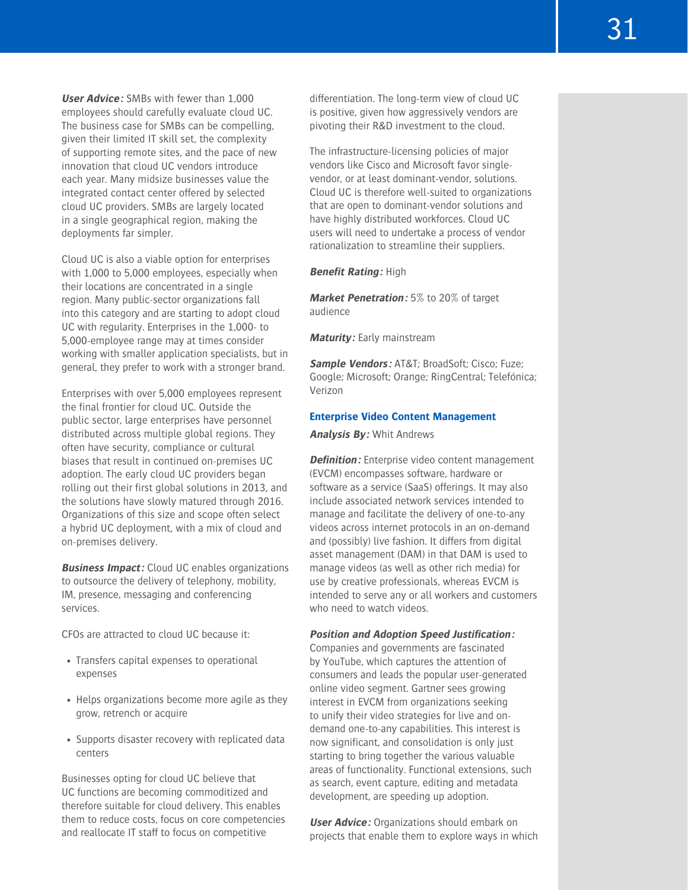***User Advice:*** SMBs with fewer than 1,000 employees should carefully evaluate cloud UC. The business case for SMBs can be compelling, given their limited IT skill set, the complexity of supporting remote sites, and the pace of new innovation that cloud UC vendors introduce each year. Many midsize businesses value the integrated contact center offered by selected cloud UC providers. SMBs are largely located in a single geographical region, making the deployments far simpler.

Cloud UC is also a viable option for enterprises with 1,000 to 5,000 employees, especially when their locations are concentrated in a single region. Many public-sector organizations fall into this category and are starting to adopt cloud UC with regularity. Enterprises in the 1,000- to 5,000-employee range may at times consider working with smaller application specialists, but in general, they prefer to work with a stronger brand.

Enterprises with over 5,000 employees represent the final frontier for cloud UC. Outside the public sector, large enterprises have personnel distributed across multiple global regions. They often have security, compliance or cultural biases that result in continued on-premises UC adoption. The early cloud UC providers began rolling out their first global solutions in 2013, and the solutions have slowly matured through 2016. Organizations of this size and scope often select a hybrid UC deployment, with a mix of cloud and on-premises delivery.

***Business Impact:*** Cloud UC enables organizations to outsource the delivery of telephony, mobility, IM, presence, messaging and conferencing services.

CFOs are attracted to cloud UC because it:

- Transfers capital expenses to operational expenses
- Helps organizations become more agile as they grow, retrench or acquire
- Supports disaster recovery with replicated data centers

Businesses opting for cloud UC believe that UC functions are becoming commoditized and therefore suitable for cloud delivery. This enables them to reduce costs, focus on core competencies and reallocate IT staff to focus on competitive differentiation. The long-term view of cloud UC is positive, given how aggressively vendors are pivoting their R&D investment to the cloud.

The infrastructure-licensing policies of major vendors like Cisco and Microsoft favor single-vendor, or at least dominant-vendor, solutions. Cloud UC is therefore well-suited to organizations that are open to dominant-vendor solutions and have highly distributed workforces. Cloud UC users will need to undertake a process of vendor rationalization to streamline their suppliers.

***Benefit Rating:*** High

***Market Penetration:*** 5% to 20% of target audience

***Maturity:*** Early mainstream

***Sample Vendors:*** AT&T; BroadSoft; Cisco; Fuze; Google; Microsoft; Orange; RingCentral; Telefónica; Verizon

### Enterprise Video Content Management

***Analysis By:*** Whit Andrews

***Definition:*** Enterprise video content management (EVCM) encompasses software, hardware or software as a service (SaaS) offerings. It may also include associated network services intended to manage and facilitate the delivery of one-to-any videos across internet protocols in an on-demand and (possibly) live fashion. It differs from digital asset management (DAM) in that DAM is used to manage videos (as well as other rich media) for use by creative professionals, whereas EVCM is intended to serve any or all workers and customers who need to watch videos.

***Position and Adoption Speed Justification:*** Companies and governments are fascinated by YouTube, which captures the attention of consumers and leads the popular user-generated online video segment. Gartner sees growing interest in EVCM from organizations seeking to unify their video strategies for live and on-demand one-to-any capabilities. This interest is now significant, and consolidation is only just starting to bring together the various valuable areas of functionality. Functional extensions, such as search, event capture, editing and metadata development, are speeding up adoption.

***User Advice:*** Organizations should embark on projects that enable them to explore ways in which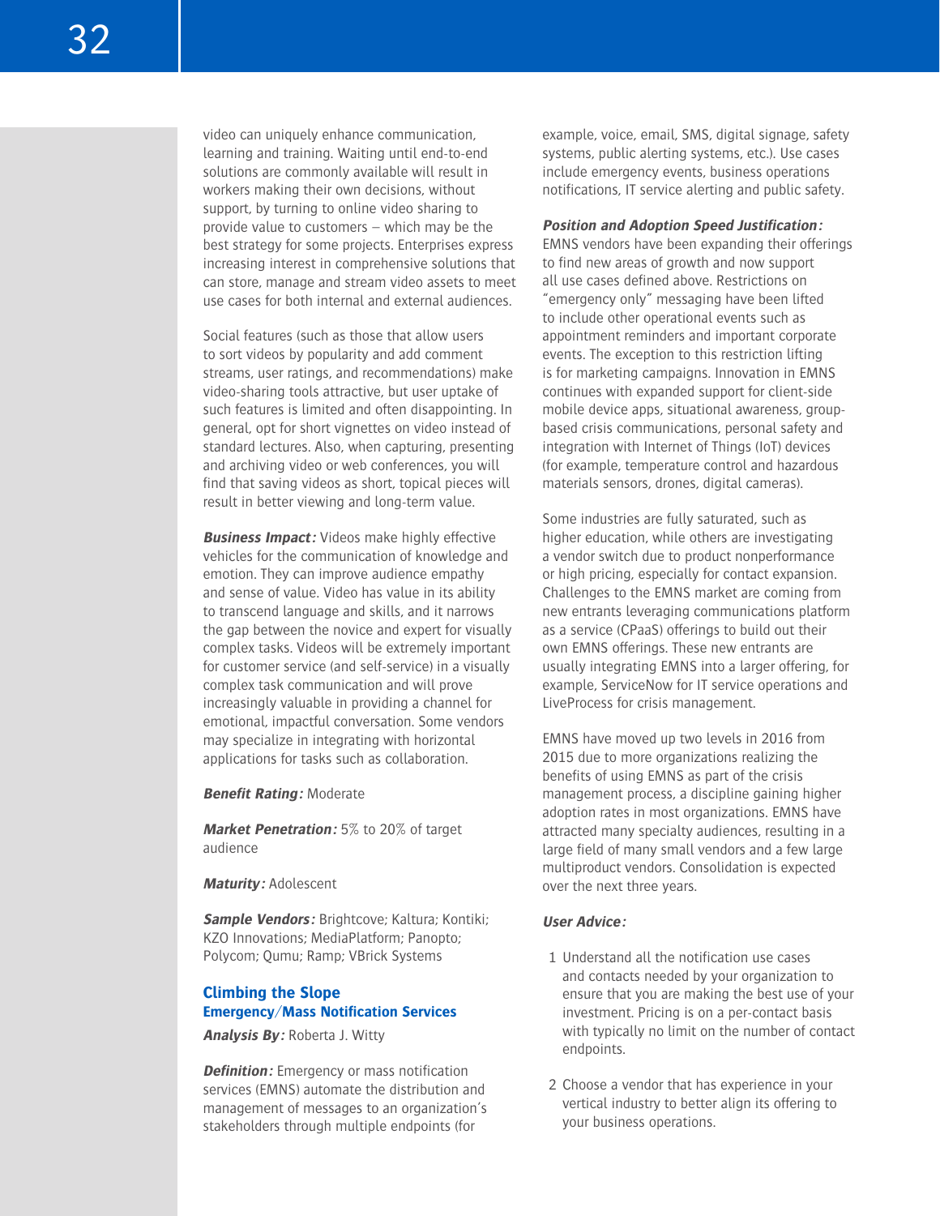video can uniquely enhance communication, learning and training. Waiting until end-to-end solutions are commonly available will result in workers making their own decisions, without support, by turning to online video sharing to provide value to customers — which may be the best strategy for some projects. Enterprises express increasing interest in comprehensive solutions that can store, manage and stream video assets to meet use cases for both internal and external audiences.

Social features (such as those that allow users to sort videos by popularity and add comment streams, user ratings, and recommendations) make video-sharing tools attractive, but user uptake of such features is limited and often disappointing. In general, opt for short vignettes on video instead of standard lectures. Also, when capturing, presenting and archiving video or web conferences, you will find that saving videos as short, topical pieces will result in better viewing and long-term value.

***Business Impact:*** Videos make highly effective vehicles for the communication of knowledge and emotion. They can improve audience empathy and sense of value. Video has value in its ability to transcend language and skills, and it narrows the gap between the novice and expert for visually complex tasks. Videos will be extremely important for customer service (and self-service) in a visually complex task communication and will prove increasingly valuable in providing a channel for emotional, impactful conversation. Some vendors may specialize in integrating with horizontal applications for tasks such as collaboration.

***Benefit Rating:*** Moderate

***Market Penetration:*** 5% to 20% of target audience

***Maturity:*** Adolescent

***Sample Vendors:*** Brightcove; Kaltura; Kontiki; KZO Innovations; MediaPlatform; Panopto; Polycom; Qumu; Ramp; VBrick Systems

## Climbing the Slope

### Emergency/Mass Notification Services

***Analysis By:*** Roberta J. Witty

***Definition:*** Emergency or mass notification services (EMNS) automate the distribution and management of messages to an organization's stakeholders through multiple endpoints (for example, voice, email, SMS, digital signage, safety systems, public alerting systems, etc.). Use cases include emergency events, business operations notifications, IT service alerting and public safety.

***Position and Adoption Speed Justification:*** EMNS vendors have been expanding their offerings to find new areas of growth and now support all use cases defined above. Restrictions on "emergency only" messaging have been lifted to include other operational events such as appointment reminders and important corporate events. The exception to this restriction lifting is for marketing campaigns. Innovation in EMNS continues with expanded support for client-side mobile device apps, situational awareness, group-based crisis communications, personal safety and integration with Internet of Things (IoT) devices (for example, temperature control and hazardous materials sensors, drones, digital cameras).

Some industries are fully saturated, such as higher education, while others are investigating a vendor switch due to product nonperformance or high pricing, especially for contact expansion. Challenges to the EMNS market are coming from new entrants leveraging communications platform as a service (CPaaS) offerings to build out their own EMNS offerings. These new entrants are usually integrating EMNS into a larger offering, for example, ServiceNow for IT service operations and LiveProcess for crisis management.

EMNS have moved up two levels in 2016 from 2015 due to more organizations realizing the benefits of using EMNS as part of the crisis management process, a discipline gaining higher adoption rates in most organizations. EMNS have attracted many specialty audiences, resulting in a large field of many small vendors and a few large multiproduct vendors. Consolidation is expected over the next three years.

***User Advice:***

1. Understand all the notification use cases and contacts needed by your organization to ensure that you are making the best use of your investment. Pricing is on a per-contact basis with typically no limit on the number of contact endpoints.

2. Choose a vendor that has experience in your vertical industry to better align its offering to your business operations.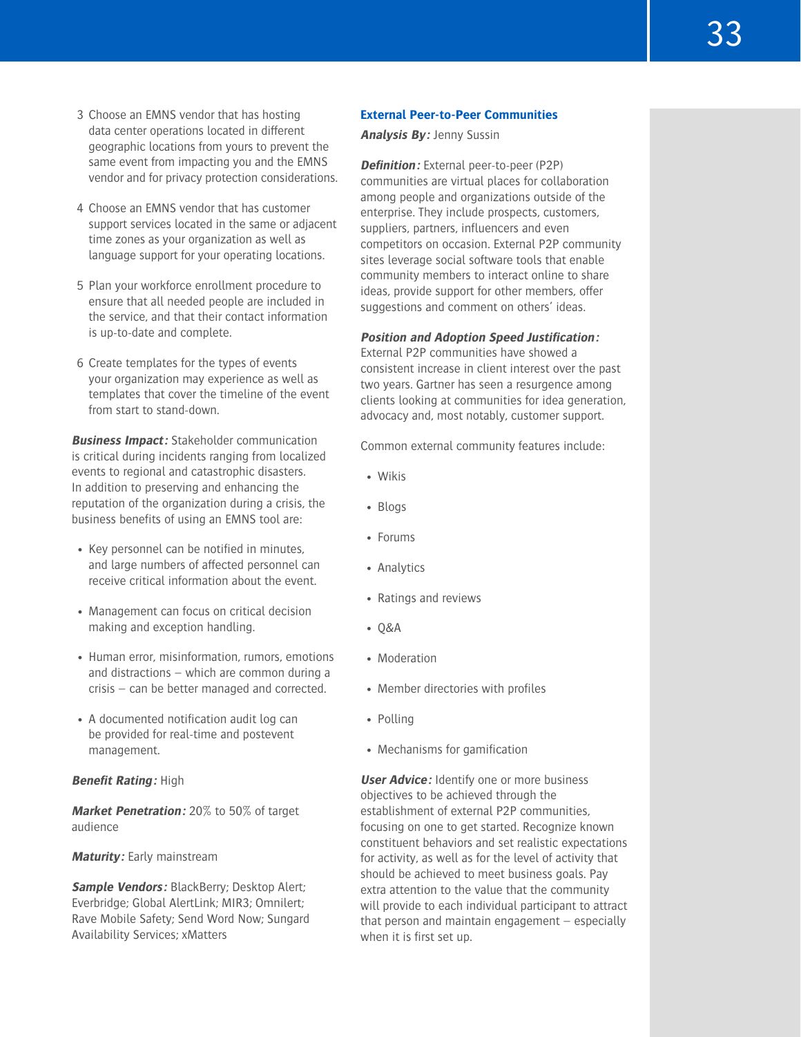3. Choose an EMNS vendor that has hosting data center operations located in different geographic locations from yours to prevent the same event from impacting you and the EMNS vendor and for privacy protection considerations.

4. Choose an EMNS vendor that has customer support services located in the same or adjacent time zones as your organization as well as language support for your operating locations.

5. Plan your workforce enrollment procedure to ensure that all needed people are included in the service, and that their contact information is up-to-date and complete.

6. Create templates for the types of events your organization may experience as well as templates that cover the timeline of the event from start to stand-down.

***Business Impact:*** Stakeholder communication is critical during incidents ranging from localized events to regional and catastrophic disasters. In addition to preserving and enhancing the reputation of the organization during a crisis, the business benefits of using an EMNS tool are:

- Key personnel can be notified in minutes, and large numbers of affected personnel can receive critical information about the event.
- Management can focus on critical decision making and exception handling.
- Human error, misinformation, rumors, emotions and distractions — which are common during a crisis — can be better managed and corrected.
- A documented notification audit log can be provided for real-time and postevent management.

***Benefit Rating:*** High

***Market Penetration:*** 20% to 50% of target audience

***Maturity:*** Early mainstream

***Sample Vendors:*** BlackBerry; Desktop Alert; Everbridge; Global AlertLink; MIR3; Omnilert; Rave Mobile Safety; Send Word Now; Sungard Availability Services; xMatters

### External Peer-to-Peer Communities

***Analysis By:*** Jenny Sussin

***Definition:*** External peer-to-peer (P2P) communities are virtual places for collaboration among people and organizations outside of the enterprise. They include prospects, customers, suppliers, partners, influencers and even competitors on occasion. External P2P community sites leverage social software tools that enable community members to interact online to share ideas, provide support for other members, offer suggestions and comment on others' ideas.

***Position and Adoption Speed Justification:*** External P2P communities have showed a consistent increase in client interest over the past two years. Gartner has seen a resurgence among clients looking at communities for idea generation, advocacy and, most notably, customer support.

Common external community features include:

- Wikis
- Blogs
- Forums
- Analytics
- Ratings and reviews
- Q&A
- Moderation
- Member directories with profiles
- Polling
- Mechanisms for gamification

***User Advice:*** Identify one or more business objectives to be achieved through the establishment of external P2P communities, focusing on one to get started. Recognize known constituent behaviors and set realistic expectations for activity, as well as for the level of activity that should be achieved to meet business goals. Pay extra attention to the value that the community will provide to each individual participant to attract that person and maintain engagement — especially when it is first set up.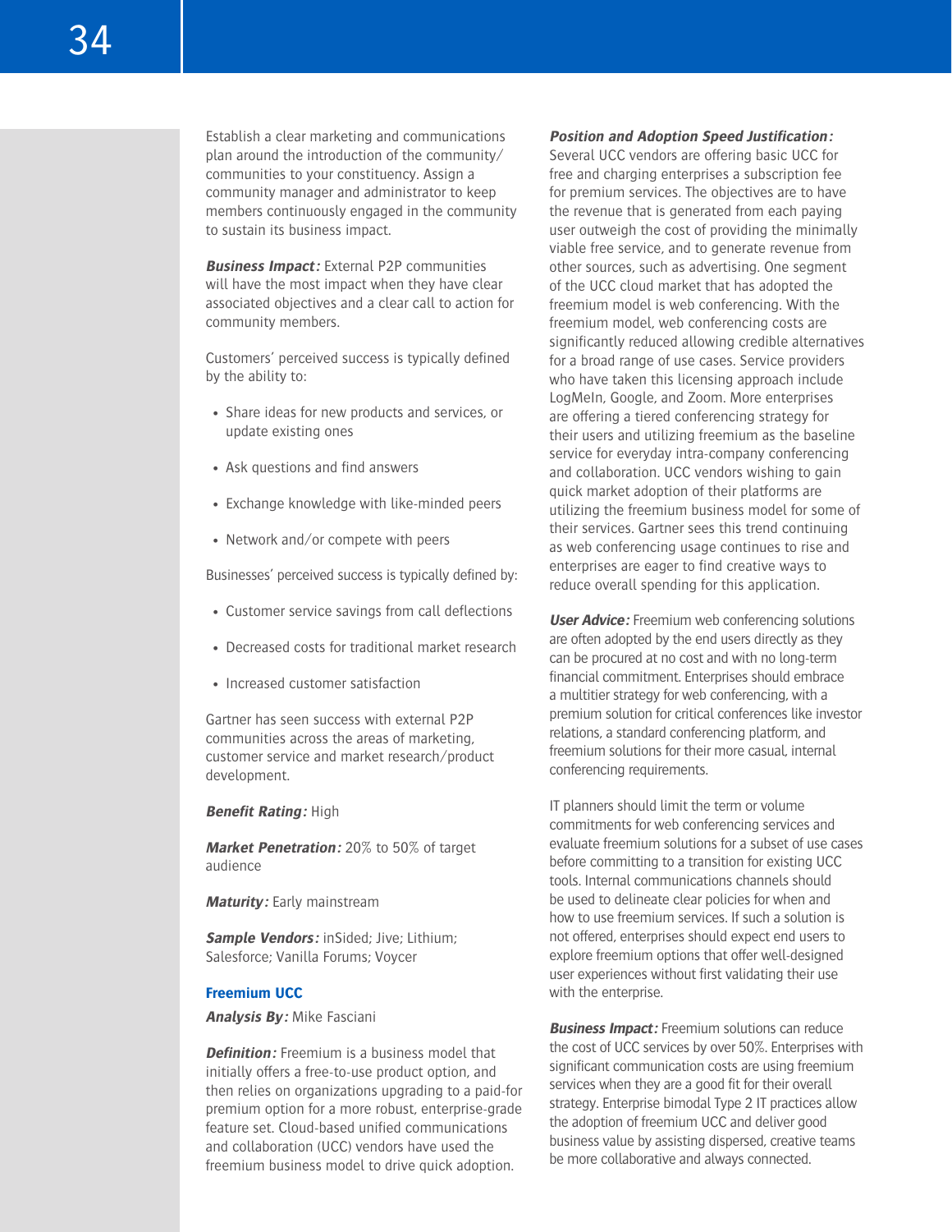Establish a clear marketing and communications plan around the introduction of the community/communities to your constituency. Assign a community manager and administrator to keep members continuously engaged in the community to sustain its business impact.

***Business Impact:*** External P2P communities will have the most impact when they have clear associated objectives and a clear call to action for community members.

Customers' perceived success is typically defined by the ability to:

- Share ideas for new products and services, or update existing ones
- Ask questions and find answers
- Exchange knowledge with like-minded peers
- Network and/or compete with peers

Businesses' perceived success is typically defined by:

- Customer service savings from call deflections
- Decreased costs for traditional market research
- Increased customer satisfaction

Gartner has seen success with external P2P communities across the areas of marketing, customer service and market research/product development.

***Benefit Rating:*** High

***Market Penetration:*** 20% to 50% of target audience

***Maturity:*** Early mainstream

***Sample Vendors:*** inSided; Jive; Lithium; Salesforce; Vanilla Forums; Voycer

### Freemium UCC

***Analysis By:*** Mike Fasciani

***Definition:*** Freemium is a business model that initially offers a free-to-use product option, and then relies on organizations upgrading to a paid-for premium option for a more robust, enterprise-grade feature set. Cloud-based unified communications and collaboration (UCC) vendors have used the freemium business model to drive quick adoption.

***Position and Adoption Speed Justification:*** Several UCC vendors are offering basic UCC for free and charging enterprises a subscription fee for premium services. The objectives are to have the revenue that is generated from each paying user outweigh the cost of providing the minimally viable free service, and to generate revenue from other sources, such as advertising. One segment of the UCC cloud market that has adopted the freemium model is web conferencing. With the freemium model, web conferencing costs are significantly reduced allowing credible alternatives for a broad range of use cases. Service providers who have taken this licensing approach include LogMeIn, Google, and Zoom. More enterprises are offering a tiered conferencing strategy for their users and utilizing freemium as the baseline service for everyday intra-company conferencing and collaboration. UCC vendors wishing to gain quick market adoption of their platforms are utilizing the freemium business model for some of their services. Gartner sees this trend continuing as web conferencing usage continues to rise and enterprises are eager to find creative ways to reduce overall spending for this application.

***User Advice:*** Freemium web conferencing solutions are often adopted by the end users directly as they can be procured at no cost and with no long-term financial commitment. Enterprises should embrace a multitier strategy for web conferencing, with a premium solution for critical conferences like investor relations, a standard conferencing platform, and freemium solutions for their more casual, internal conferencing requirements.

IT planners should limit the term or volume commitments for web conferencing services and evaluate freemium solutions for a subset of use cases before committing to a transition for existing UCC tools. Internal communications channels should be used to delineate clear policies for when and how to use freemium services. If such a solution is not offered, enterprises should expect end users to explore freemium options that offer well-designed user experiences without first validating their use with the enterprise.

***Business Impact:*** Freemium solutions can reduce the cost of UCC services by over 50%. Enterprises with significant communication costs are using freemium services when they are a good fit for their overall strategy. Enterprise bimodal Type 2 IT practices allow the adoption of freemium UCC and deliver good business value by assisting dispersed, creative teams be more collaborative and always connected.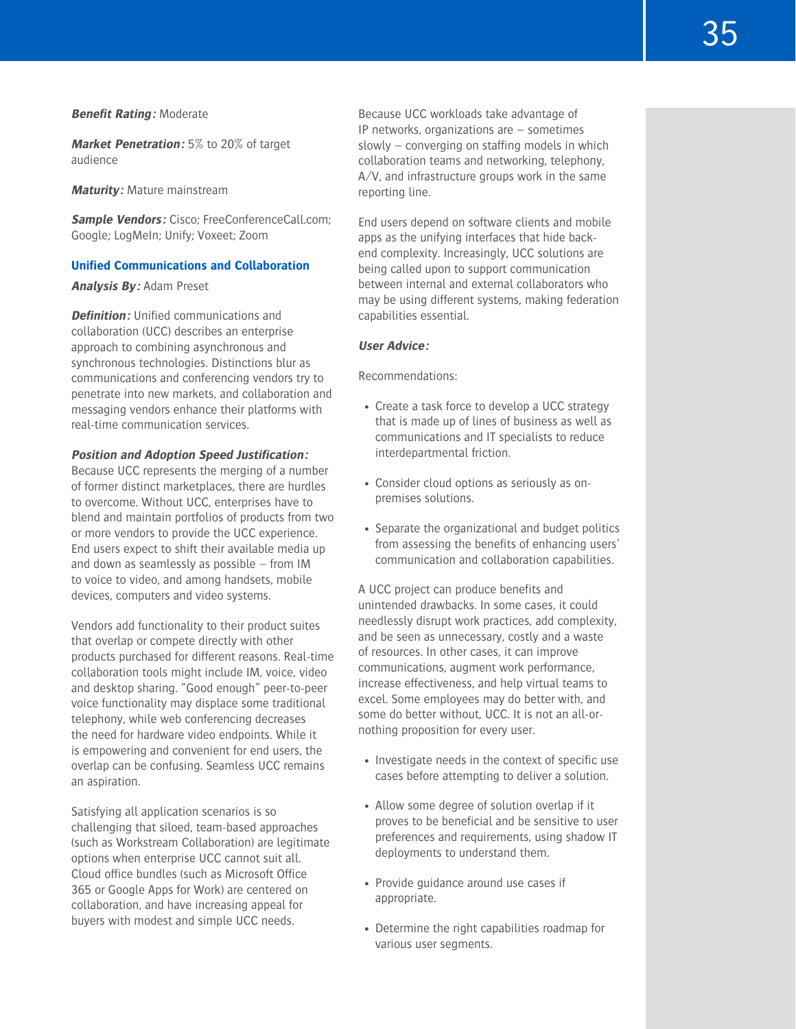***Benefit Rating:*** Moderate

***Market Penetration:*** 5% to 20% of target audience

***Maturity:*** Mature mainstream

***Sample Vendors:*** Cisco; FreeConferenceCall.com; Google; LogMeIn; Unify; Voxeet; Zoom

## Unified Communications and Collaboration

***Analysis By:*** Adam Preset

***Definition:*** Unified communications and collaboration (UCC) describes an enterprise approach to combining asynchronous and synchronous technologies. Distinctions blur as communications and conferencing vendors try to penetrate into new markets, and collaboration and messaging vendors enhance their platforms with real-time communication services.

***Position and Adoption Speed Justification:*** Because UCC represents the merging of a number of former distinct marketplaces, there are hurdles to overcome. Without UCC, enterprises have to blend and maintain portfolios of products from two or more vendors to provide the UCC experience. End users expect to shift their available media up and down as seamlessly as possible — from IM to voice to video, and among handsets, mobile devices, computers and video systems.

Vendors add functionality to their product suites that overlap or compete directly with other products purchased for different reasons. Real-time collaboration tools might include IM, voice, video and desktop sharing. "Good enough" peer-to-peer voice functionality may displace some traditional telephony, while web conferencing decreases the need for hardware video endpoints. While it is empowering and convenient for end users, the overlap can be confusing. Seamless UCC remains an aspiration.

Satisfying all application scenarios is so challenging that siloed, team-based approaches (such as Workstream Collaboration) are legitimate options when enterprise UCC cannot suit all. Cloud office bundles (such as Microsoft Office 365 or Google Apps for Work) are centered on collaboration, and have increasing appeal for buyers with modest and simple UCC needs.

Because UCC workloads take advantage of IP networks, organizations are — sometimes slowly — converging on staffing models in which collaboration teams and networking, telephony, A/V, and infrastructure groups work in the same reporting line.

End users depend on software clients and mobile apps as the unifying interfaces that hide back-end complexity. Increasingly, UCC solutions are being called upon to support communication between internal and external collaborators who may be using different systems, making federation capabilities essential.

***User Advice:***

Recommendations:

- Create a task force to develop a UCC strategy that is made up of lines of business as well as communications and IT specialists to reduce interdepartmental friction.
- Consider cloud options as seriously as on-premises solutions.
- Separate the organizational and budget politics from assessing the benefits of enhancing users' communication and collaboration capabilities.

A UCC project can produce benefits and unintended drawbacks. In some cases, it could needlessly disrupt work practices, add complexity, and be seen as unnecessary, costly and a waste of resources. In other cases, it can improve communications, augment work performance, increase effectiveness, and help virtual teams to excel. Some employees may do better with, and some do better without, UCC. It is not an all-or-nothing proposition for every user.

- Investigate needs in the context of specific use cases before attempting to deliver a solution.
- Allow some degree of solution overlap if it proves to be beneficial and be sensitive to user preferences and requirements, using shadow IT deployments to understand them.
- Provide guidance around use cases if appropriate.
- Determine the right capabilities roadmap for various user segments.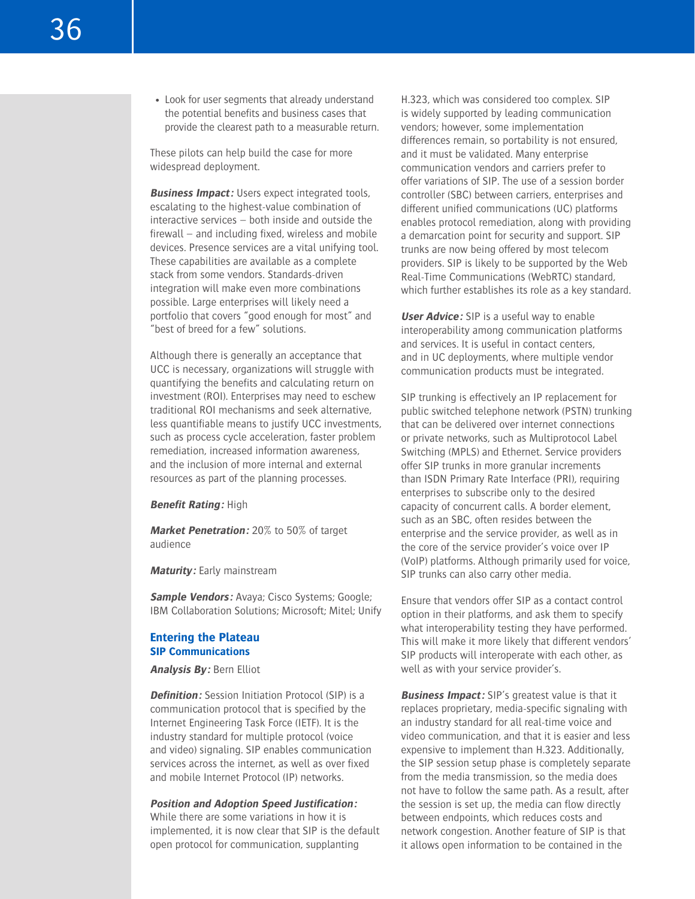- Look for user segments that already understand the potential benefits and business cases that provide the clearest path to a measurable return.

These pilots can help build the case for more widespread deployment.

***Business Impact:*** Users expect integrated tools, escalating to the highest-value combination of interactive services — both inside and outside the firewall — and including fixed, wireless and mobile devices. Presence services are a vital unifying tool. These capabilities are available as a complete stack from some vendors. Standards-driven integration will make even more combinations possible. Large enterprises will likely need a portfolio that covers "good enough for most" and "best of breed for a few" solutions.

Although there is generally an acceptance that UCC is necessary, organizations will struggle with quantifying the benefits and calculating return on investment (ROI). Enterprises may need to eschew traditional ROI mechanisms and seek alternative, less quantifiable means to justify UCC investments, such as process cycle acceleration, faster problem remediation, increased information awareness, and the inclusion of more internal and external resources as part of the planning processes.

***Benefit Rating:*** High

***Market Penetration:*** 20% to 50% of target audience

***Maturity:*** Early mainstream

***Sample Vendors:*** Avaya; Cisco Systems; Google; IBM Collaboration Solutions; Microsoft; Mitel; Unify

## Entering the Plateau

### SIP Communications

***Analysis By:*** Bern Elliot

***Definition:*** Session Initiation Protocol (SIP) is a communication protocol that is specified by the Internet Engineering Task Force (IETF). It is the industry standard for multiple protocol (voice and video) signaling. SIP enables communication services across the internet, as well as over fixed and mobile Internet Protocol (IP) networks.

***Position and Adoption Speed Justification:*** While there are some variations in how it is implemented, it is now clear that SIP is the default open protocol for communication, supplanting H.323, which was considered too complex. SIP is widely supported by leading communication vendors; however, some implementation differences remain, so portability is not ensured, and it must be validated. Many enterprise communication vendors and carriers prefer to offer variations of SIP. The use of a session border controller (SBC) between carriers, enterprises and different unified communications (UC) platforms enables protocol remediation, along with providing a demarcation point for security and support. SIP trunks are now being offered by most telecom providers. SIP is likely to be supported by the Web Real-Time Communications (WebRTC) standard, which further establishes its role as a key standard.

***User Advice:*** SIP is a useful way to enable interoperability among communication platforms and services. It is useful in contact centers, and in UC deployments, where multiple vendor communication products must be integrated.

SIP trunking is effectively an IP replacement for public switched telephone network (PSTN) trunking that can be delivered over internet connections or private networks, such as Multiprotocol Label Switching (MPLS) and Ethernet. Service providers offer SIP trunks in more granular increments than ISDN Primary Rate Interface (PRI), requiring enterprises to subscribe only to the desired capacity of concurrent calls. A border element, such as an SBC, often resides between the enterprise and the service provider, as well as in the core of the service provider's voice over IP (VoIP) platforms. Although primarily used for voice, SIP trunks can also carry other media.

Ensure that vendors offer SIP as a contact control option in their platforms, and ask them to specify what interoperability testing they have performed. This will make it more likely that different vendors' SIP products will interoperate with each other, as well as with your service provider's.

***Business Impact:*** SIP's greatest value is that it replaces proprietary, media-specific signaling with an industry standard for all real-time voice and video communication, and that it is easier and less expensive to implement than H.323. Additionally, the SIP session setup phase is completely separate from the media transmission, so the media does not have to follow the same path. As a result, after the session is set up, the media can flow directly between endpoints, which reduces costs and network congestion. Another feature of SIP is that it allows open information to be contained in the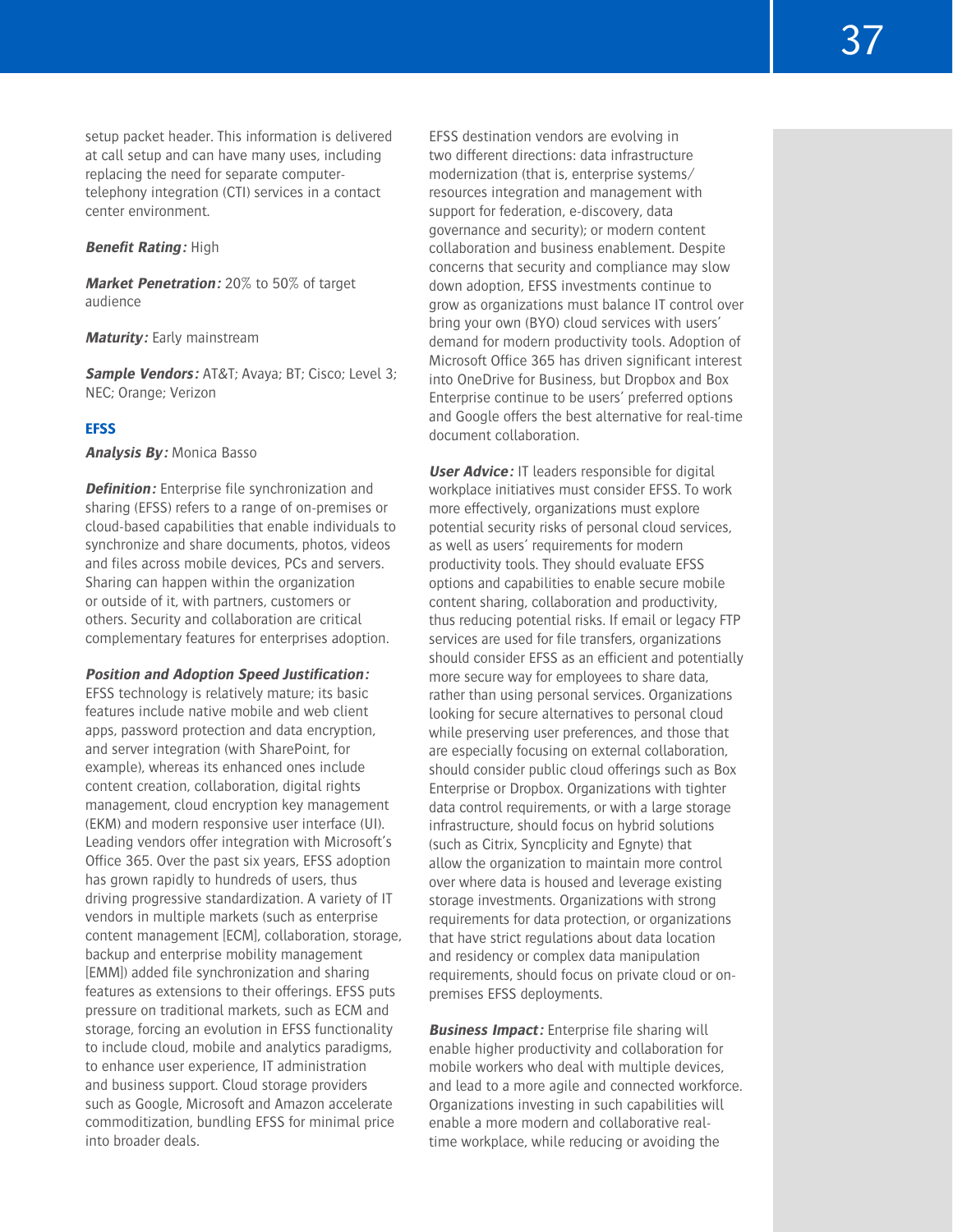setup packet header. This information is delivered at call setup and can have many uses, including replacing the need for separate computer-telephony integration (CTI) services in a contact center environment.

***Benefit Rating:*** High

***Market Penetration:*** 20% to 50% of target audience

***Maturity:*** Early mainstream

***Sample Vendors:*** AT&T; Avaya; BT; Cisco; Level 3; NEC; Orange; Verizon

### EFSS

***Analysis By:*** Monica Basso

***Definition:*** Enterprise file synchronization and sharing (EFSS) refers to a range of on-premises or cloud-based capabilities that enable individuals to synchronize and share documents, photos, videos and files across mobile devices, PCs and servers. Sharing can happen within the organization or outside of it, with partners, customers or others. Security and collaboration are critical complementary features for enterprises adoption.

***Position and Adoption Speed Justification:*** EFSS technology is relatively mature; its basic features include native mobile and web client apps, password protection and data encryption, and server integration (with SharePoint, for example), whereas its enhanced ones include content creation, collaboration, digital rights management, cloud encryption key management (EKM) and modern responsive user interface (UI). Leading vendors offer integration with Microsoft's Office 365. Over the past six years, EFSS adoption has grown rapidly to hundreds of users, thus driving progressive standardization. A variety of IT vendors in multiple markets (such as enterprise content management [ECM], collaboration, storage, backup and enterprise mobility management [EMM]) added file synchronization and sharing features as extensions to their offerings. EFSS puts pressure on traditional markets, such as ECM and storage, forcing an evolution in EFSS functionality to include cloud, mobile and analytics paradigms, to enhance user experience, IT administration and business support. Cloud storage providers such as Google, Microsoft and Amazon accelerate commoditization, bundling EFSS for minimal price into broader deals.

EFSS destination vendors are evolving in two different directions: data infrastructure modernization (that is, enterprise systems/resources integration and management with support for federation, e-discovery, data governance and security); or modern content collaboration and business enablement. Despite concerns that security and compliance may slow down adoption, EFSS investments continue to grow as organizations must balance IT control over bring your own (BYO) cloud services with users' demand for modern productivity tools. Adoption of Microsoft Office 365 has driven significant interest into OneDrive for Business, but Dropbox and Box Enterprise continue to be users' preferred options and Google offers the best alternative for real-time document collaboration.

***User Advice:*** IT leaders responsible for digital workplace initiatives must consider EFSS. To work more effectively, organizations must explore potential security risks of personal cloud services, as well as users' requirements for modern productivity tools. They should evaluate EFSS options and capabilities to enable secure mobile content sharing, collaboration and productivity, thus reducing potential risks. If email or legacy FTP services are used for file transfers, organizations should consider EFSS as an efficient and potentially more secure way for employees to share data, rather than using personal services. Organizations looking for secure alternatives to personal cloud while preserving user preferences, and those that are especially focusing on external collaboration, should consider public cloud offerings such as Box Enterprise or Dropbox. Organizations with tighter data control requirements, or with a large storage infrastructure, should focus on hybrid solutions (such as Citrix, Syncplicity and Egnyte) that allow the organization to maintain more control over where data is housed and leverage existing storage investments. Organizations with strong requirements for data protection, or organizations that have strict regulations about data location and residency or complex data manipulation requirements, should focus on private cloud or on-premises EFSS deployments.

***Business Impact:*** Enterprise file sharing will enable higher productivity and collaboration for mobile workers who deal with multiple devices, and lead to a more agile and connected workforce. Organizations investing in such capabilities will enable a more modern and collaborative real-time workplace, while reducing or avoiding the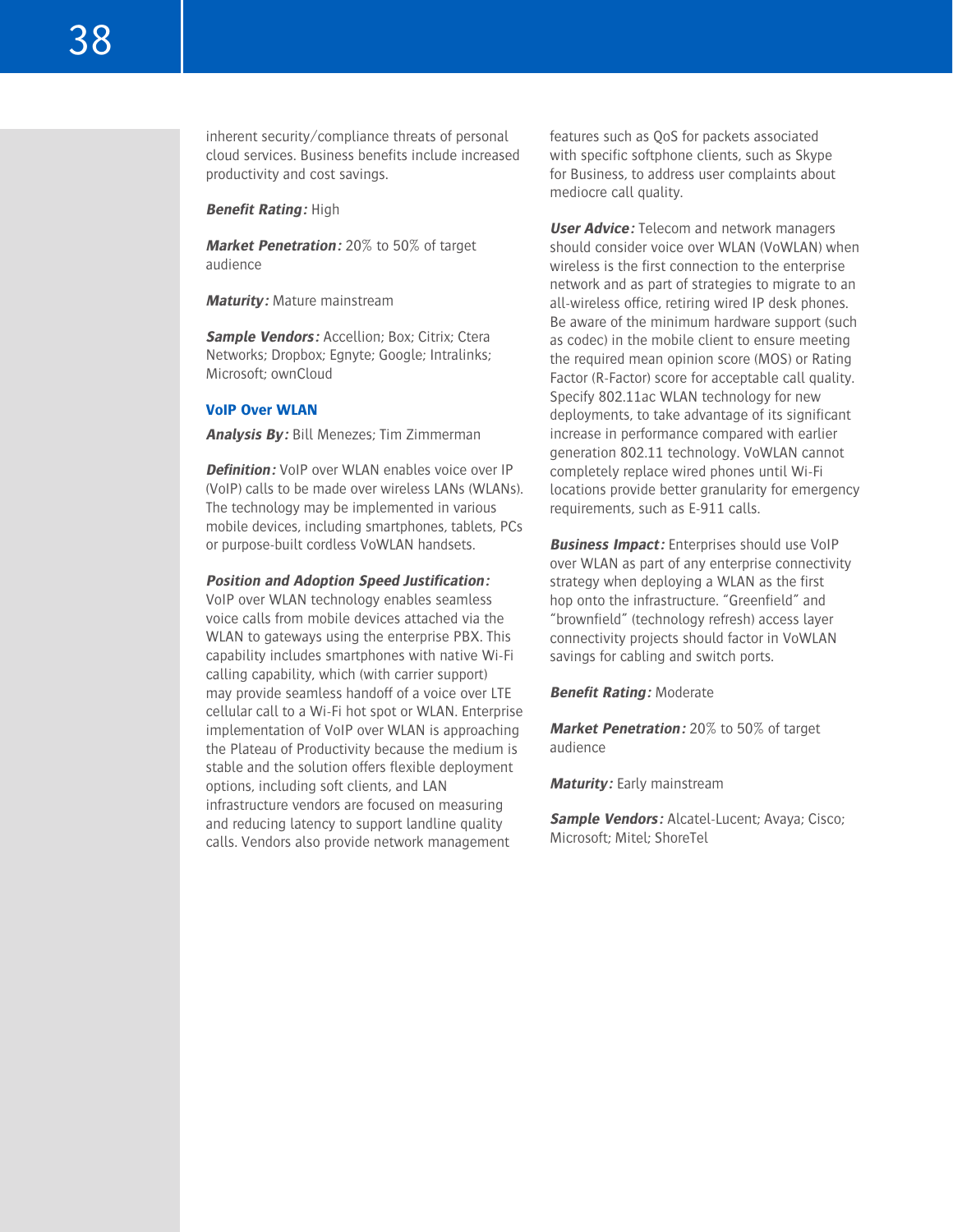inherent security/compliance threats of personal cloud services. Business benefits include increased productivity and cost savings.

***Benefit Rating:*** High

***Market Penetration:*** 20% to 50% of target audience

***Maturity:*** Mature mainstream

***Sample Vendors:*** Accellion; Box; Citrix; Ctera Networks; Dropbox; Egnyte; Google; Intralinks; Microsoft; ownCloud

### VoIP Over WLAN

***Analysis By:*** Bill Menezes; Tim Zimmerman

***Definition:*** VoIP over WLAN enables voice over IP (VoIP) calls to be made over wireless LANs (WLANs). The technology may be implemented in various mobile devices, including smartphones, tablets, PCs or purpose-built cordless VoWLAN handsets.

***Position and Adoption Speed Justification:*** VoIP over WLAN technology enables seamless voice calls from mobile devices attached via the WLAN to gateways using the enterprise PBX. This capability includes smartphones with native Wi-Fi calling capability, which (with carrier support) may provide seamless handoff of a voice over LTE cellular call to a Wi-Fi hot spot or WLAN. Enterprise implementation of VoIP over WLAN is approaching the Plateau of Productivity because the medium is stable and the solution offers flexible deployment options, including soft clients, and LAN infrastructure vendors are focused on measuring and reducing latency to support landline quality calls. Vendors also provide network management features such as QoS for packets associated with specific softphone clients, such as Skype for Business, to address user complaints about mediocre call quality.

***User Advice:*** Telecom and network managers should consider voice over WLAN (VoWLAN) when wireless is the first connection to the enterprise network and as part of strategies to migrate to an all-wireless office, retiring wired IP desk phones. Be aware of the minimum hardware support (such as codec) in the mobile client to ensure meeting the required mean opinion score (MOS) or Rating Factor (R-Factor) score for acceptable call quality. Specify 802.11ac WLAN technology for new deployments, to take advantage of its significant increase in performance compared with earlier generation 802.11 technology. VoWLAN cannot completely replace wired phones until Wi-Fi locations provide better granularity for emergency requirements, such as E-911 calls.

***Business Impact:*** Enterprises should use VoIP over WLAN as part of any enterprise connectivity strategy when deploying a WLAN as the first hop onto the infrastructure. "Greenfield" and "brownfield" (technology refresh) access layer connectivity projects should factor in VoWLAN savings for cabling and switch ports.

***Benefit Rating:*** Moderate

***Market Penetration:*** 20% to 50% of target audience

***Maturity:*** Early mainstream

***Sample Vendors:*** Alcatel-Lucent; Avaya; Cisco; Microsoft; Mitel; ShoreTel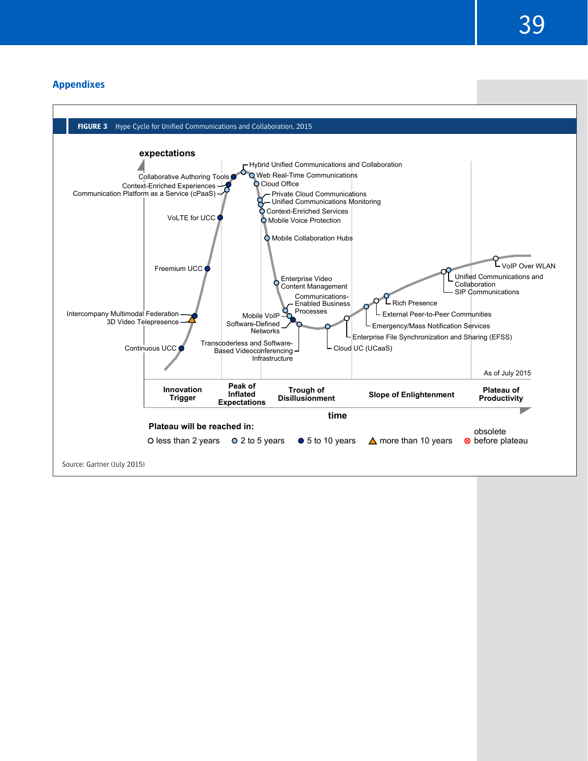## Appendixes

**FIGURE 3** Hype Cycle for Unified Communications and Collaboration, 2015

expectations

- Hybrid Unified Communications and Collaboration
- Web Real-Time Communications
- Cloud Office
- Collaborative Authoring Tools
- Context-Enriched Experiences
- Communication Platform as a Service (cPaaS)
- Private Cloud Communications
- Unified Communications Monitoring
- Context-Enriched Services
- Mobile Voice Protection
- VoLTE for UCC
- Mobile Collaboration Hubs
- Freemium UCC
- Enterprise Video Content Management
- Communications-Enabled Business Processes
- Intercompany Multimodal Federation
- 3D Video Telepresence
- Mobile VoIP
- Software-Defined Networks
- Continuous UCC
- Transcoderless and Software-Based Videoconferencing Infrastructure
- Cloud UC (UCaaS)
- Enterprise File Synchronization and Sharing (EFSS)
- Emergency/Mass Notification Services
- External Peer-to-Peer Communities
- Rich Presence
- Unified Communications and Collaboration
- SIP Communications
- VoIP Over WLAN

As of July 2015

Innovation Trigger | Peak of Inflated Expectations | Trough of Disillusionment | Slope of Enlightenment | Plateau of Productivity

time

**Plateau will be reached in:**

○ less than 2 years ○ 2 to 5 years ● 5 to 10 years △ more than 10 years ⊗ obsolete before plateau

Source: Gartner (July 2015)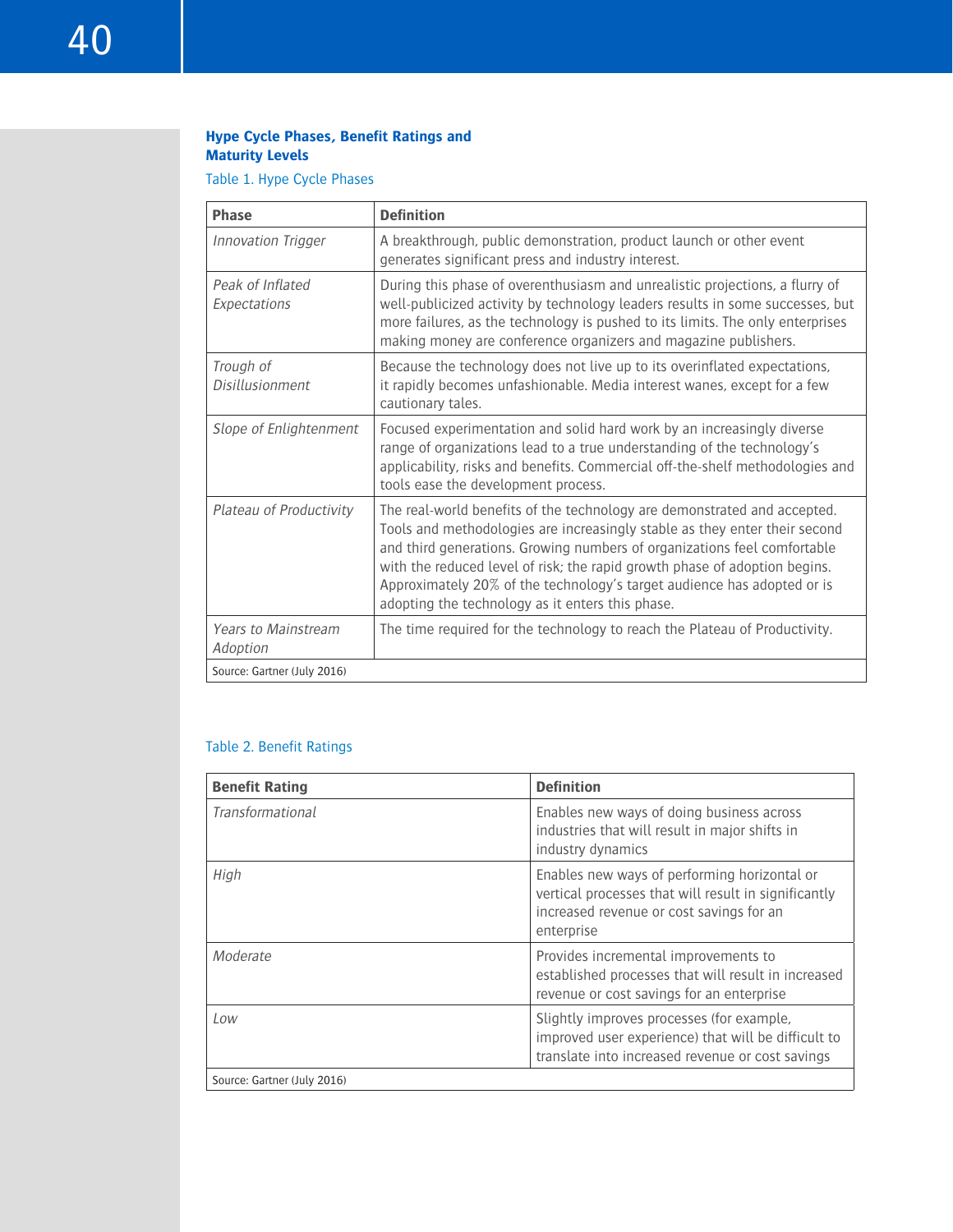## Hype Cycle Phases, Benefit Ratings and Maturity Levels

Table 1. Hype Cycle Phases

| Phase | Definition |
|---|---|
| *Innovation Trigger* | A breakthrough, public demonstration, product launch or other event generates significant press and industry interest. |
| *Peak of Inflated Expectations* | During this phase of overenthusiasm and unrealistic projections, a flurry of well-publicized activity by technology leaders results in some successes, but more failures, as the technology is pushed to its limits. The only enterprises making money are conference organizers and magazine publishers. |
| *Trough of Disillusionment* | Because the technology does not live up to its overinflated expectations, it rapidly becomes unfashionable. Media interest wanes, except for a few cautionary tales. |
| *Slope of Enlightenment* | Focused experimentation and solid hard work by an increasingly diverse range of organizations lead to a true understanding of the technology's applicability, risks and benefits. Commercial off-the-shelf methodologies and tools ease the development process. |
| *Plateau of Productivity* | The real-world benefits of the technology are demonstrated and accepted. Tools and methodologies are increasingly stable as they enter their second and third generations. Growing numbers of organizations feel comfortable with the reduced level of risk; the rapid growth phase of adoption begins. Approximately 20% of the technology's target audience has adopted or is adopting the technology as it enters this phase. |
| *Years to Mainstream Adoption* | The time required for the technology to reach the Plateau of Productivity. |

Source: Gartner (July 2016)

Table 2. Benefit Ratings

| Benefit Rating | Definition |
|---|---|
| *Transformational* | Enables new ways of doing business across industries that will result in major shifts in industry dynamics |
| *High* | Enables new ways of performing horizontal or vertical processes that will result in significantly increased revenue or cost savings for an enterprise |
| *Moderate* | Provides incremental improvements to established processes that will result in increased revenue or cost savings for an enterprise |
| *Low* | Slightly improves processes (for example, improved user experience) that will be difficult to translate into increased revenue or cost savings |

Source: Gartner (July 2016)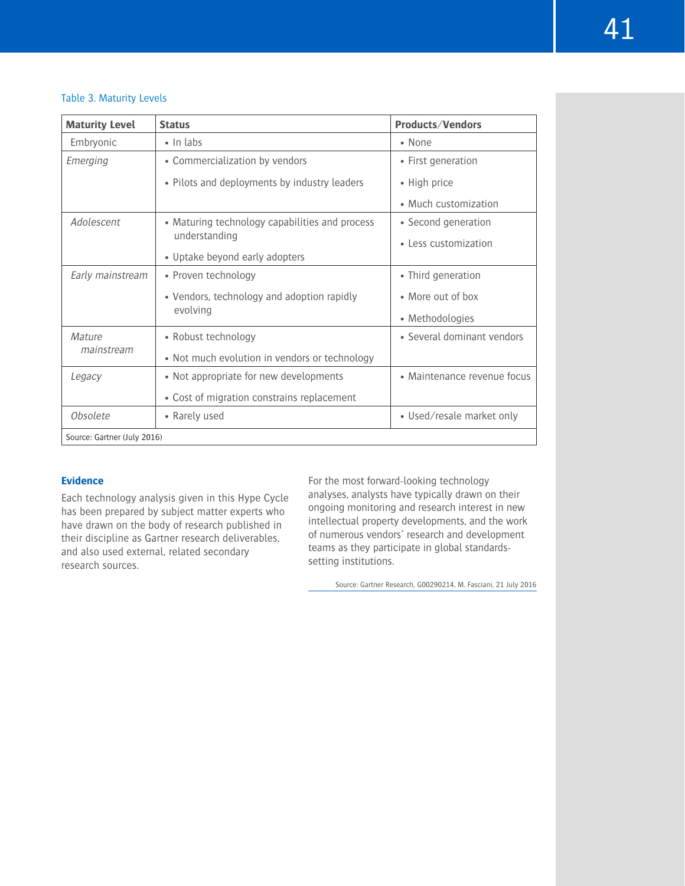Table 3. Maturity Levels

| Maturity Level | Status | Products/Vendors |
|---|---|---|
| Embryonic | • In labs | • None |
| *Emerging* | • Commercialization by vendors<br>• Pilots and deployments by industry leaders | • First generation<br>• High price<br>• Much customization |
| *Adolescent* | • Maturing technology capabilities and process understanding<br>• Uptake beyond early adopters | • Second generation<br>• Less customization |
| *Early mainstream* | • Proven technology<br>• Vendors, technology and adoption rapidly evolving | • Third generation<br>• More out of box<br>• Methodologies |
| *Mature mainstream* | • Robust technology<br>• Not much evolution in vendors or technology | • Several dominant vendors |
| *Legacy* | • Not appropriate for new developments<br>• Cost of migration constrains replacement | • Maintenance revenue focus |
| *Obsolete* | • Rarely used | • Used/resale market only |

Source: Gartner (July 2016)

**Evidence**

Each technology analysis given in this Hype Cycle has been prepared by subject matter experts who have drawn on the body of research published in their discipline as Gartner research deliverables, and also used external, related secondary research sources.

For the most forward-looking technology analyses, analysts have typically drawn on their ongoing monitoring and research interest in new intellectual property developments, and the work of numerous vendors' research and development teams as they participate in global standards-setting institutions.

Source: Gartner Research, G00290214, M. Fasciani, 21 July 2016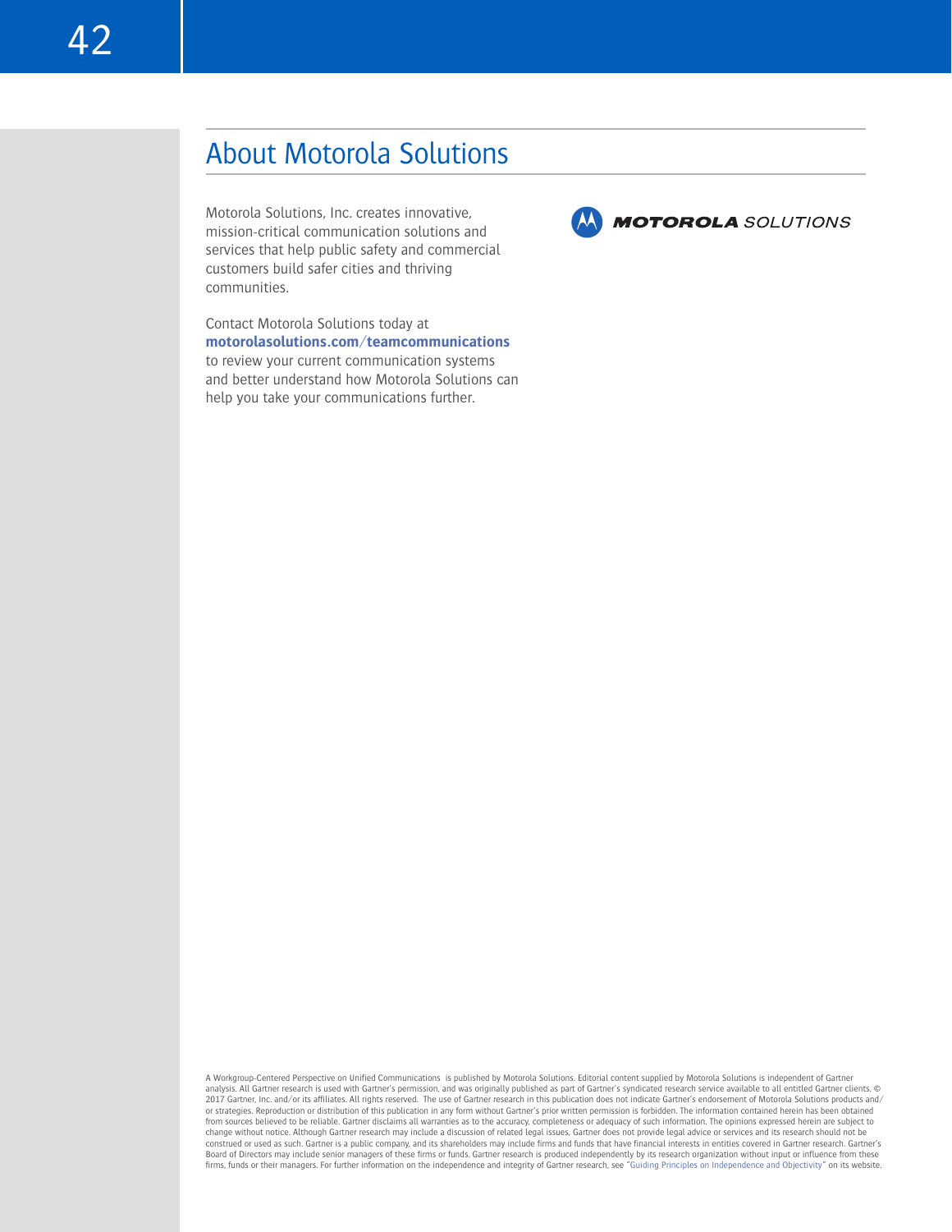## About Motorola Solutions

Motorola Solutions, Inc. creates innovative, mission-critical communication solutions and services that help public safety and commercial customers build safer cities and thriving communities.

Contact Motorola Solutions today at **motorolasolutions.com/teamcommunications** to review your current communication systems and better understand how Motorola Solutions can help you take your communications further.

MOTOROLA SOLUTIONS

A Workgroup-Centered Perspective on Unified Communications is published by Motorola Solutions. Editorial content supplied by Motorola Solutions is independent of Gartner analysis. All Gartner research is used with Gartner's permission, and was originally published as part of Gartner's syndicated research service available to all entitled Gartner clients. © 2017 Gartner, Inc. and/or its affiliates. All rights reserved. The use of Gartner research in this publication does not indicate Gartner's endorsement of Motorola Solutions products and/or strategies. Reproduction or distribution of this publication in any form without Gartner's prior written permission is forbidden. The information contained herein has been obtained from sources believed to be reliable. Gartner disclaims all warranties as to the accuracy, completeness or adequacy of such information. The opinions expressed herein are subject to change without notice. Although Gartner research may include a discussion of related legal issues, Gartner does not provide legal advice or services and its research should not be construed or used as such. Gartner is a public company, and its shareholders may include firms and funds that have financial interests in entities covered in Gartner research. Gartner's Board of Directors may include senior managers of these firms or funds. Gartner research is produced independently by its research organization without input or influence from these firms, funds or their managers. For further information on the independence and integrity of Gartner research, see "Guiding Principles on Independence and Objectivity" on its website.